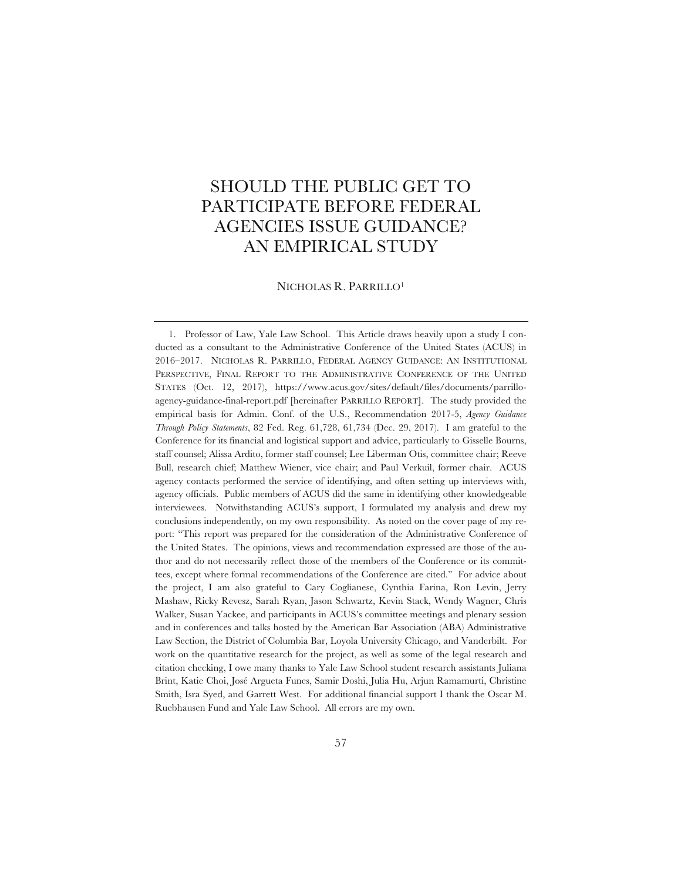# SHOULD THE PUBLIC GET TO PARTICIPATE BEFORE FEDERAL AGENCIES ISSUE GUIDANCE? AN EMPIRICAL STUDY

NICHOLAS R. PARRILLO[1]

---

1. Professor of Law, Yale Law School. This Article draws heavily upon a study I conducted as a consultant to the Administrative Conference of the United States (ACUS) in 2016–2017. NICHOLAS R. PARRILLO, FEDERAL AGENCY GUIDANCE: AN INSTITUTIONAL PERSPECTIVE, FINAL REPORT TO THE ADMINISTRATIVE CONFERENCE OF THE UNITED STATES (Oct. 12, 2017), https://www.acus.gov/sites/default/files/documents/parrillo-agency-guidance-final-report.pdf [hereinafter PARRILLO REPORT]. The study provided the empirical basis for Admin. Conf. of the U.S., Recommendation 2017-5, *Agency Guidance Through Policy Statements*, 82 Fed. Reg. 61,728, 61,734 (Dec. 29, 2017). I am grateful to the Conference for its financial and logistical support and advice, particularly to Gisselle Bourns, staff counsel; Alissa Ardito, former staff counsel; Lee Liberman Otis, committee chair; Reeve Bull, research chief; Matthew Wiener, vice chair; and Paul Verkuil, former chair. ACUS agency contacts performed the service of identifying, and often setting up interviews with, agency officials. Public members of ACUS did the same in identifying other knowledgeable interviewees. Notwithstanding ACUS's support, I formulated my analysis and drew my conclusions independently, on my own responsibility. As noted on the cover page of my report: "This report was prepared for the consideration of the Administrative Conference of the United States. The opinions, views and recommendation expressed are those of the author and do not necessarily reflect those of the members of the Conference or its committees, except where formal recommendations of the Conference are cited." For advice about the project, I am also grateful to Cary Coglianese, Cynthia Farina, Ron Levin, Jerry Mashaw, Ricky Revesz, Sarah Ryan, Jason Schwartz, Kevin Stack, Wendy Wagner, Chris Walker, Susan Yackee, and participants in ACUS's committee meetings and plenary session and in conferences and talks hosted by the American Bar Association (ABA) Administrative Law Section, the District of Columbia Bar, Loyola University Chicago, and Vanderbilt. For work on the quantitative research for the project, as well as some of the legal research and citation checking, I owe many thanks to Yale Law School student research assistants Juliana Brint, Katie Choi, José Argueta Funes, Samir Doshi, Julia Hu, Arjun Ramamurti, Christine Smith, Isra Syed, and Garrett West. For additional financial support I thank the Oscar M. Ruebhausen Fund and Yale Law School. All errors are my own.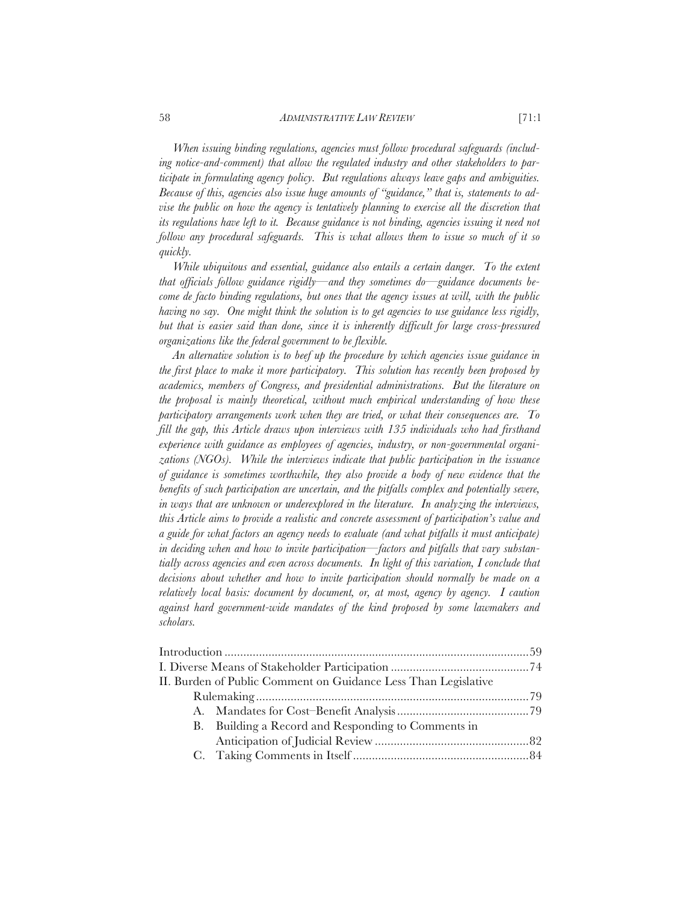*When issuing binding regulations, agencies must follow procedural safeguards (including notice-and-comment) that allow the regulated industry and other stakeholders to participate in formulating agency policy. But regulations always leave gaps and ambiguities. Because of this, agencies also issue huge amounts of "guidance," that is, statements to advise the public on how the agency is tentatively planning to exercise all the discretion that its regulations have left to it. Because guidance is not binding, agencies issuing it need not follow any procedural safeguards. This is what allows them to issue so much of it so quickly.*

*While ubiquitous and essential, guidance also entails a certain danger. To the extent that officials follow guidance rigidly—and they sometimes do—guidance documents become de facto binding regulations, but ones that the agency issues at will, with the public having no say. One might think the solution is to get agencies to use guidance less rigidly, but that is easier said than done, since it is inherently difficult for large cross-pressured organizations like the federal government to be flexible.*

*An alternative solution is to beef up the procedure by which agencies issue guidance in the first place to make it more participatory. This solution has recently been proposed by academics, members of Congress, and presidential administrations. But the literature on the proposal is mainly theoretical, without much empirical understanding of how these participatory arrangements work when they are tried, or what their consequences are. To fill the gap, this Article draws upon interviews with 135 individuals who had firsthand experience with guidance as employees of agencies, industry, or non-governmental organizations (NGOs). While the interviews indicate that public participation in the issuance of guidance is sometimes worthwhile, they also provide a body of new evidence that the benefits of such participation are uncertain, and the pitfalls complex and potentially severe, in ways that are unknown or underexplored in the literature. In analyzing the interviews, this Article aims to provide a realistic and concrete assessment of participation's value and a guide for what factors an agency needs to evaluate (and what pitfalls it must anticipate) in deciding when and how to invite participation—factors and pitfalls that vary substantially across agencies and even across documents. In light of this variation, I conclude that decisions about whether and how to invite participation should normally be made on a relatively local basis: document by document, or, at most, agency by agency. I caution against hard government-wide mandates of the kind proposed by some lawmakers and scholars.*

| | |
|---|---|
| Introduction | 59 |
| I. Diverse Means of Stakeholder Participation | 74 |
| II. Burden of Public Comment on Guidance Less Than Legislative Rulemaking | 79 |
| A. Mandates for Cost–Benefit Analysis | 79 |
| B. Building a Record and Responding to Comments in Anticipation of Judicial Review | 82 |
| C. Taking Comments in Itself | 84 |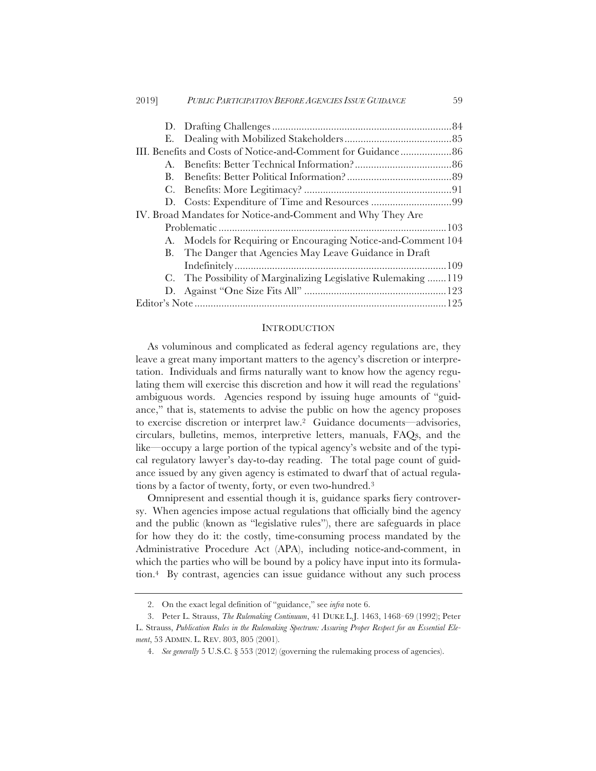D. Drafting Challenges ... 84

E. Dealing with Mobilized Stakeholders ... 85

III. Benefits and Costs of Notice-and-Comment for Guidance ... 86

A. Benefits: Better Technical Information? ... 86

B. Benefits: Better Political Information? ... 89

C. Benefits: More Legitimacy? ... 91

D. Costs: Expenditure of Time and Resources ... 99

IV. Broad Mandates for Notice-and-Comment and Why They Are Problematic ... 103

A. Models for Requiring or Encouraging Notice-and-Comment 104

B. The Danger that Agencies May Leave Guidance in Draft Indefinitely ... 109

C. The Possibility of Marginalizing Legislative Rulemaking ... 119

D. Against "One Size Fits All" ... 123

Editor's Note ... 125

## INTRODUCTION

As voluminous and complicated as federal agency regulations are, they leave a great many important matters to the agency's discretion or interpretation. Individuals and firms naturally want to know how the agency regulating them will exercise this discretion and how it will read the regulations' ambiguous words. Agencies respond by issuing huge amounts of "guidance," that is, statements to advise the public on how the agency proposes to exercise discretion or interpret law.[2] Guidance documents—advisories, circulars, bulletins, memos, interpretive letters, manuals, FAQs, and the like—occupy a large portion of the typical agency's website and of the typical regulatory lawyer's day-to-day reading. The total page count of guidance issued by any given agency is estimated to dwarf that of actual regulations by a factor of twenty, forty, or even two-hundred.[3]

Omnipresent and essential though it is, guidance sparks fiery controversy. When agencies impose actual regulations that officially bind the agency and the public (known as "legislative rules"), there are safeguards in place for how they do it: the costly, time-consuming process mandated by the Administrative Procedure Act (APA), including notice-and-comment, in which the parties who will be bound by a policy have input into its formulation.[4] By contrast, agencies can issue guidance without any such process

2. On the exact legal definition of "guidance," see *infra* note 6.

3. Peter L. Strauss, *The Rulemaking Continuum*, 41 DUKE L.J. 1463, 1468–69 (1992); Peter L. Strauss, *Publication Rules in the Rulemaking Spectrum: Assuring Proper Respect for an Essential Element*, 53 ADMIN. L. REV. 803, 805 (2001).

4. *See generally* 5 U.S.C. § 553 (2012) (governing the rulemaking process of agencies).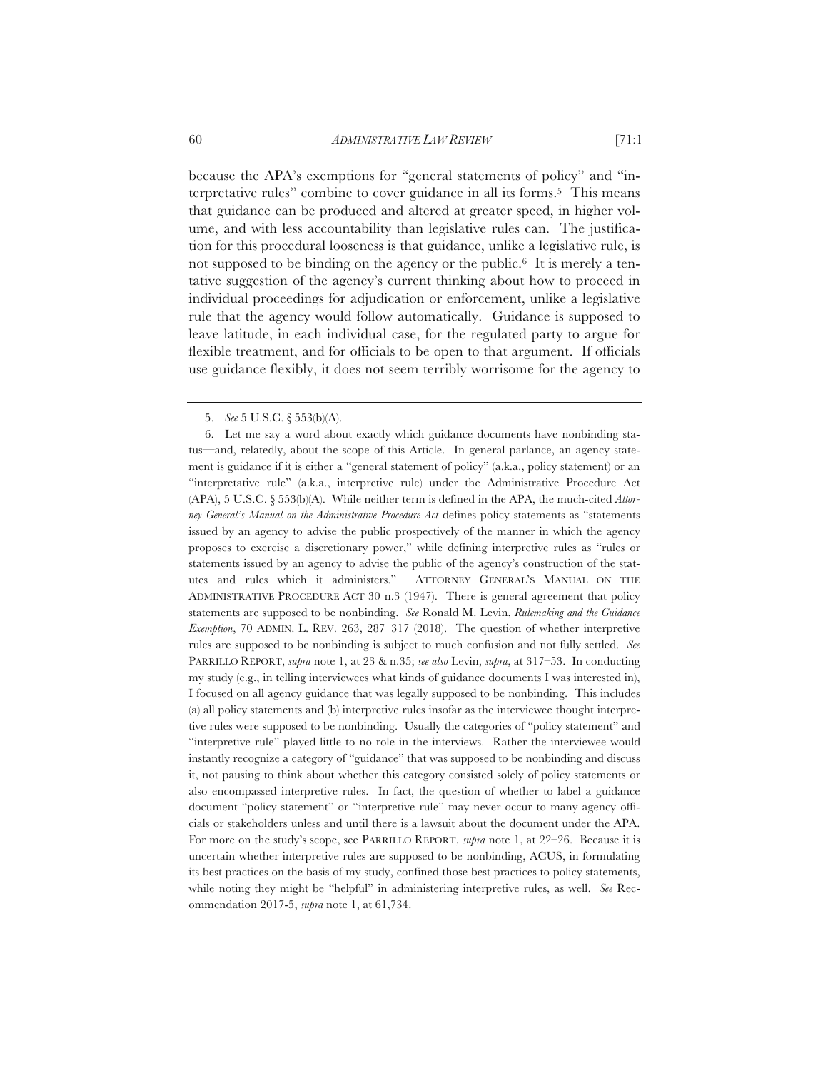because the APA's exemptions for "general statements of policy" and "interpretative rules" combine to cover guidance in all its forms.[5] This means that guidance can be produced and altered at greater speed, in higher volume, and with less accountability than legislative rules can. The justification for this procedural looseness is that guidance, unlike a legislative rule, is not supposed to be binding on the agency or the public.[6] It is merely a tentative suggestion of the agency's current thinking about how to proceed in individual proceedings for adjudication or enforcement, unlike a legislative rule that the agency would follow automatically. Guidance is supposed to leave latitude, in each individual case, for the regulated party to argue for flexible treatment, and for officials to be open to that argument. If officials use guidance flexibly, it does not seem terribly worrisome for the agency to

---

5. *See* 5 U.S.C. § 553(b)(A).

6. Let me say a word about exactly which guidance documents have nonbinding status—and, relatedly, about the scope of this Article. In general parlance, an agency statement is guidance if it is either a "general statement of policy" (a.k.a., policy statement) or an "interpretative rule" (a.k.a., interpretive rule) under the Administrative Procedure Act (APA), 5 U.S.C. § 553(b)(A). While neither term is defined in the APA, the much-cited *Attorney General's Manual on the Administrative Procedure Act* defines policy statements as "statements issued by an agency to advise the public prospectively of the manner in which the agency proposes to exercise a discretionary power," while defining interpretive rules as "rules or statements issued by an agency to advise the public of the agency's construction of the statutes and rules which it administers." ATTORNEY GENERAL'S MANUAL ON THE ADMINISTRATIVE PROCEDURE ACT 30 n.3 (1947). There is general agreement that policy statements are supposed to be nonbinding. *See* Ronald M. Levin, *Rulemaking and the Guidance Exemption*, 70 ADMIN. L. REV. 263, 287–317 (2018). The question of whether interpretive rules are supposed to be nonbinding is subject to much confusion and not fully settled. *See* PARRILLO REPORT, *supra* note 1, at 23 & n.35; *see also* Levin, *supra*, at 317–53. In conducting my study (e.g., in telling interviewees what kinds of guidance documents I was interested in), I focused on all agency guidance that was legally supposed to be nonbinding. This includes (a) all policy statements and (b) interpretive rules insofar as the interviewee thought interpretive rules were supposed to be nonbinding. Usually the categories of "policy statement" and "interpretive rule" played little to no role in the interviews. Rather the interviewee would instantly recognize a category of "guidance" that was supposed to be nonbinding and discuss it, not pausing to think about whether this category consisted solely of policy statements or also encompassed interpretive rules. In fact, the question of whether to label a guidance document "policy statement" or "interpretive rule" may never occur to many agency officials or stakeholders unless and until there is a lawsuit about the document under the APA. For more on the study's scope, see PARRILLO REPORT, *supra* note 1, at 22–26. Because it is uncertain whether interpretive rules are supposed to be nonbinding, ACUS, in formulating its best practices on the basis of my study, confined those best practices to policy statements, while noting they might be "helpful" in administering interpretive rules, as well. *See* Recommendation 2017-5, *supra* note 1, at 61,734.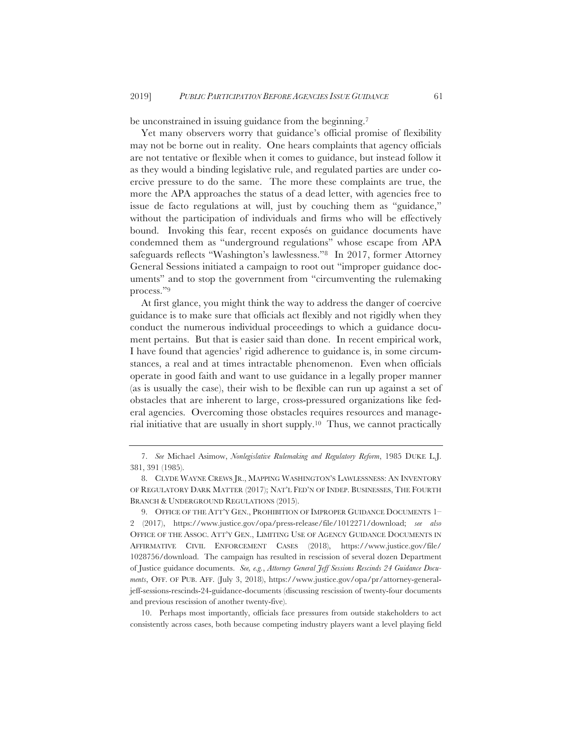be unconstrained in issuing guidance from the beginning.[7]

Yet many observers worry that guidance's official promise of flexibility may not be borne out in reality. One hears complaints that agency officials are not tentative or flexible when it comes to guidance, but instead follow it as they would a binding legislative rule, and regulated parties are under coercive pressure to do the same. The more these complaints are true, the more the APA approaches the status of a dead letter, with agencies free to issue de facto regulations at will, just by couching them as "guidance," without the participation of individuals and firms who will be effectively bound. Invoking this fear, recent exposés on guidance documents have condemned them as "underground regulations" whose escape from APA safeguards reflects "Washington's lawlessness."[8] In 2017, former Attorney General Sessions initiated a campaign to root out "improper guidance documents" and to stop the government from "circumventing the rulemaking process."[9]

At first glance, you might think the way to address the danger of coercive guidance is to make sure that officials act flexibly and not rigidly when they conduct the numerous individual proceedings to which a guidance document pertains. But that is easier said than done. In recent empirical work, I have found that agencies' rigid adherence to guidance is, in some circumstances, a real and at times intractable phenomenon. Even when officials operate in good faith and want to use guidance in a legally proper manner (as is usually the case), their wish to be flexible can run up against a set of obstacles that are inherent to large, cross-pressured organizations like federal agencies. Overcoming those obstacles requires resources and managerial initiative that are usually in short supply.[10] Thus, we cannot practically

---

7. *See* Michael Asimow, *Nonlegislative Rulemaking and Regulatory Reform*, 1985 DUKE L.J. 381, 391 (1985).

8. CLYDE WAYNE CREWS JR., MAPPING WASHINGTON'S LAWLESSNESS: AN INVENTORY OF REGULATORY DARK MATTER (2017); NAT'L FED'N OF INDEP. BUSINESSES, THE FOURTH BRANCH & UNDERGROUND REGULATIONS (2015).

9. OFFICE OF THE ATT'Y GEN., PROHIBITION OF IMPROPER GUIDANCE DOCUMENTS 1–2 (2017), https://www.justice.gov/opa/press-release/file/1012271/download; *see also* OFFICE OF THE ASSOC. ATT'Y GEN., LIMITING USE OF AGENCY GUIDANCE DOCUMENTS IN AFFIRMATIVE CIVIL ENFORCEMENT CASES (2018), https://www.justice.gov/file/1028756/download. The campaign has resulted in rescission of several dozen Department of Justice guidance documents. *See, e.g.*, *Attorney General Jeff Sessions Rescinds 24 Guidance Documents*, OFF. OF PUB. AFF. (July 3, 2018), https://www.justice.gov/opa/pr/attorney-general-jeff-sessions-rescinds-24-guidance-documents (discussing rescission of twenty-four documents and previous rescission of another twenty-five).

10. Perhaps most importantly, officials face pressures from outside stakeholders to act consistently across cases, both because competing industry players want a level playing field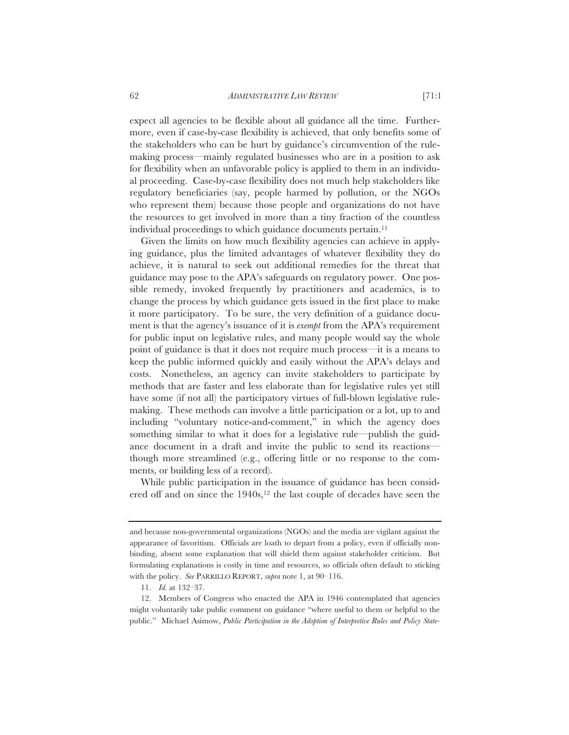expect all agencies to be flexible about all guidance all the time. Furthermore, even if case-by-case flexibility is achieved, that only benefits some of the stakeholders who can be hurt by guidance's circumvention of the rulemaking process—mainly regulated businesses who are in a position to ask for flexibility when an unfavorable policy is applied to them in an individual proceeding. Case-by-case flexibility does not much help stakeholders like regulatory beneficiaries (say, people harmed by pollution, or the NGOs who represent them) because those people and organizations do not have the resources to get involved in more than a tiny fraction of the countless individual proceedings to which guidance documents pertain.[11]

Given the limits on how much flexibility agencies can achieve in applying guidance, plus the limited advantages of whatever flexibility they do achieve, it is natural to seek out additional remedies for the threat that guidance may pose to the APA's safeguards on regulatory power. One possible remedy, invoked frequently by practitioners and academics, is to change the process by which guidance gets issued in the first place to make it more participatory. To be sure, the very definition of a guidance document is that the agency's issuance of it is *exempt* from the APA's requirement for public input on legislative rules, and many people would say the whole point of guidance is that it does not require much process—it is a means to keep the public informed quickly and easily without the APA's delays and costs. Nonetheless, an agency can invite stakeholders to participate by methods that are faster and less elaborate than for legislative rules yet still have some (if not all) the participatory virtues of full-blown legislative rulemaking. These methods can involve a little participation or a lot, up to and including "voluntary notice-and-comment," in which the agency does something similar to what it does for a legislative rule—publish the guidance document in a draft and invite the public to send its reactions—though more streamlined (e.g., offering little or no response to the comments, or building less of a record).

While public participation in the issuance of guidance has been considered off and on since the 1940s,[12] the last couple of decades have seen the

---

and because non-governmental organizations (NGOs) and the media are vigilant against the appearance of favoritism. Officials are loath to depart from a policy, even if officially nonbinding, absent some explanation that will shield them against stakeholder criticism. But formulating explanations is costly in time and resources, so officials often default to sticking with the policy. *See* PARRILLO REPORT, *supra* note 1, at 90–116.

11. *Id.* at 132–37.

12. Members of Congress who enacted the APA in 1946 contemplated that agencies might voluntarily take public comment on guidance "where useful to them or helpful to the public." Michael Asimow, *Public Participation in the Adoption of Interpretive Rules and Policy State-*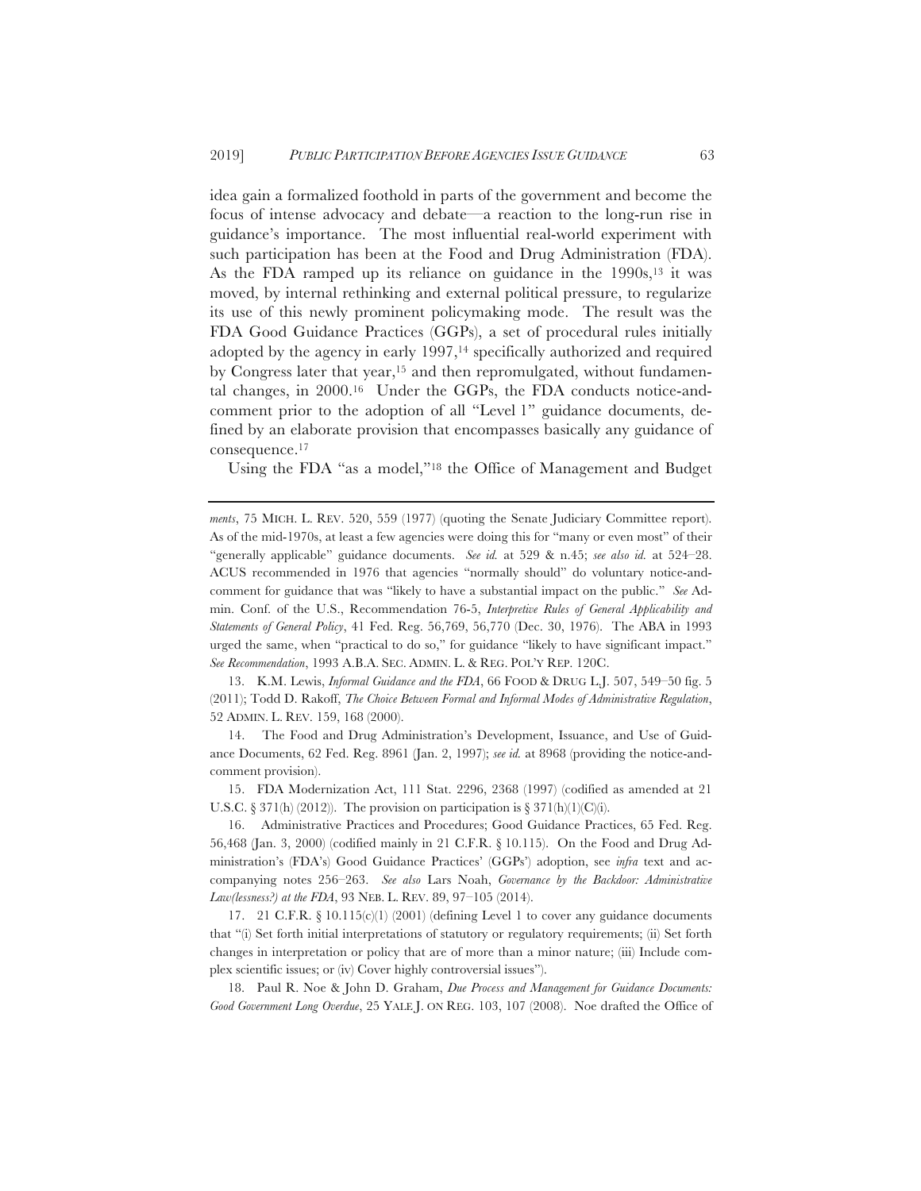idea gain a formalized foothold in parts of the government and become the focus of intense advocacy and debate—a reaction to the long-run rise in guidance's importance. The most influential real-world experiment with such participation has been at the Food and Drug Administration (FDA). As the FDA ramped up its reliance on guidance in the 1990s,[13] it was moved, by internal rethinking and external political pressure, to regularize its use of this newly prominent policymaking mode. The result was the FDA Good Guidance Practices (GGPs), a set of procedural rules initially adopted by the agency in early 1997,[14] specifically authorized and required by Congress later that year,[15] and then repromulgated, without fundamental changes, in 2000.[16] Under the GGPs, the FDA conducts notice-and-comment prior to the adoption of all "Level 1" guidance documents, defined by an elaborate provision that encompasses basically any guidance of consequence.[17]

Using the FDA "as a model,"[18] the Office of Management and Budget

---

*ments*, 75 MICH. L. REV. 520, 559 (1977) (quoting the Senate Judiciary Committee report). As of the mid-1970s, at least a few agencies were doing this for "many or even most" of their "generally applicable" guidance documents. *See id.* at 529 & n.45; *see also id.* at 524–28. ACUS recommended in 1976 that agencies "normally should" do voluntary notice-and-comment for guidance that was "likely to have a substantial impact on the public." *See* Admin. Conf. of the U.S., Recommendation 76-5, *Interpretive Rules of General Applicability and Statements of General Policy*, 41 Fed. Reg. 56,769, 56,770 (Dec. 30, 1976). The ABA in 1993 urged the same, when "practical to do so," for guidance "likely to have significant impact." *See Recommendation*, 1993 A.B.A. SEC. ADMIN. L. & REG. POL'Y REP. 120C.

13. K.M. Lewis, *Informal Guidance and the FDA*, 66 FOOD & DRUG L.J. 507, 549–50 fig. 5 (2011); Todd D. Rakoff, *The Choice Between Formal and Informal Modes of Administrative Regulation*, 52 ADMIN. L. REV. 159, 168 (2000).

14. The Food and Drug Administration's Development, Issuance, and Use of Guidance Documents, 62 Fed. Reg. 8961 (Jan. 2, 1997); *see id.* at 8968 (providing the notice-and-comment provision).

15. FDA Modernization Act, 111 Stat. 2296, 2368 (1997) (codified as amended at 21 U.S.C. § 371(h) (2012)). The provision on participation is § 371(h)(1)(C)(i).

16. Administrative Practices and Procedures; Good Guidance Practices, 65 Fed. Reg. 56,468 (Jan. 3, 2000) (codified mainly in 21 C.F.R. § 10.115). On the Food and Drug Administration's (FDA's) Good Guidance Practices' (GGPs') adoption, see *infra* text and accompanying notes 256–263. *See also* Lars Noah, *Governance by the Backdoor: Administrative Law(lessness?) at the FDA*, 93 NEB. L. REV. 89, 97–105 (2014).

17. 21 C.F.R. § 10.115(c)(1) (2001) (defining Level 1 to cover any guidance documents that "(i) Set forth initial interpretations of statutory or regulatory requirements; (ii) Set forth changes in interpretation or policy that are of more than a minor nature; (iii) Include complex scientific issues; or (iv) Cover highly controversial issues").

18. Paul R. Noe & John D. Graham, *Due Process and Management for Guidance Documents: Good Government Long Overdue*, 25 YALE J. ON REG. 103, 107 (2008). Noe drafted the Office of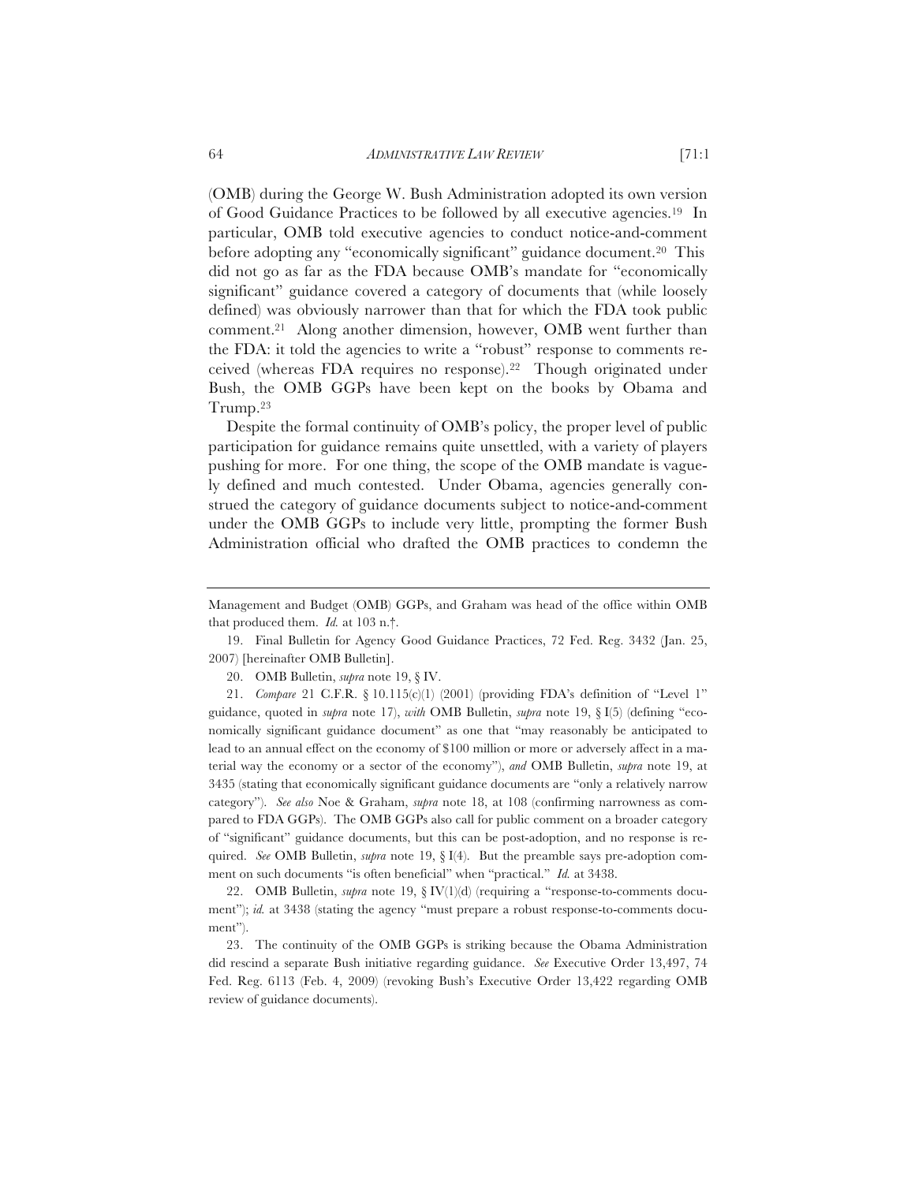(OMB) during the George W. Bush Administration adopted its own version of Good Guidance Practices to be followed by all executive agencies.[19] In particular, OMB told executive agencies to conduct notice-and-comment before adopting any "economically significant" guidance document.[20] This did not go as far as the FDA because OMB's mandate for "economically significant" guidance covered a category of documents that (while loosely defined) was obviously narrower than that for which the FDA took public comment.[21] Along another dimension, however, OMB went further than the FDA: it told the agencies to write a "robust" response to comments received (whereas FDA requires no response).[22] Though originated under Bush, the OMB GGPs have been kept on the books by Obama and Trump.[23]

Despite the formal continuity of OMB's policy, the proper level of public participation for guidance remains quite unsettled, with a variety of players pushing for more. For one thing, the scope of the OMB mandate is vaguely defined and much contested. Under Obama, agencies generally construed the category of guidance documents subject to notice-and-comment under the OMB GGPs to include very little, prompting the former Bush Administration official who drafted the OMB practices to condemn the

---

Management and Budget (OMB) GGPs, and Graham was head of the office within OMB that produced them. *Id.* at 103 n.†.

19. Final Bulletin for Agency Good Guidance Practices, 72 Fed. Reg. 3432 (Jan. 25, 2007) [hereinafter OMB Bulletin].

20. OMB Bulletin, *supra* note 19, § IV.

21. *Compare* 21 C.F.R. § 10.115(c)(1) (2001) (providing FDA's definition of "Level 1" guidance, quoted in *supra* note 17), *with* OMB Bulletin, *supra* note 19, § I(5) (defining "economically significant guidance document" as one that "may reasonably be anticipated to lead to an annual effect on the economy of $100 million or more or adversely affect in a material way the economy or a sector of the economy"), *and* OMB Bulletin, *supra* note 19, at 3435 (stating that economically significant guidance documents are "only a relatively narrow category"). *See also* Noe & Graham, *supra* note 18, at 108 (confirming narrowness as compared to FDA GGPs). The OMB GGPs also call for public comment on a broader category of "significant" guidance documents, but this can be post-adoption, and no response is required. *See* OMB Bulletin, *supra* note 19, § I(4). But the preamble says pre-adoption comment on such documents "is often beneficial" when "practical." *Id.* at 3438.

22. OMB Bulletin, *supra* note 19, § IV(1)(d) (requiring a "response-to-comments document"); *id.* at 3438 (stating the agency "must prepare a robust response-to-comments document").

23. The continuity of the OMB GGPs is striking because the Obama Administration did rescind a separate Bush initiative regarding guidance. *See* Executive Order 13,497, 74 Fed. Reg. 6113 (Feb. 4, 2009) (revoking Bush's Executive Order 13,422 regarding OMB review of guidance documents).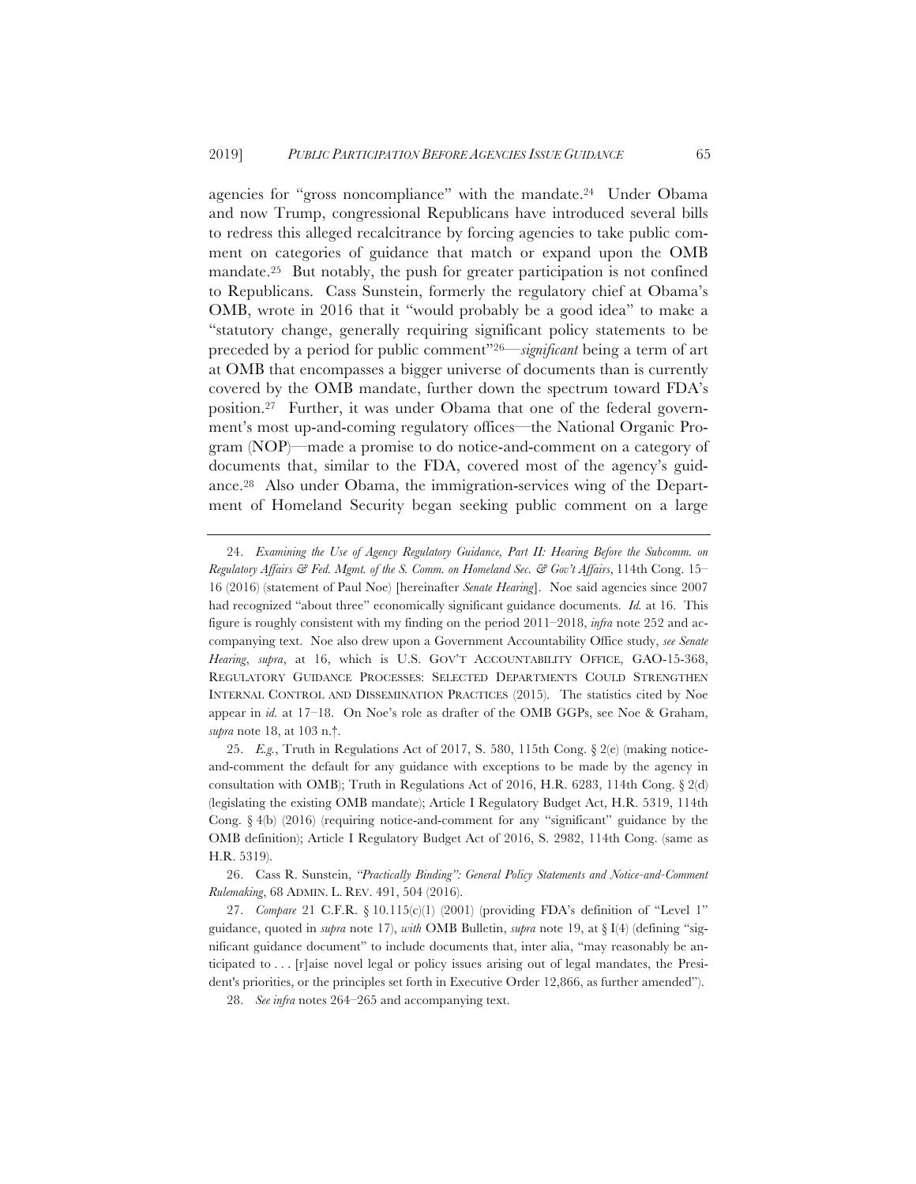agencies for "gross noncompliance" with the mandate.[24] Under Obama and now Trump, congressional Republicans have introduced several bills to redress this alleged recalcitrance by forcing agencies to take public comment on categories of guidance that match or expand upon the OMB mandate.[25] But notably, the push for greater participation is not confined to Republicans. Cass Sunstein, formerly the regulatory chief at Obama's OMB, wrote in 2016 that it "would probably be a good idea" to make a "statutory change, generally requiring significant policy statements to be preceded by a period for public comment"[26]—*significant* being a term of art at OMB that encompasses a bigger universe of documents than is currently covered by the OMB mandate, further down the spectrum toward FDA's position.[27] Further, it was under Obama that one of the federal government's most up-and-coming regulatory offices—the National Organic Program (NOP)—made a promise to do notice-and-comment on a category of documents that, similar to the FDA, covered most of the agency's guidance.[28] Also under Obama, the immigration-services wing of the Department of Homeland Security began seeking public comment on a large

---

24. *Examining the Use of Agency Regulatory Guidance, Part II: Hearing Before the Subcomm. on Regulatory Affairs & Fed. Mgmt. of the S. Comm. on Homeland Sec. & Gov't Affairs*, 114th Cong. 15–16 (2016) (statement of Paul Noe) [hereinafter *Senate Hearing*]. Noe said agencies since 2007 had recognized "about three" economically significant guidance documents. *Id.* at 16. This figure is roughly consistent with my finding on the period 2011–2018, *infra* note 252 and accompanying text. Noe also drew upon a Government Accountability Office study, *see Senate Hearing*, *supra*, at 16, which is U.S. GOV'T ACCOUNTABILITY OFFICE, GAO-15-368, REGULATORY GUIDANCE PROCESSES: SELECTED DEPARTMENTS COULD STRENGTHEN INTERNAL CONTROL AND DISSEMINATION PRACTICES (2015). The statistics cited by Noe appear in *id.* at 17–18. On Noe's role as drafter of the OMB GGPs, see Noe & Graham, *supra* note 18, at 103 n.†.

25. *E.g.*, Truth in Regulations Act of 2017, S. 580, 115th Cong. § 2(e) (making notice-and-comment the default for any guidance with exceptions to be made by the agency in consultation with OMB); Truth in Regulations Act of 2016, H.R. 6283, 114th Cong. § 2(d) (legislating the existing OMB mandate); Article I Regulatory Budget Act, H.R. 5319, 114th Cong. § 4(b) (2016) (requiring notice-and-comment for any "significant" guidance by the OMB definition); Article I Regulatory Budget Act of 2016, S. 2982, 114th Cong. (same as H.R. 5319).

26. Cass R. Sunstein, *"Practically Binding": General Policy Statements and Notice-and-Comment Rulemaking*, 68 ADMIN. L. REV. 491, 504 (2016).

27. *Compare* 21 C.F.R. § 10.115(c)(1) (2001) (providing FDA's definition of "Level 1" guidance, quoted in *supra* note 17), *with* OMB Bulletin, *supra* note 19, at § I(4) (defining "significant guidance document" to include documents that, inter alia, "may reasonably be anticipated to . . . [r]aise novel legal or policy issues arising out of legal mandates, the President's priorities, or the principles set forth in Executive Order 12,866, as further amended").

28. *See infra* notes 264–265 and accompanying text.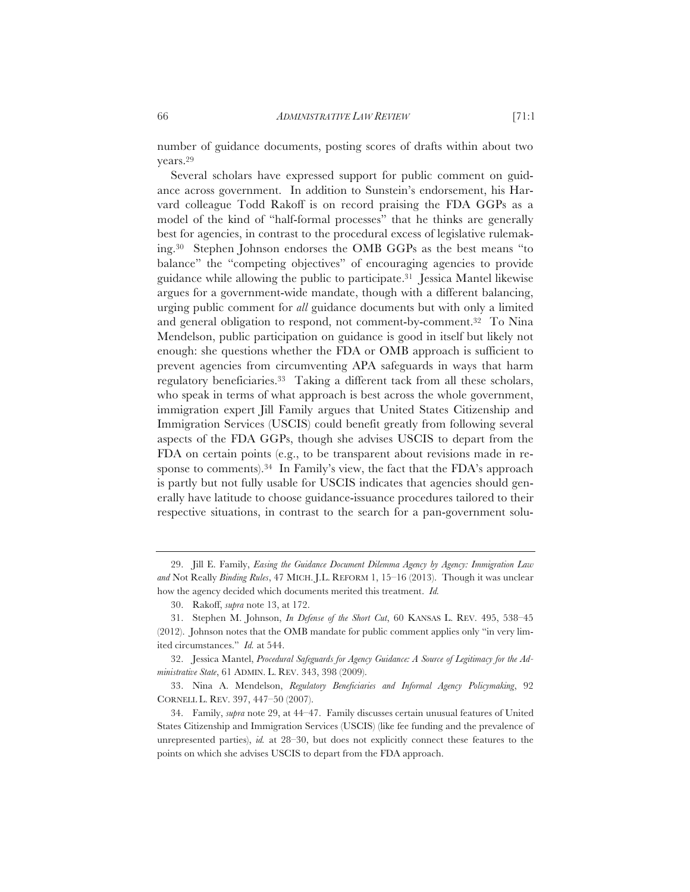number of guidance documents, posting scores of drafts within about two years.[29]

Several scholars have expressed support for public comment on guidance across government. In addition to Sunstein's endorsement, his Harvard colleague Todd Rakoff is on record praising the FDA GGPs as a model of the kind of "half-formal processes" that he thinks are generally best for agencies, in contrast to the procedural excess of legislative rulemaking.[30] Stephen Johnson endorses the OMB GGPs as the best means "to balance" the "competing objectives" of encouraging agencies to provide guidance while allowing the public to participate.[31] Jessica Mantel likewise argues for a government-wide mandate, though with a different balancing, urging public comment for *all* guidance documents but with only a limited and general obligation to respond, not comment-by-comment.[32] To Nina Mendelson, public participation on guidance is good in itself but likely not enough: she questions whether the FDA or OMB approach is sufficient to prevent agencies from circumventing APA safeguards in ways that harm regulatory beneficiaries.[33] Taking a different tack from all these scholars, who speak in terms of what approach is best across the whole government, immigration expert Jill Family argues that United States Citizenship and Immigration Services (USCIS) could benefit greatly from following several aspects of the FDA GGPs, though she advises USCIS to depart from the FDA on certain points (e.g., to be transparent about revisions made in response to comments).[34] In Family's view, the fact that the FDA's approach is partly but not fully usable for USCIS indicates that agencies should generally have latitude to choose guidance-issuance procedures tailored to their respective situations, in contrast to the search for a pan-government solu-

---

29. Jill E. Family, *Easing the Guidance Document Dilemma Agency by Agency: Immigration Law and* Not Really *Binding Rules*, 47 MICH. J.L. REFORM 1, 15–16 (2013). Though it was unclear how the agency decided which documents merited this treatment. *Id.*

30. Rakoff, *supra* note 13, at 172.

31. Stephen M. Johnson, *In Defense of the Short Cut*, 60 KANSAS L. REV. 495, 538–45 (2012). Johnson notes that the OMB mandate for public comment applies only "in very limited circumstances." *Id.* at 544.

32. Jessica Mantel, *Procedural Safeguards for Agency Guidance: A Source of Legitimacy for the Administrative State*, 61 ADMIN. L. REV. 343, 398 (2009).

33. Nina A. Mendelson, *Regulatory Beneficiaries and Informal Agency Policymaking*, 92 CORNELL L. REV. 397, 447–50 (2007).

34. Family, *supra* note 29, at 44–47. Family discusses certain unusual features of United States Citizenship and Immigration Services (USCIS) (like fee funding and the prevalence of unrepresented parties), *id.* at 28–30, but does not explicitly connect these features to the points on which she advises USCIS to depart from the FDA approach.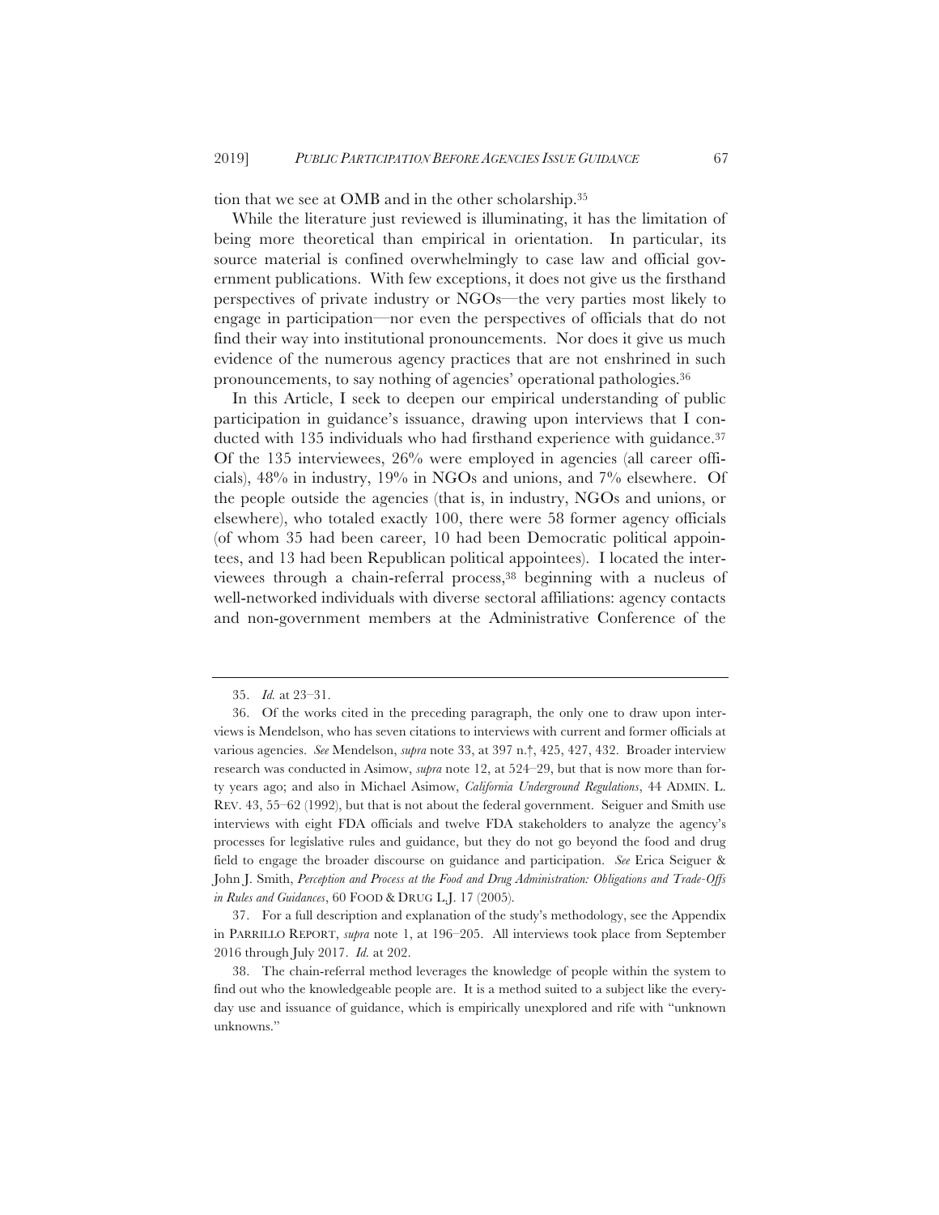tion that we see at OMB and in the other scholarship.[35]

While the literature just reviewed is illuminating, it has the limitation of being more theoretical than empirical in orientation. In particular, its source material is confined overwhelmingly to case law and official government publications. With few exceptions, it does not give us the firsthand perspectives of private industry or NGOs—the very parties most likely to engage in participation—nor even the perspectives of officials that do not find their way into institutional pronouncements. Nor does it give us much evidence of the numerous agency practices that are not enshrined in such pronouncements, to say nothing of agencies' operational pathologies.[36]

In this Article, I seek to deepen our empirical understanding of public participation in guidance's issuance, drawing upon interviews that I conducted with 135 individuals who had firsthand experience with guidance.[37] Of the 135 interviewees, 26% were employed in agencies (all career officials), 48% in industry, 19% in NGOs and unions, and 7% elsewhere. Of the people outside the agencies (that is, in industry, NGOs and unions, or elsewhere), who totaled exactly 100, there were 58 former agency officials (of whom 35 had been career, 10 had been Democratic political appointees, and 13 had been Republican political appointees). I located the interviewees through a chain-referral process,[38] beginning with a nucleus of well-networked individuals with diverse sectoral affiliations: agency contacts and non-government members at the Administrative Conference of the

---

35. *Id.* at 23–31.

36. Of the works cited in the preceding paragraph, the only one to draw upon interviews is Mendelson, who has seven citations to interviews with current and former officials at various agencies. *See* Mendelson, *supra* note 33, at 397 n.†, 425, 427, 432. Broader interview research was conducted in Asimow, *supra* note 12, at 524–29, but that is now more than forty years ago; and also in Michael Asimow, *California Underground Regulations*, 44 ADMIN. L. REV. 43, 55–62 (1992), but that is not about the federal government. Seiguer and Smith use interviews with eight FDA officials and twelve FDA stakeholders to analyze the agency's processes for legislative rules and guidance, but they do not go beyond the food and drug field to engage the broader discourse on guidance and participation. *See* Erica Seiguer & John J. Smith, *Perception and Process at the Food and Drug Administration: Obligations and Trade-Offs in Rules and Guidances*, 60 FOOD & DRUG L.J. 17 (2005).

37. For a full description and explanation of the study's methodology, see the Appendix in PARRILLO REPORT, *supra* note 1, at 196–205. All interviews took place from September 2016 through July 2017. *Id.* at 202.

38. The chain-referral method leverages the knowledge of people within the system to find out who the knowledgeable people are. It is a method suited to a subject like the everyday use and issuance of guidance, which is empirically unexplored and rife with "unknown unknowns."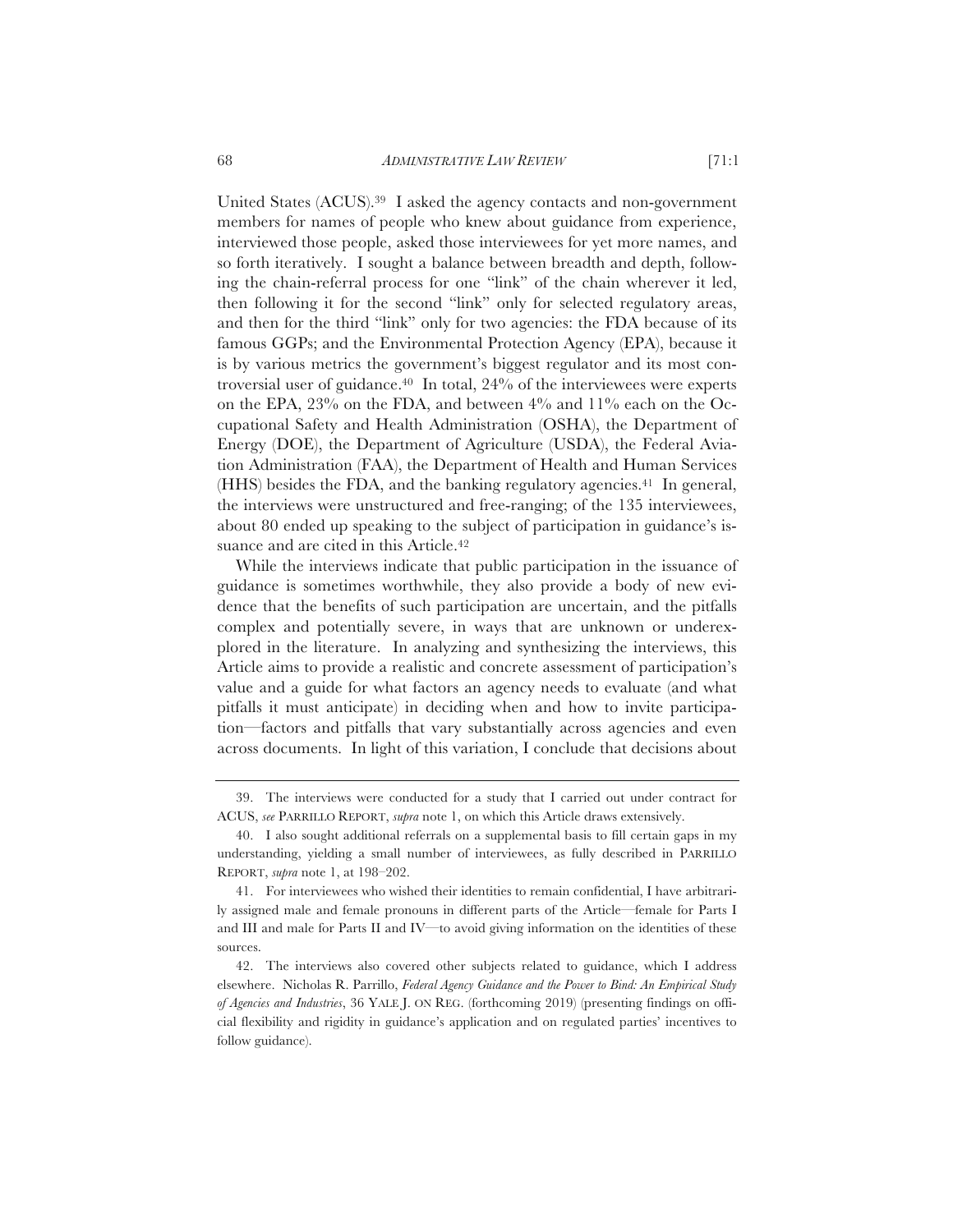United States (ACUS).[39] I asked the agency contacts and non-government members for names of people who knew about guidance from experience, interviewed those people, asked those interviewees for yet more names, and so forth iteratively. I sought a balance between breadth and depth, following the chain-referral process for one "link" of the chain wherever it led, then following it for the second "link" only for selected regulatory areas, and then for the third "link" only for two agencies: the FDA because of its famous GGPs; and the Environmental Protection Agency (EPA), because it is by various metrics the government's biggest regulator and its most controversial user of guidance.[40] In total, 24% of the interviewees were experts on the EPA, 23% on the FDA, and between 4% and 11% each on the Occupational Safety and Health Administration (OSHA), the Department of Energy (DOE), the Department of Agriculture (USDA), the Federal Aviation Administration (FAA), the Department of Health and Human Services (HHS) besides the FDA, and the banking regulatory agencies.[41] In general, the interviews were unstructured and free-ranging; of the 135 interviewees, about 80 ended up speaking to the subject of participation in guidance's issuance and are cited in this Article.[42]

While the interviews indicate that public participation in the issuance of guidance is sometimes worthwhile, they also provide a body of new evidence that the benefits of such participation are uncertain, and the pitfalls complex and potentially severe, in ways that are unknown or underexplored in the literature. In analyzing and synthesizing the interviews, this Article aims to provide a realistic and concrete assessment of participation's value and a guide for what factors an agency needs to evaluate (and what pitfalls it must anticipate) in deciding when and how to invite participation—factors and pitfalls that vary substantially across agencies and even across documents. In light of this variation, I conclude that decisions about

---

39. The interviews were conducted for a study that I carried out under contract for ACUS, *see* PARRILLO REPORT, *supra* note 1, on which this Article draws extensively.

40. I also sought additional referrals on a supplemental basis to fill certain gaps in my understanding, yielding a small number of interviewees, as fully described in PARRILLO REPORT, *supra* note 1, at 198–202.

41. For interviewees who wished their identities to remain confidential, I have arbitrarily assigned male and female pronouns in different parts of the Article—female for Parts I and III and male for Parts II and IV—to avoid giving information on the identities of these sources.

42. The interviews also covered other subjects related to guidance, which I address elsewhere. Nicholas R. Parrillo, *Federal Agency Guidance and the Power to Bind: An Empirical Study of Agencies and Industries*, 36 YALE J. ON REG. (forthcoming 2019) (presenting findings on official flexibility and rigidity in guidance's application and on regulated parties' incentives to follow guidance).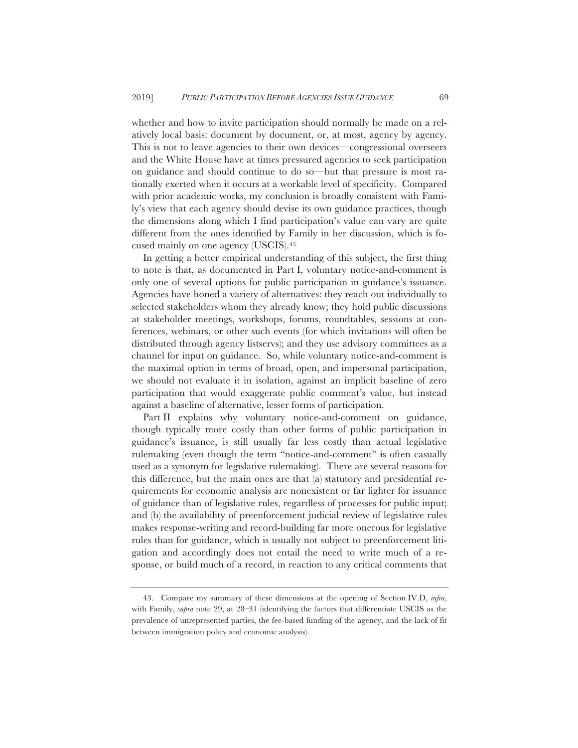whether and how to invite participation should normally be made on a relatively local basis: document by document, or, at most, agency by agency. This is not to leave agencies to their own devices—congressional overseers and the White House have at times pressured agencies to seek participation on guidance and should continue to do so—but that pressure is most rationally exerted when it occurs at a workable level of specificity. Compared with prior academic works, my conclusion is broadly consistent with Family's view that each agency should devise its own guidance practices, though the dimensions along which I find participation's value can vary are quite different from the ones identified by Family in her discussion, which is focused mainly on one agency (USCIS).[43]

In getting a better empirical understanding of this subject, the first thing to note is that, as documented in Part I, voluntary notice-and-comment is only one of several options for public participation in guidance's issuance. Agencies have honed a variety of alternatives: they reach out individually to selected stakeholders whom they already know; they hold public discussions at stakeholder meetings, workshops, forums, roundtables, sessions at conferences, webinars, or other such events (for which invitations will often be distributed through agency listservs); and they use advisory committees as a channel for input on guidance. So, while voluntary notice-and-comment is the maximal option in terms of broad, open, and impersonal participation, we should not evaluate it in isolation, against an implicit baseline of zero participation that would exaggerate public comment's value, but instead against a baseline of alternative, lesser forms of participation.

Part II explains why voluntary notice-and-comment on guidance, though typically more costly than other forms of public participation in guidance's issuance, is still usually far less costly than actual legislative rulemaking (even though the term "notice-and-comment" is often casually used as a synonym for legislative rulemaking). There are several reasons for this difference, but the main ones are that (a) statutory and presidential requirements for economic analysis are nonexistent or far lighter for issuance of guidance than of legislative rules, regardless of processes for public input; and (b) the availability of preenforcement judicial review of legislative rules makes response-writing and record-building far more onerous for legislative rules than for guidance, which is usually not subject to preenforcement litigation and accordingly does not entail the need to write much of a response, or build much of a record, in reaction to any critical comments that

---

43. Compare my summary of these dimensions at the opening of Section IV.D, *infra*, with Family, *supra* note 29, at 28–31 (identifying the factors that differentiate USCIS as the prevalence of unrepresented parties, the fee-based funding of the agency, and the lack of fit between immigration policy and economic analysis).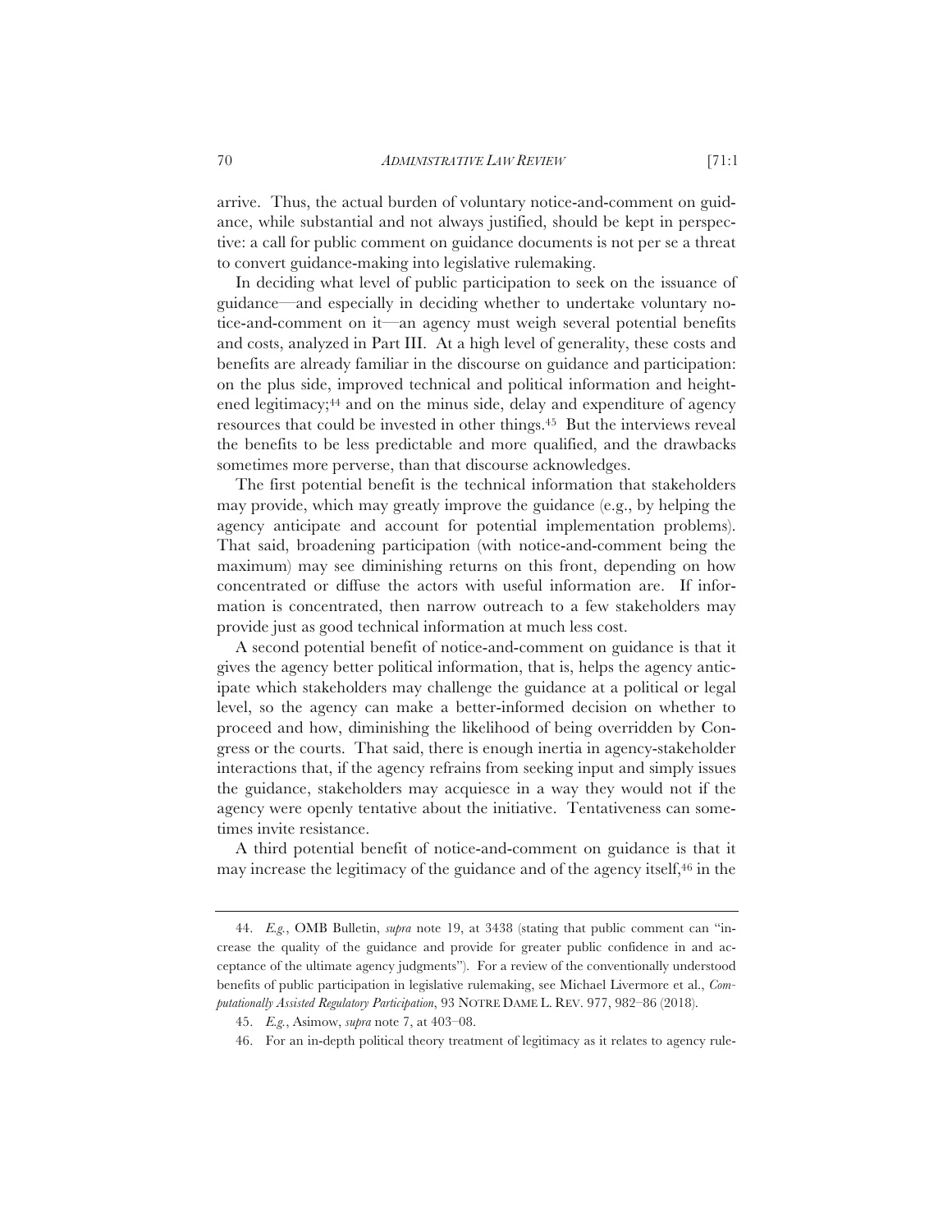arrive. Thus, the actual burden of voluntary notice-and-comment on guidance, while substantial and not always justified, should be kept in perspective: a call for public comment on guidance documents is not per se a threat to convert guidance-making into legislative rulemaking.

In deciding what level of public participation to seek on the issuance of guidance—and especially in deciding whether to undertake voluntary notice-and-comment on it—an agency must weigh several potential benefits and costs, analyzed in Part III. At a high level of generality, these costs and benefits are already familiar in the discourse on guidance and participation: on the plus side, improved technical and political information and heightened legitimacy;[44] and on the minus side, delay and expenditure of agency resources that could be invested in other things.[45] But the interviews reveal the benefits to be less predictable and more qualified, and the drawbacks sometimes more perverse, than that discourse acknowledges.

The first potential benefit is the technical information that stakeholders may provide, which may greatly improve the guidance (e.g., by helping the agency anticipate and account for potential implementation problems). That said, broadening participation (with notice-and-comment being the maximum) may see diminishing returns on this front, depending on how concentrated or diffuse the actors with useful information are. If information is concentrated, then narrow outreach to a few stakeholders may provide just as good technical information at much less cost.

A second potential benefit of notice-and-comment on guidance is that it gives the agency better political information, that is, helps the agency anticipate which stakeholders may challenge the guidance at a political or legal level, so the agency can make a better-informed decision on whether to proceed and how, diminishing the likelihood of being overridden by Congress or the courts. That said, there is enough inertia in agency-stakeholder interactions that, if the agency refrains from seeking input and simply issues the guidance, stakeholders may acquiesce in a way they would not if the agency were openly tentative about the initiative. Tentativeness can sometimes invite resistance.

A third potential benefit of notice-and-comment on guidance is that it may increase the legitimacy of the guidance and of the agency itself,[46] in the

---

44. *E.g.*, OMB Bulletin, *supra* note 19, at 3438 (stating that public comment can "increase the quality of the guidance and provide for greater public confidence in and acceptance of the ultimate agency judgments"). For a review of the conventionally understood benefits of public participation in legislative rulemaking, see Michael Livermore et al., *Computationally Assisted Regulatory Participation*, 93 NOTRE DAME L. REV. 977, 982–86 (2018).

45. *E.g.*, Asimow, *supra* note 7, at 403–08.

46. For an in-depth political theory treatment of legitimacy as it relates to agency rule-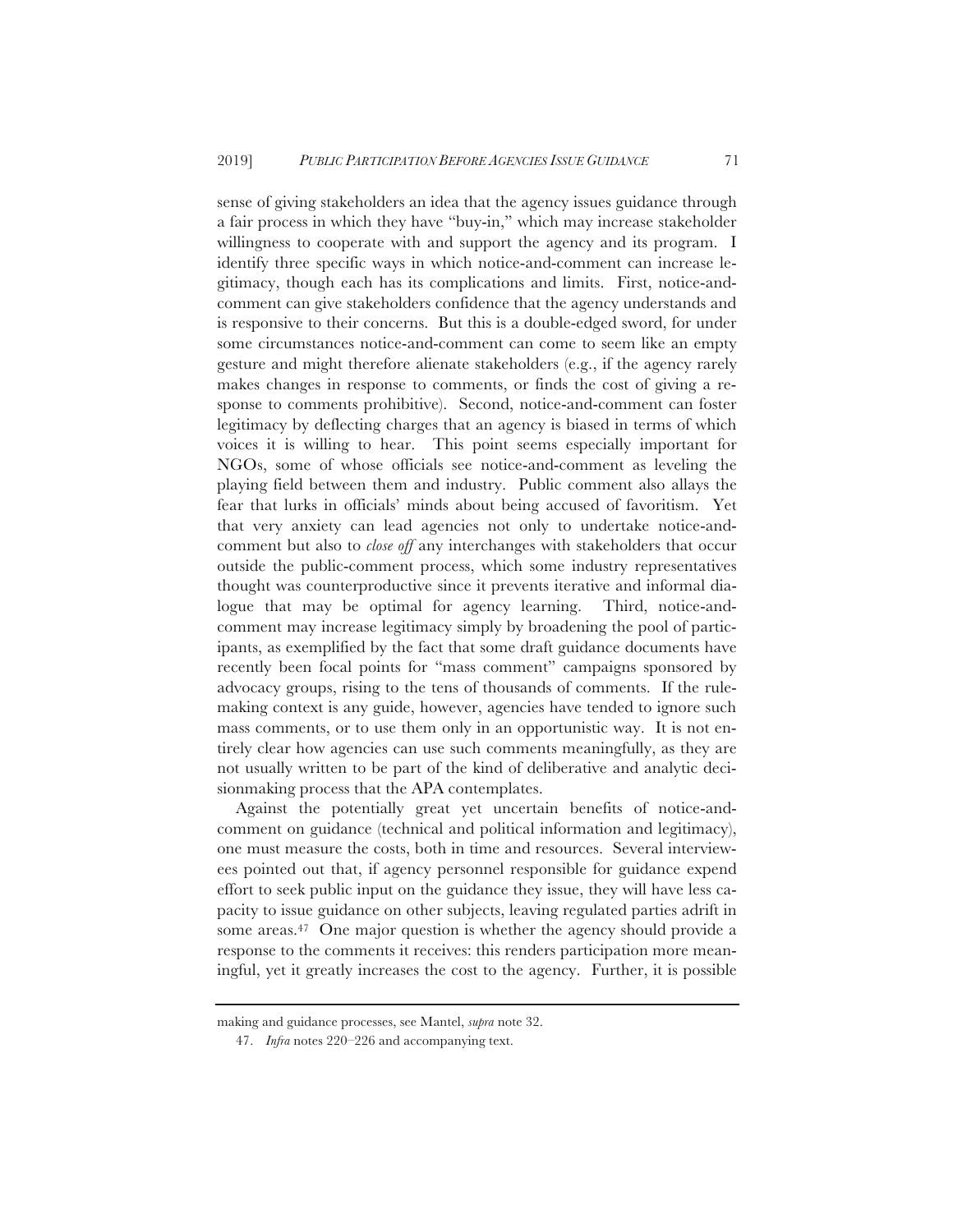sense of giving stakeholders an idea that the agency issues guidance through a fair process in which they have "buy-in," which may increase stakeholder willingness to cooperate with and support the agency and its program. I identify three specific ways in which notice-and-comment can increase legitimacy, though each has its complications and limits. First, notice-and-comment can give stakeholders confidence that the agency understands and is responsive to their concerns. But this is a double-edged sword, for under some circumstances notice-and-comment can come to seem like an empty gesture and might therefore alienate stakeholders (e.g., if the agency rarely makes changes in response to comments, or finds the cost of giving a response to comments prohibitive). Second, notice-and-comment can foster legitimacy by deflecting charges that an agency is biased in terms of which voices it is willing to hear. This point seems especially important for NGOs, some of whose officials see notice-and-comment as leveling the playing field between them and industry. Public comment also allays the fear that lurks in officials' minds about being accused of favoritism. Yet that very anxiety can lead agencies not only to undertake notice-and-comment but also to *close off* any interchanges with stakeholders that occur outside the public-comment process, which some industry representatives thought was counterproductive since it prevents iterative and informal dialogue that may be optimal for agency learning. Third, notice-and-comment may increase legitimacy simply by broadening the pool of participants, as exemplified by the fact that some draft guidance documents have recently been focal points for "mass comment" campaigns sponsored by advocacy groups, rising to the tens of thousands of comments. If the rulemaking context is any guide, however, agencies have tended to ignore such mass comments, or to use them only in an opportunistic way. It is not entirely clear how agencies can use such comments meaningfully, as they are not usually written to be part of the kind of deliberative and analytic decisionmaking process that the APA contemplates.

Against the potentially great yet uncertain benefits of notice-and-comment on guidance (technical and political information and legitimacy), one must measure the costs, both in time and resources. Several interviewees pointed out that, if agency personnel responsible for guidance expend effort to seek public input on the guidance they issue, they will have less capacity to issue guidance on other subjects, leaving regulated parties adrift in some areas.[47] One major question is whether the agency should provide a response to the comments it receives: this renders participation more meaningful, yet it greatly increases the cost to the agency. Further, it is possible

making and guidance processes, see Mantel, *supra* note 32.

47. *Infra* notes 220–226 and accompanying text.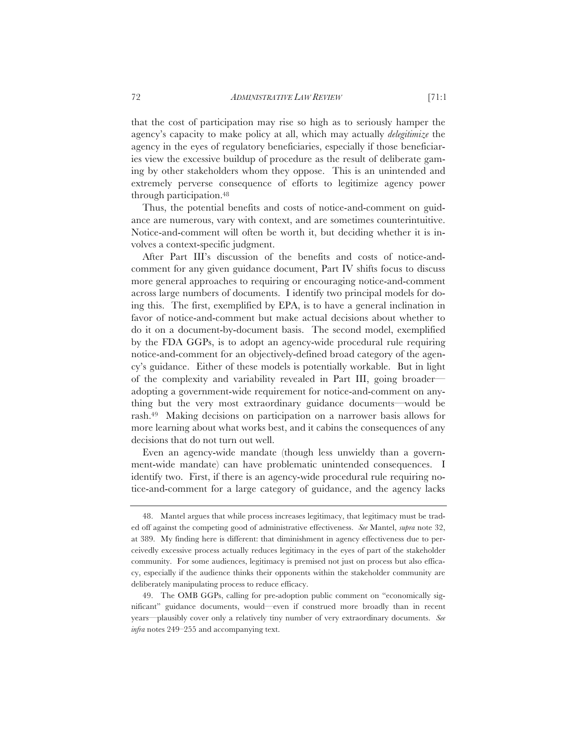that the cost of participation may rise so high as to seriously hamper the agency's capacity to make policy at all, which may actually *delegitimize* the agency in the eyes of regulatory beneficiaries, especially if those beneficiaries view the excessive buildup of procedure as the result of deliberate gaming by other stakeholders whom they oppose. This is an unintended and extremely perverse consequence of efforts to legitimize agency power through participation.[48]

Thus, the potential benefits and costs of notice-and-comment on guidance are numerous, vary with context, and are sometimes counterintuitive. Notice-and-comment will often be worth it, but deciding whether it is involves a context-specific judgment.

After Part III's discussion of the benefits and costs of notice-and-comment for any given guidance document, Part IV shifts focus to discuss more general approaches to requiring or encouraging notice-and-comment across large numbers of documents. I identify two principal models for doing this. The first, exemplified by EPA, is to have a general inclination in favor of notice-and-comment but make actual decisions about whether to do it on a document-by-document basis. The second model, exemplified by the FDA GGPs, is to adopt an agency-wide procedural rule requiring notice-and-comment for an objectively-defined broad category of the agency's guidance. Either of these models is potentially workable. But in light of the complexity and variability revealed in Part III, going broader—adopting a government-wide requirement for notice-and-comment on anything but the very most extraordinary guidance documents—would be rash.[49] Making decisions on participation on a narrower basis allows for more learning about what works best, and it cabins the consequences of any decisions that do not turn out well.

Even an agency-wide mandate (though less unwieldy than a government-wide mandate) can have problematic unintended consequences. I identify two. First, if there is an agency-wide procedural rule requiring notice-and-comment for a large category of guidance, and the agency lacks

---

48. Mantel argues that while process increases legitimacy, that legitimacy must be traded off against the competing good of administrative effectiveness. *See* Mantel, *supra* note 32, at 389. My finding here is different: that diminishment in agency effectiveness due to perceivedly excessive process actually reduces legitimacy in the eyes of part of the stakeholder community. For some audiences, legitimacy is premised not just on process but also efficacy, especially if the audience thinks their opponents within the stakeholder community are deliberately manipulating process to reduce efficacy.

49. The OMB GGPs, calling for pre-adoption public comment on "economically significant" guidance documents, would—even if construed more broadly than in recent years—plausibly cover only a relatively tiny number of very extraordinary documents. *See infra* notes 249–255 and accompanying text.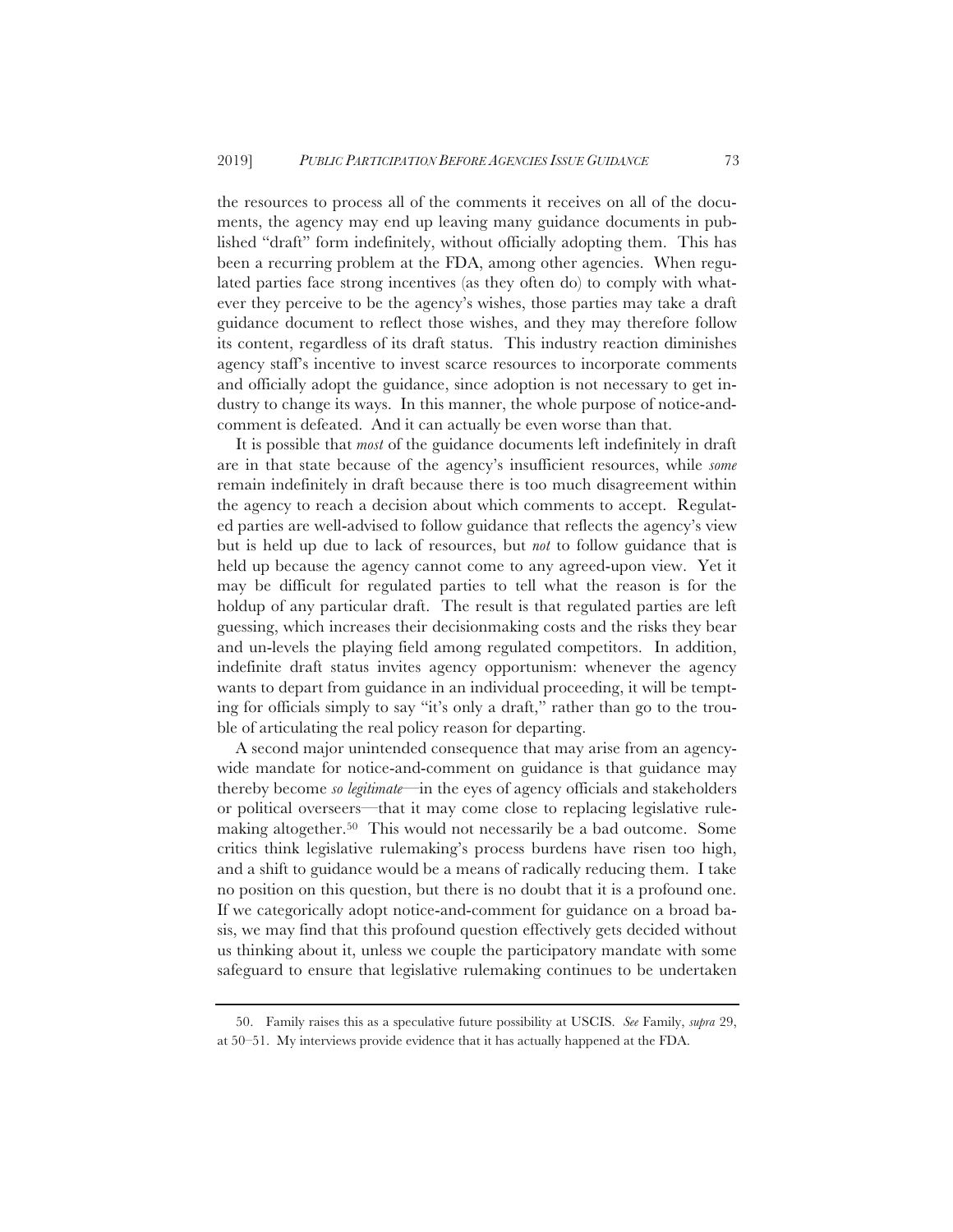the resources to process all of the comments it receives on all of the documents, the agency may end up leaving many guidance documents in published "draft" form indefinitely, without officially adopting them. This has been a recurring problem at the FDA, among other agencies. When regulated parties face strong incentives (as they often do) to comply with whatever they perceive to be the agency's wishes, those parties may take a draft guidance document to reflect those wishes, and they may therefore follow its content, regardless of its draft status. This industry reaction diminishes agency staff's incentive to invest scarce resources to incorporate comments and officially adopt the guidance, since adoption is not necessary to get industry to change its ways. In this manner, the whole purpose of notice-and-comment is defeated. And it can actually be even worse than that.

It is possible that *most* of the guidance documents left indefinitely in draft are in that state because of the agency's insufficient resources, while *some* remain indefinitely in draft because there is too much disagreement within the agency to reach a decision about which comments to accept. Regulated parties are well-advised to follow guidance that reflects the agency's view but is held up due to lack of resources, but *not* to follow guidance that is held up because the agency cannot come to any agreed-upon view. Yet it may be difficult for regulated parties to tell what the reason is for the holdup of any particular draft. The result is that regulated parties are left guessing, which increases their decisionmaking costs and the risks they bear and un-levels the playing field among regulated competitors. In addition, indefinite draft status invites agency opportunism: whenever the agency wants to depart from guidance in an individual proceeding, it will be tempting for officials simply to say "it's only a draft," rather than go to the trouble of articulating the real policy reason for departing.

A second major unintended consequence that may arise from an agency-wide mandate for notice-and-comment on guidance is that guidance may thereby become *so legitimate*—in the eyes of agency officials and stakeholders or political overseers—that it may come close to replacing legislative rulemaking altogether.[50] This would not necessarily be a bad outcome. Some critics think legislative rulemaking's process burdens have risen too high, and a shift to guidance would be a means of radically reducing them. I take no position on this question, but there is no doubt that it is a profound one. If we categorically adopt notice-and-comment for guidance on a broad basis, we may find that this profound question effectively gets decided without us thinking about it, unless we couple the participatory mandate with some safeguard to ensure that legislative rulemaking continues to be undertaken

50. Family raises this as a speculative future possibility at USCIS. *See* Family, *supra* 29, at 50–51. My interviews provide evidence that it has actually happened at the FDA.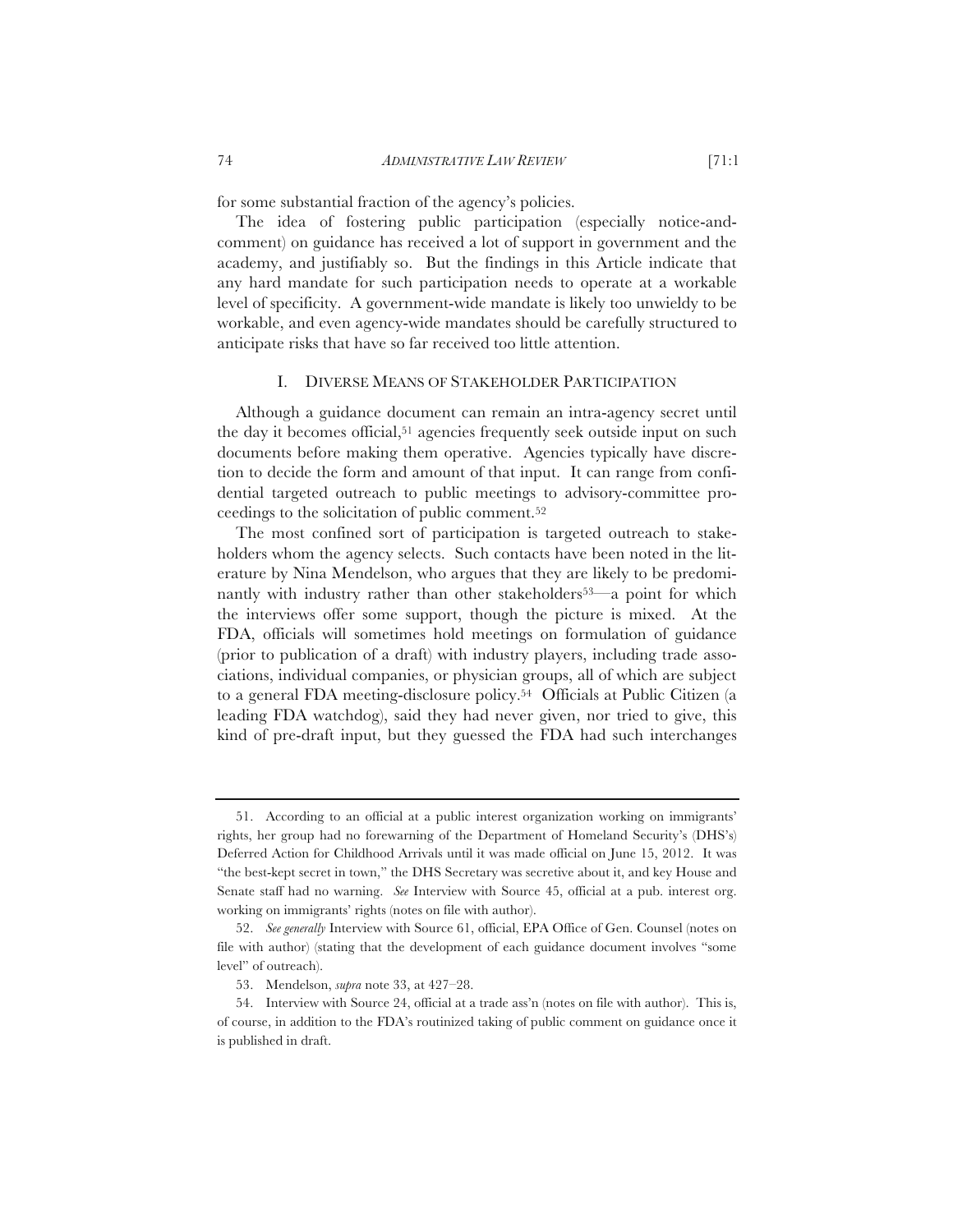for some substantial fraction of the agency's policies.

The idea of fostering public participation (especially notice-and-comment) on guidance has received a lot of support in government and the academy, and justifiably so. But the findings in this Article indicate that any hard mandate for such participation needs to operate at a workable level of specificity. A government-wide mandate is likely too unwieldy to be workable, and even agency-wide mandates should be carefully structured to anticipate risks that have so far received too little attention.

## I. DIVERSE MEANS OF STAKEHOLDER PARTICIPATION

Although a guidance document can remain an intra-agency secret until the day it becomes official,[51] agencies frequently seek outside input on such documents before making them operative. Agencies typically have discretion to decide the form and amount of that input. It can range from confidential targeted outreach to public meetings to advisory-committee proceedings to the solicitation of public comment.[52]

The most confined sort of participation is targeted outreach to stakeholders whom the agency selects. Such contacts have been noted in the literature by Nina Mendelson, who argues that they are likely to be predominantly with industry rather than other stakeholders[53]—a point for which the interviews offer some support, though the picture is mixed. At the FDA, officials will sometimes hold meetings on formulation of guidance (prior to publication of a draft) with industry players, including trade associations, individual companies, or physician groups, all of which are subject to a general FDA meeting-disclosure policy.[54] Officials at Public Citizen (a leading FDA watchdog), said they had never given, nor tried to give, this kind of pre-draft input, but they guessed the FDA had such interchanges

---

51. According to an official at a public interest organization working on immigrants' rights, her group had no forewarning of the Department of Homeland Security's (DHS's) Deferred Action for Childhood Arrivals until it was made official on June 15, 2012. It was "the best-kept secret in town," the DHS Secretary was secretive about it, and key House and Senate staff had no warning. *See* Interview with Source 45, official at a pub. interest org. working on immigrants' rights (notes on file with author).

52. *See generally* Interview with Source 61, official, EPA Office of Gen. Counsel (notes on file with author) (stating that the development of each guidance document involves "some level" of outreach).

53. Mendelson, *supra* note 33, at 427–28.

54. Interview with Source 24, official at a trade ass'n (notes on file with author). This is, of course, in addition to the FDA's routinized taking of public comment on guidance once it is published in draft.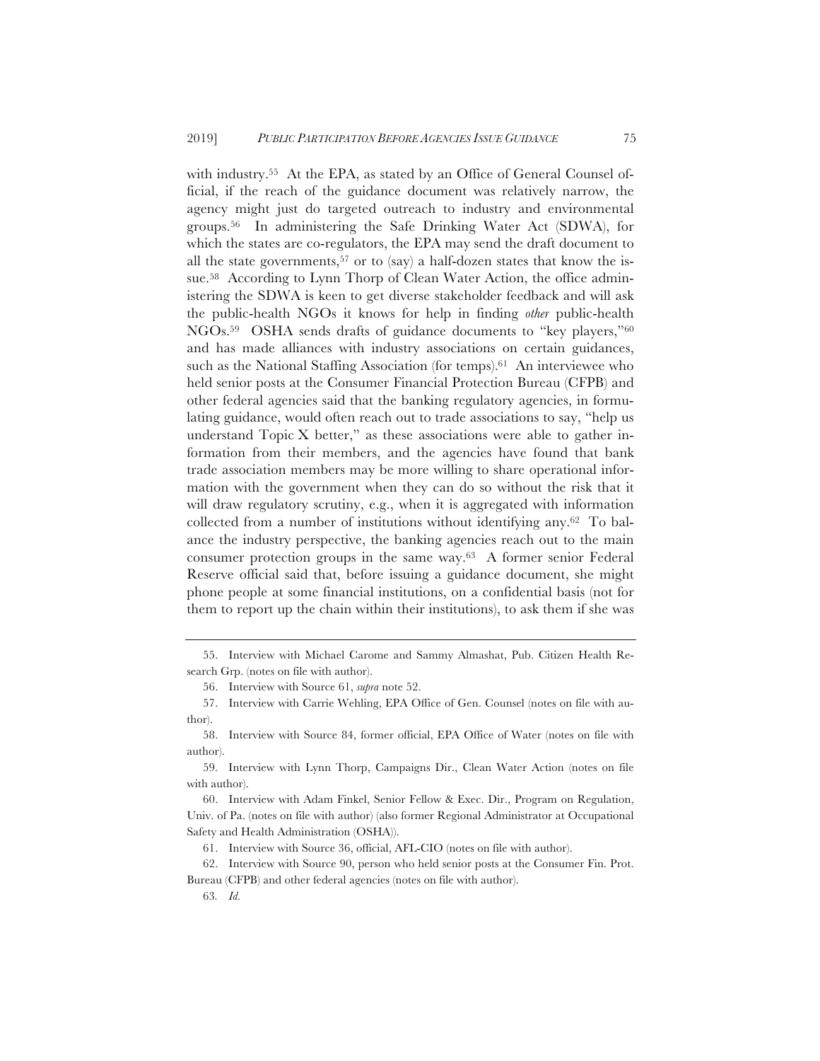with industry.[55] At the EPA, as stated by an Office of General Counsel official, if the reach of the guidance document was relatively narrow, the agency might just do targeted outreach to industry and environmental groups.[56] In administering the Safe Drinking Water Act (SDWA), for which the states are co-regulators, the EPA may send the draft document to all the state governments,[57] or to (say) a half-dozen states that know the issue.[58] According to Lynn Thorp of Clean Water Action, the office administering the SDWA is keen to get diverse stakeholder feedback and will ask the public-health NGOs it knows for help in finding *other* public-health NGOs.[59] OSHA sends drafts of guidance documents to "key players,"[60] and has made alliances with industry associations on certain guidances, such as the National Staffing Association (for temps).[61] An interviewee who held senior posts at the Consumer Financial Protection Bureau (CFPB) and other federal agencies said that the banking regulatory agencies, in formulating guidance, would often reach out to trade associations to say, "help us understand Topic X better," as these associations were able to gather information from their members, and the agencies have found that bank trade association members may be more willing to share operational information with the government when they can do so without the risk that it will draw regulatory scrutiny, e.g., when it is aggregated with information collected from a number of institutions without identifying any.[62] To balance the industry perspective, the banking agencies reach out to the main consumer protection groups in the same way.[63] A former senior Federal Reserve official said that, before issuing a guidance document, she might phone people at some financial institutions, on a confidential basis (not for them to report up the chain within their institutions), to ask them if she was

---

55. Interview with Michael Carome and Sammy Almashat, Pub. Citizen Health Research Grp. (notes on file with author).

56. Interview with Source 61, *supra* note 52.

57. Interview with Carrie Wehling, EPA Office of Gen. Counsel (notes on file with author).

58. Interview with Source 84, former official, EPA Office of Water (notes on file with author).

59. Interview with Lynn Thorp, Campaigns Dir., Clean Water Action (notes on file with author).

60. Interview with Adam Finkel, Senior Fellow & Exec. Dir., Program on Regulation, Univ. of Pa. (notes on file with author) (also former Regional Administrator at Occupational Safety and Health Administration (OSHA)).

61. Interview with Source 36, official, AFL-CIO (notes on file with author).

62. Interview with Source 90, person who held senior posts at the Consumer Fin. Prot. Bureau (CFPB) and other federal agencies (notes on file with author).

63. *Id.*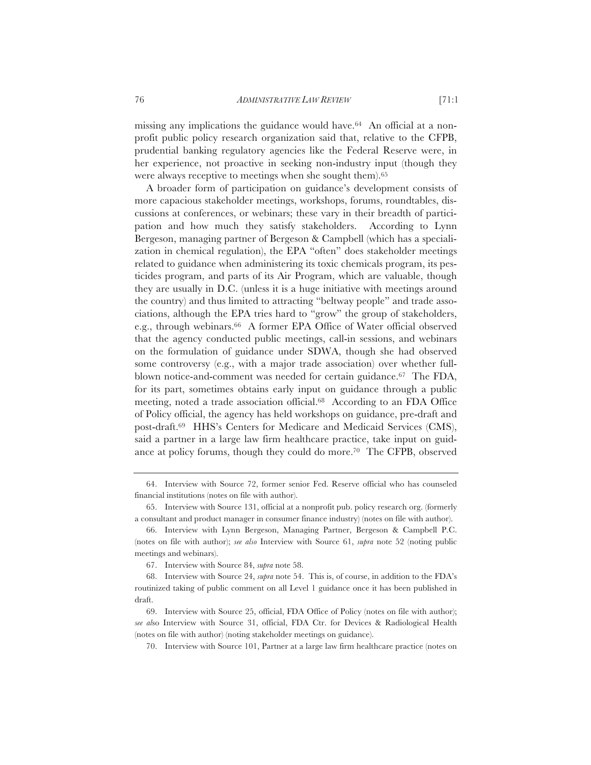missing any implications the guidance would have.[64] An official at a nonprofit public policy research organization said that, relative to the CFPB, prudential banking regulatory agencies like the Federal Reserve were, in her experience, not proactive in seeking non-industry input (though they were always receptive to meetings when she sought them).[65]

A broader form of participation on guidance's development consists of more capacious stakeholder meetings, workshops, forums, roundtables, discussions at conferences, or webinars; these vary in their breadth of participation and how much they satisfy stakeholders. According to Lynn Bergeson, managing partner of Bergeson & Campbell (which has a specialization in chemical regulation), the EPA "often" does stakeholder meetings related to guidance when administering its toxic chemicals program, its pesticides program, and parts of its Air Program, which are valuable, though they are usually in D.C. (unless it is a huge initiative with meetings around the country) and thus limited to attracting "beltway people" and trade associations, although the EPA tries hard to "grow" the group of stakeholders, e.g., through webinars.[66] A former EPA Office of Water official observed that the agency conducted public meetings, call-in sessions, and webinars on the formulation of guidance under SDWA, though she had observed some controversy (e.g., with a major trade association) over whether full-blown notice-and-comment was needed for certain guidance.[67] The FDA, for its part, sometimes obtains early input on guidance through a public meeting, noted a trade association official.[68] According to an FDA Office of Policy official, the agency has held workshops on guidance, pre-draft and post-draft.[69] HHS's Centers for Medicare and Medicaid Services (CMS), said a partner in a large law firm healthcare practice, take input on guidance at policy forums, though they could do more.[70] The CFPB, observed

---

64. Interview with Source 72, former senior Fed. Reserve official who has counseled financial institutions (notes on file with author).

65. Interview with Source 131, official at a nonprofit pub. policy research org. (formerly a consultant and product manager in consumer finance industry) (notes on file with author).

66. Interview with Lynn Bergeson, Managing Partner, Bergeson & Campbell P.C. (notes on file with author); *see also* Interview with Source 61, *supra* note 52 (noting public meetings and webinars).

67. Interview with Source 84, *supra* note 58.

68. Interview with Source 24, *supra* note 54. This is, of course, in addition to the FDA's routinized taking of public comment on all Level 1 guidance once it has been published in draft.

69. Interview with Source 25, official, FDA Office of Policy (notes on file with author); *see also* Interview with Source 31, official, FDA Ctr. for Devices & Radiological Health (notes on file with author) (noting stakeholder meetings on guidance).

70. Interview with Source 101, Partner at a large law firm healthcare practice (notes on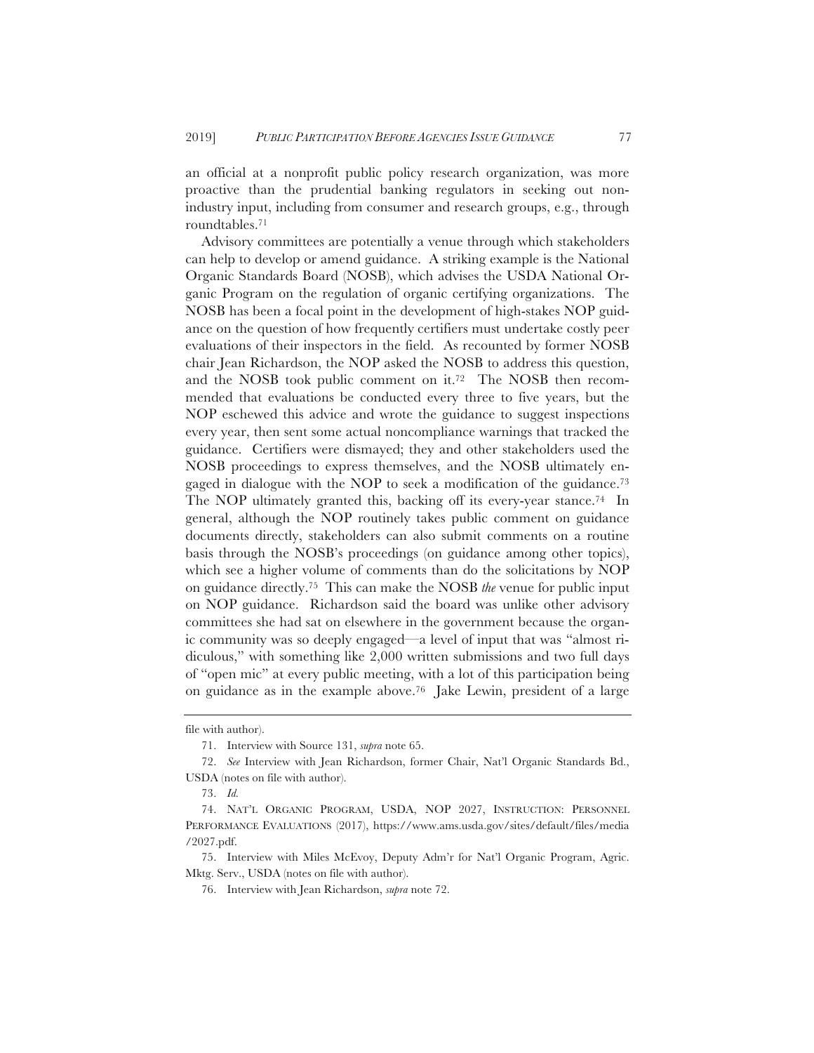an official at a nonprofit public policy research organization, was more proactive than the prudential banking regulators in seeking out non-industry input, including from consumer and research groups, e.g., through roundtables.[71]

Advisory committees are potentially a venue through which stakeholders can help to develop or amend guidance. A striking example is the National Organic Standards Board (NOSB), which advises the USDA National Organic Program on the regulation of organic certifying organizations. The NOSB has been a focal point in the development of high-stakes NOP guidance on the question of how frequently certifiers must undertake costly peer evaluations of their inspectors in the field. As recounted by former NOSB chair Jean Richardson, the NOP asked the NOSB to address this question, and the NOSB took public comment on it.[72] The NOSB then recommended that evaluations be conducted every three to five years, but the NOP eschewed this advice and wrote the guidance to suggest inspections every year, then sent some actual noncompliance warnings that tracked the guidance. Certifiers were dismayed; they and other stakeholders used the NOSB proceedings to express themselves, and the NOSB ultimately engaged in dialogue with the NOP to seek a modification of the guidance.[73] The NOP ultimately granted this, backing off its every-year stance.[74] In general, although the NOP routinely takes public comment on guidance documents directly, stakeholders can also submit comments on a routine basis through the NOSB's proceedings (on guidance among other topics), which see a higher volume of comments than do the solicitations by NOP on guidance directly.[75] This can make the NOSB *the* venue for public input on NOP guidance. Richardson said the board was unlike other advisory committees she had sat on elsewhere in the government because the organic community was so deeply engaged—a level of input that was "almost ridiculous," with something like 2,000 written submissions and two full days of "open mic" at every public meeting, with a lot of this participation being on guidance as in the example above.[76] Jake Lewin, president of a large

---

file with author).

71. Interview with Source 131, *supra* note 65.

72. *See* Interview with Jean Richardson, former Chair, Nat'l Organic Standards Bd., USDA (notes on file with author).

73. *Id.*

74. NAT'L ORGANIC PROGRAM, USDA, NOP 2027, INSTRUCTION: PERSONNEL PERFORMANCE EVALUATIONS (2017), https://www.ams.usda.gov/sites/default/files/media/2027.pdf.

75. Interview with Miles McEvoy, Deputy Adm'r for Nat'l Organic Program, Agric. Mktg. Serv., USDA (notes on file with author).

76. Interview with Jean Richardson, *supra* note 72.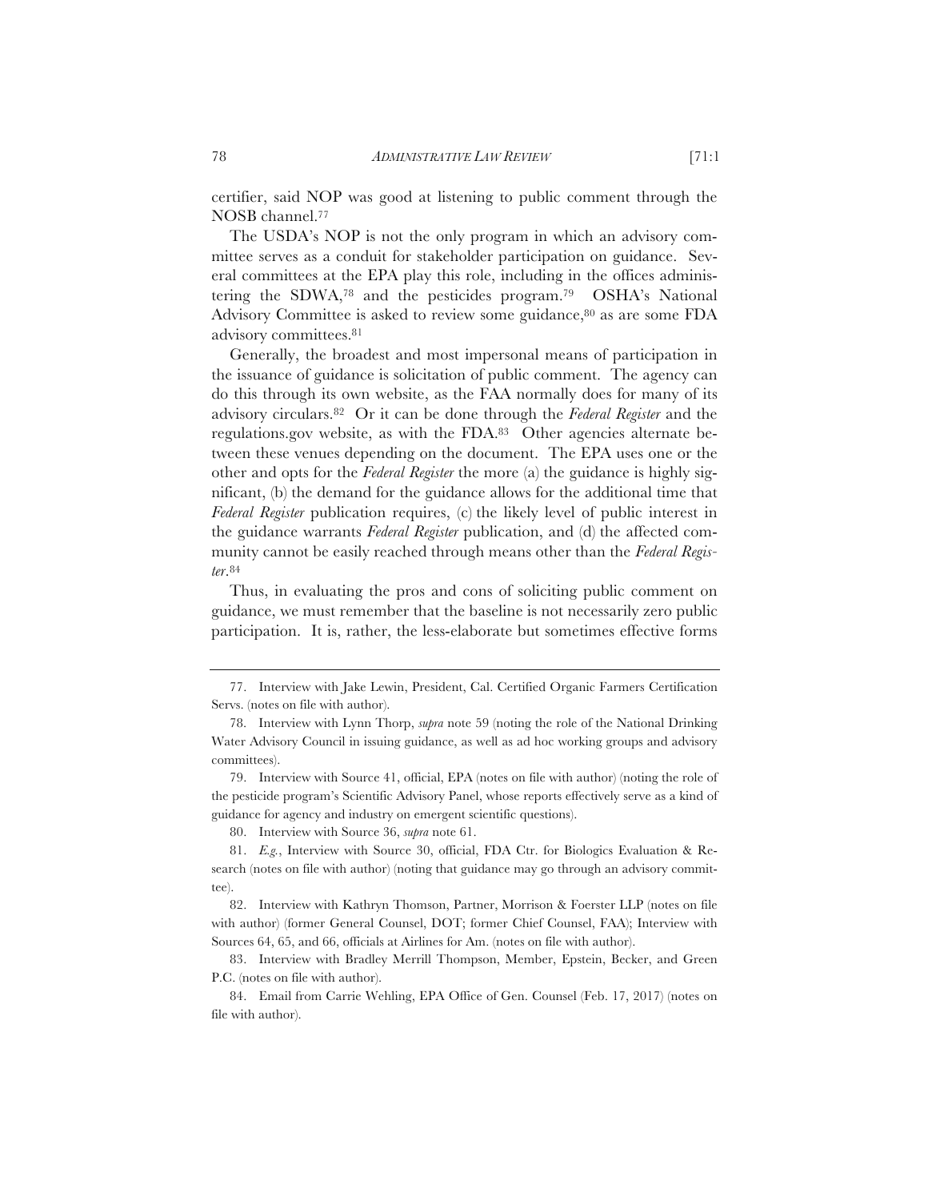certifier, said NOP was good at listening to public comment through the NOSB channel.[77]

The USDA's NOP is not the only program in which an advisory committee serves as a conduit for stakeholder participation on guidance. Several committees at the EPA play this role, including in the offices administering the SDWA,[78] and the pesticides program.[79] OSHA's National Advisory Committee is asked to review some guidance,[80] as are some FDA advisory committees.[81]

Generally, the broadest and most impersonal means of participation in the issuance of guidance is solicitation of public comment. The agency can do this through its own website, as the FAA normally does for many of its advisory circulars.[82] Or it can be done through the *Federal Register* and the regulations.gov website, as with the FDA.[83] Other agencies alternate between these venues depending on the document. The EPA uses one or the other and opts for the *Federal Register* the more (a) the guidance is highly significant, (b) the demand for the guidance allows for the additional time that *Federal Register* publication requires, (c) the likely level of public interest in the guidance warrants *Federal Register* publication, and (d) the affected community cannot be easily reached through means other than the *Federal Register*.[84]

Thus, in evaluating the pros and cons of soliciting public comment on guidance, we must remember that the baseline is not necessarily zero public participation. It is, rather, the less-elaborate but sometimes effective forms

---

77. Interview with Jake Lewin, President, Cal. Certified Organic Farmers Certification Servs. (notes on file with author).

78. Interview with Lynn Thorp, *supra* note 59 (noting the role of the National Drinking Water Advisory Council in issuing guidance, as well as ad hoc working groups and advisory committees).

79. Interview with Source 41, official, EPA (notes on file with author) (noting the role of the pesticide program's Scientific Advisory Panel, whose reports effectively serve as a kind of guidance for agency and industry on emergent scientific questions).

80. Interview with Source 36, *supra* note 61.

81. *E.g.*, Interview with Source 30, official, FDA Ctr. for Biologics Evaluation & Research (notes on file with author) (noting that guidance may go through an advisory committee).

82. Interview with Kathryn Thomson, Partner, Morrison & Foerster LLP (notes on file with author) (former General Counsel, DOT; former Chief Counsel, FAA); Interview with Sources 64, 65, and 66, officials at Airlines for Am. (notes on file with author).

83. Interview with Bradley Merrill Thompson, Member, Epstein, Becker, and Green P.C. (notes on file with author).

84. Email from Carrie Wehling, EPA Office of Gen. Counsel (Feb. 17, 2017) (notes on file with author).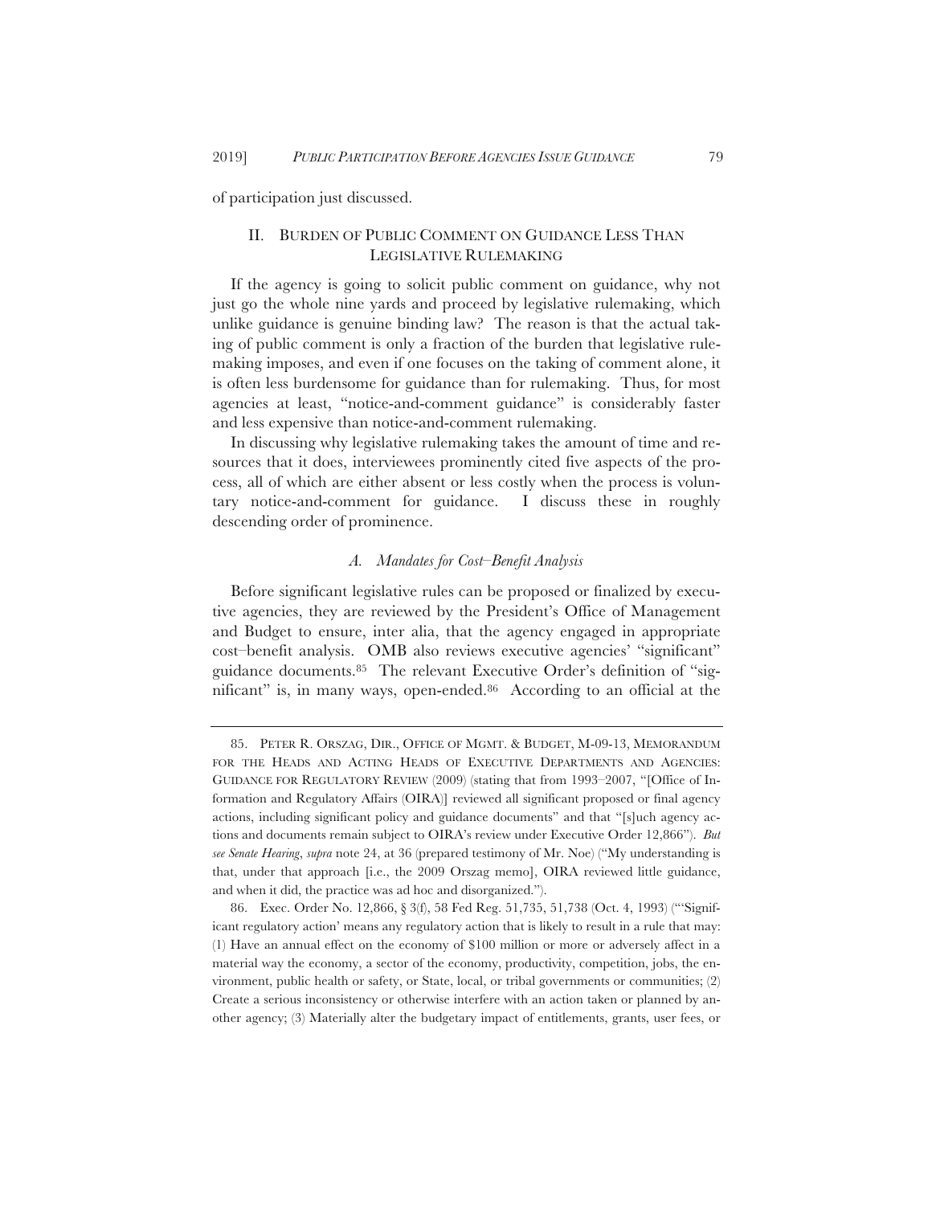of participation just discussed.

## II. Burden of Public Comment on Guidance Less Than Legislative Rulemaking

If the agency is going to solicit public comment on guidance, why not just go the whole nine yards and proceed by legislative rulemaking, which unlike guidance is genuine binding law? The reason is that the actual taking of public comment is only a fraction of the burden that legislative rulemaking imposes, and even if one focuses on the taking of comment alone, it is often less burdensome for guidance than for rulemaking. Thus, for most agencies at least, "notice-and-comment guidance" is considerably faster and less expensive than notice-and-comment rulemaking.

In discussing why legislative rulemaking takes the amount of time and resources that it does, interviewees prominently cited five aspects of the process, all of which are either absent or less costly when the process is voluntary notice-and-comment for guidance. I discuss these in roughly descending order of prominence.

### *A. Mandates for Cost–Benefit Analysis*

Before significant legislative rules can be proposed or finalized by executive agencies, they are reviewed by the President's Office of Management and Budget to ensure, inter alia, that the agency engaged in appropriate cost–benefit analysis. OMB also reviews executive agencies' "significant" guidance documents.[85] The relevant Executive Order's definition of "significant" is, in many ways, open-ended.[86] According to an official at the

---

85. Peter R. Orszag, Dir., Office of Mgmt. & Budget, M-09-13, Memorandum for the Heads and Acting Heads of Executive Departments and Agencies: Guidance for Regulatory Review (2009) (stating that from 1993–2007, "[Office of Information and Regulatory Affairs (OIRA)] reviewed all significant proposed or final agency actions, including significant policy and guidance documents" and that "[s]uch agency actions and documents remain subject to OIRA's review under Executive Order 12,866"). *But see Senate Hearing*, *supra* note 24, at 36 (prepared testimony of Mr. Noe) ("My understanding is that, under that approach [i.e., the 2009 Orszag memo], OIRA reviewed little guidance, and when it did, the practice was ad hoc and disorganized.").

86. Exec. Order No. 12,866, § 3(f), 58 Fed Reg. 51,735, 51,738 (Oct. 4, 1993) ("'Significant regulatory action' means any regulatory action that is likely to result in a rule that may: (1) Have an annual effect on the economy of $100 million or more or adversely affect in a material way the economy, a sector of the economy, productivity, competition, jobs, the environment, public health or safety, or State, local, or tribal governments or communities; (2) Create a serious inconsistency or otherwise interfere with an action taken or planned by another agency; (3) Materially alter the budgetary impact of entitlements, grants, user fees, or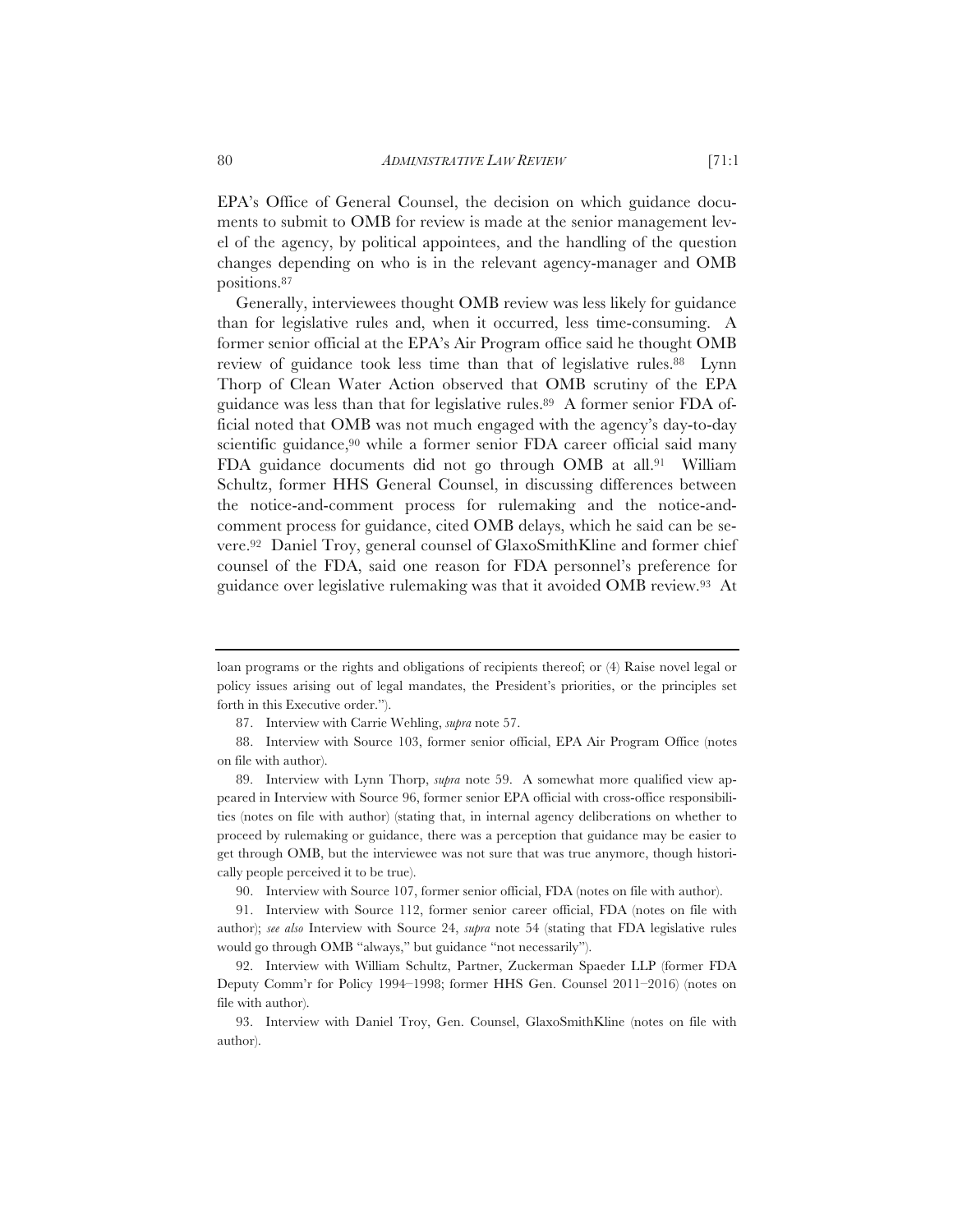EPA's Office of General Counsel, the decision on which guidance documents to submit to OMB for review is made at the senior management level of the agency, by political appointees, and the handling of the question changes depending on who is in the relevant agency-manager and OMB positions.[87]

Generally, interviewees thought OMB review was less likely for guidance than for legislative rules and, when it occurred, less time-consuming. A former senior official at the EPA's Air Program office said he thought OMB review of guidance took less time than that of legislative rules.[88] Lynn Thorp of Clean Water Action observed that OMB scrutiny of the EPA guidance was less than that for legislative rules.[89] A former senior FDA official noted that OMB was not much engaged with the agency's day-to-day scientific guidance,[90] while a former senior FDA career official said many FDA guidance documents did not go through OMB at all.[91] William Schultz, former HHS General Counsel, in discussing differences between the notice-and-comment process for rulemaking and the notice-and-comment process for guidance, cited OMB delays, which he said can be severe.[92] Daniel Troy, general counsel of GlaxoSmithKline and former chief counsel of the FDA, said one reason for FDA personnel's preference for guidance over legislative rulemaking was that it avoided OMB review.[93] At

---

loan programs or the rights and obligations of recipients thereof; or (4) Raise novel legal or policy issues arising out of legal mandates, the President's priorities, or the principles set forth in this Executive order.").

87. Interview with Carrie Wehling, *supra* note 57.

88. Interview with Source 103, former senior official, EPA Air Program Office (notes on file with author).

89. Interview with Lynn Thorp, *supra* note 59. A somewhat more qualified view appeared in Interview with Source 96, former senior EPA official with cross-office responsibilities (notes on file with author) (stating that, in internal agency deliberations on whether to proceed by rulemaking or guidance, there was a perception that guidance may be easier to get through OMB, but the interviewee was not sure that was true anymore, though historically people perceived it to be true).

90. Interview with Source 107, former senior official, FDA (notes on file with author).

91. Interview with Source 112, former senior career official, FDA (notes on file with author); *see also* Interview with Source 24, *supra* note 54 (stating that FDA legislative rules would go through OMB "always," but guidance "not necessarily").

92. Interview with William Schultz, Partner, Zuckerman Spaeder LLP (former FDA Deputy Comm'r for Policy 1994–1998; former HHS Gen. Counsel 2011–2016) (notes on file with author).

93. Interview with Daniel Troy, Gen. Counsel, GlaxoSmithKline (notes on file with author).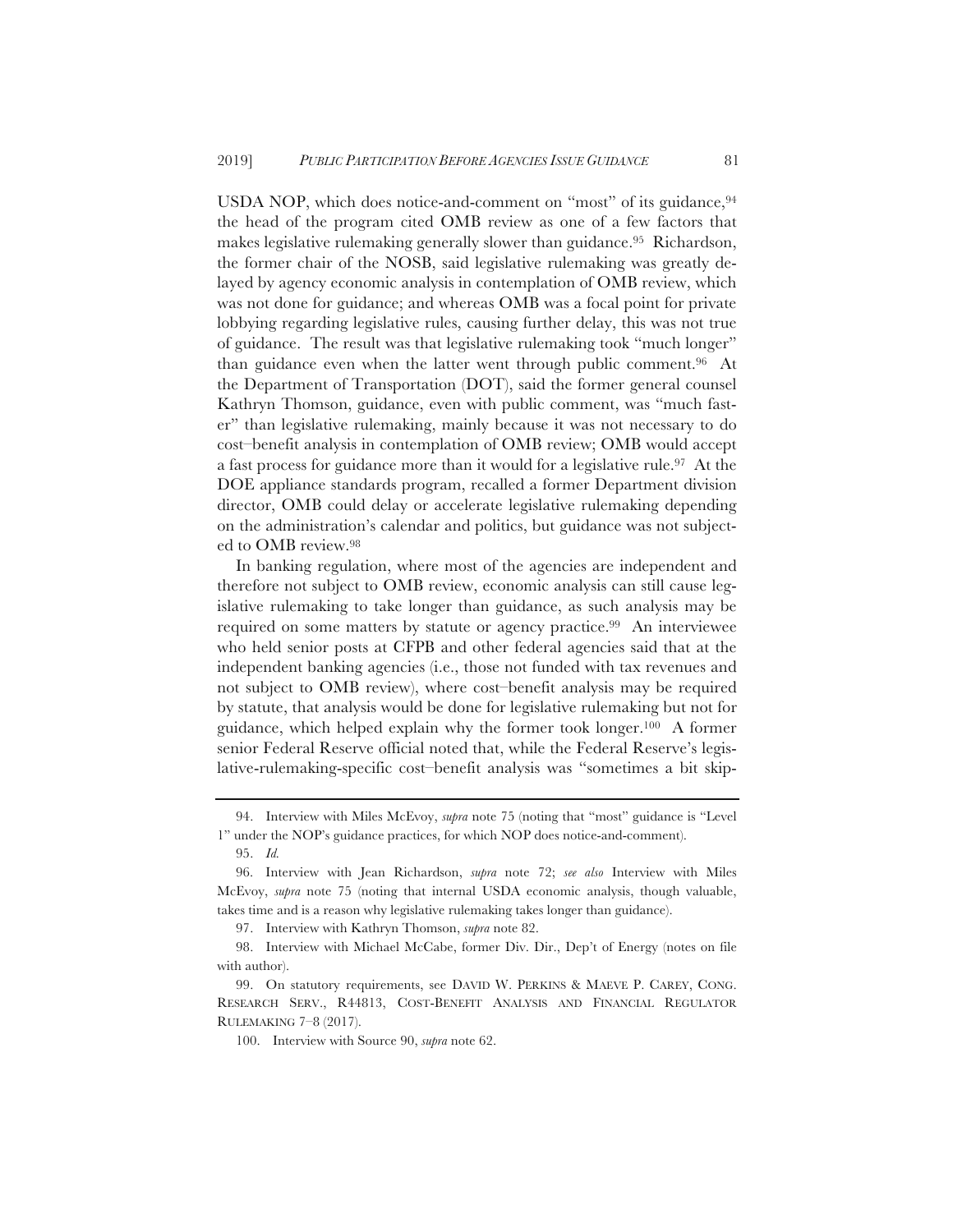USDA NOP, which does notice-and-comment on "most" of its guidance,[94] the head of the program cited OMB review as one of a few factors that makes legislative rulemaking generally slower than guidance.[95] Richardson, the former chair of the NOSB, said legislative rulemaking was greatly delayed by agency economic analysis in contemplation of OMB review, which was not done for guidance; and whereas OMB was a focal point for private lobbying regarding legislative rules, causing further delay, this was not true of guidance. The result was that legislative rulemaking took "much longer" than guidance even when the latter went through public comment.[96] At the Department of Transportation (DOT), said the former general counsel Kathryn Thomson, guidance, even with public comment, was "much faster" than legislative rulemaking, mainly because it was not necessary to do cost–benefit analysis in contemplation of OMB review; OMB would accept a fast process for guidance more than it would for a legislative rule.[97] At the DOE appliance standards program, recalled a former Department division director, OMB could delay or accelerate legislative rulemaking depending on the administration's calendar and politics, but guidance was not subjected to OMB review.[98]

In banking regulation, where most of the agencies are independent and therefore not subject to OMB review, economic analysis can still cause legislative rulemaking to take longer than guidance, as such analysis may be required on some matters by statute or agency practice.[99] An interviewee who held senior posts at CFPB and other federal agencies said that at the independent banking agencies (i.e., those not funded with tax revenues and not subject to OMB review), where cost–benefit analysis may be required by statute, that analysis would be done for legislative rulemaking but not for guidance, which helped explain why the former took longer.[100] A former senior Federal Reserve official noted that, while the Federal Reserve's legislative-rulemaking-specific cost–benefit analysis was "sometimes a bit skip-

---

94. Interview with Miles McEvoy, *supra* note 75 (noting that "most" guidance is "Level 1" under the NOP's guidance practices, for which NOP does notice-and-comment).

95. *Id.*

96. Interview with Jean Richardson, *supra* note 72; *see also* Interview with Miles McEvoy, *supra* note 75 (noting that internal USDA economic analysis, though valuable, takes time and is a reason why legislative rulemaking takes longer than guidance).

97. Interview with Kathryn Thomson, *supra* note 82.

98. Interview with Michael McCabe, former Div. Dir., Dep't of Energy (notes on file with author).

99. On statutory requirements, see DAVID W. PERKINS & MAEVE P. CAREY, CONG. RESEARCH SERV., R44813, COST-BENEFIT ANALYSIS AND FINANCIAL REGULATOR RULEMAKING 7–8 (2017).

100. Interview with Source 90, *supra* note 62.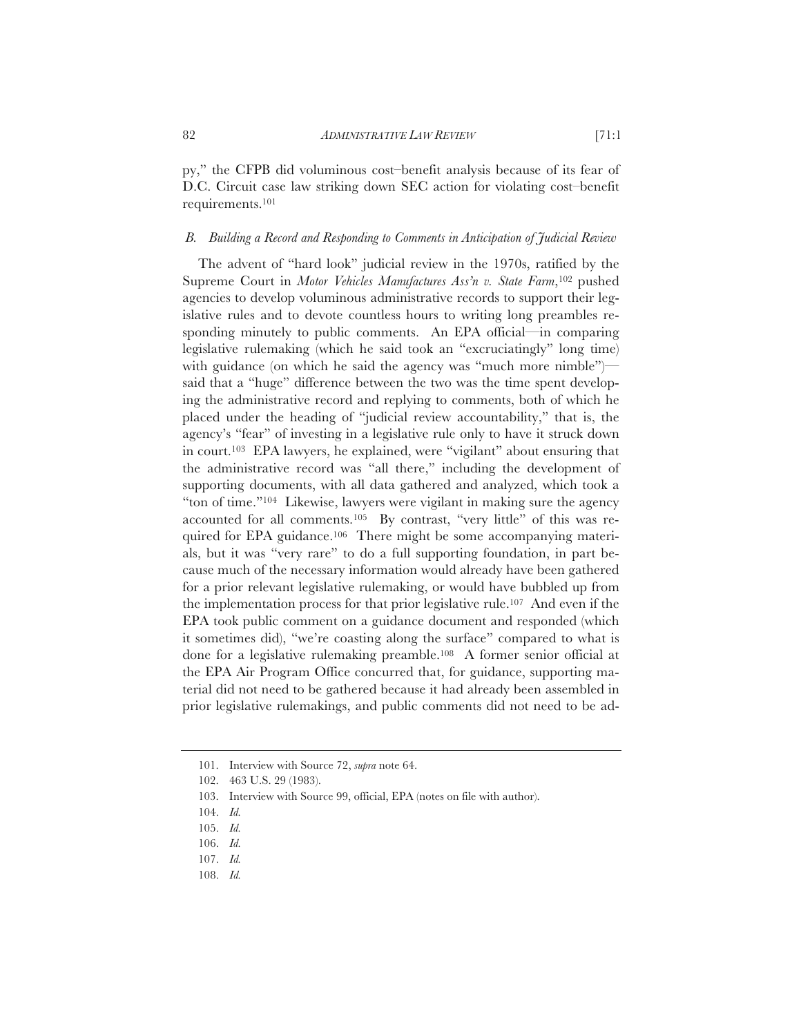py," the CFPB did voluminous cost–benefit analysis because of its fear of D.C. Circuit case law striking down SEC action for violating cost–benefit requirements.[101]

### *B. Building a Record and Responding to Comments in Anticipation of Judicial Review*

The advent of "hard look" judicial review in the 1970s, ratified by the Supreme Court in *Motor Vehicles Manufactures Ass'n v. State Farm*,[102] pushed agencies to develop voluminous administrative records to support their legislative rules and to devote countless hours to writing long preambles responding minutely to public comments. An EPA official—in comparing legislative rulemaking (which he said took an "excruciatingly" long time) with guidance (on which he said the agency was "much more nimble")—said that a "huge" difference between the two was the time spent developing the administrative record and replying to comments, both of which he placed under the heading of "judicial review accountability," that is, the agency's "fear" of investing in a legislative rule only to have it struck down in court.[103] EPA lawyers, he explained, were "vigilant" about ensuring that the administrative record was "all there," including the development of supporting documents, with all data gathered and analyzed, which took a "ton of time."[104] Likewise, lawyers were vigilant in making sure the agency accounted for all comments.[105] By contrast, "very little" of this was required for EPA guidance.[106] There might be some accompanying materials, but it was "very rare" to do a full supporting foundation, in part because much of the necessary information would already have been gathered for a prior relevant legislative rulemaking, or would have bubbled up from the implementation process for that prior legislative rule.[107] And even if the EPA took public comment on a guidance document and responded (which it sometimes did), "we're coasting along the surface" compared to what is done for a legislative rulemaking preamble.[108] A former senior official at the EPA Air Program Office concurred that, for guidance, supporting material did not need to be gathered because it had already been assembled in prior legislative rulemakings, and public comments did not need to be ad-

---

101. Interview with Source 72, *supra* note 64.

102. 463 U.S. 29 (1983).

103. Interview with Source 99, official, EPA (notes on file with author).

104. *Id.*

105. *Id.*

106. *Id.*

107. *Id.*

108. *Id.*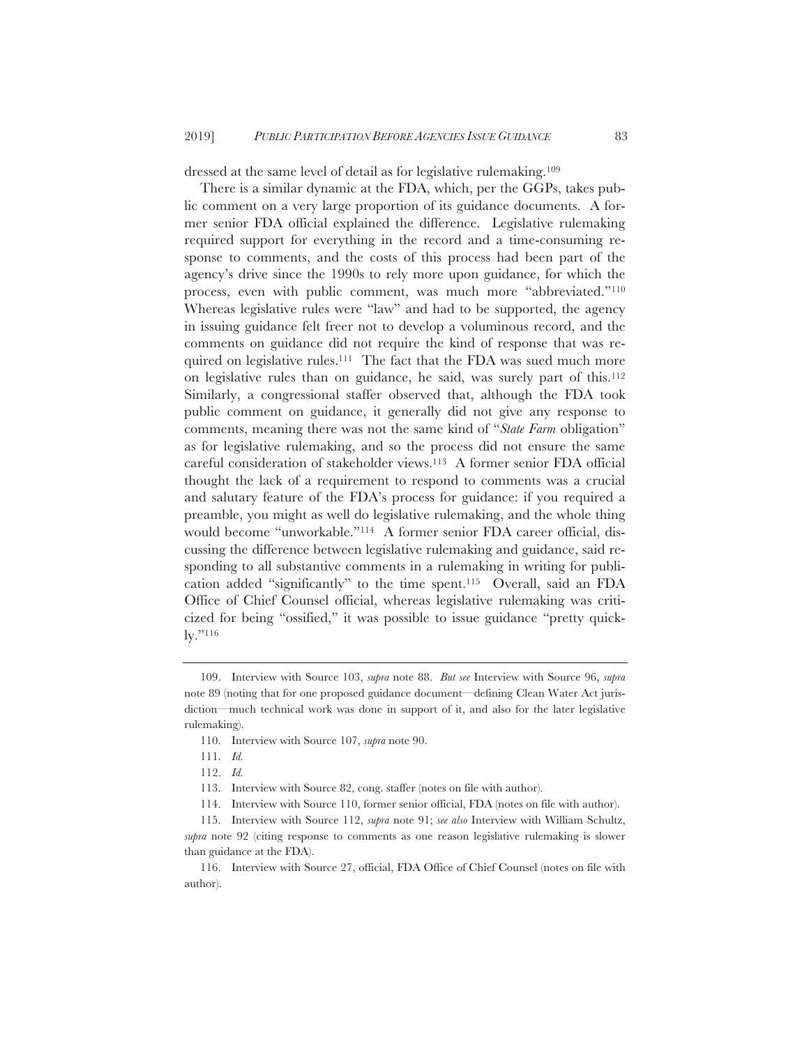dressed at the same level of detail as for legislative rulemaking.[109]

There is a similar dynamic at the FDA, which, per the GGPs, takes public comment on a very large proportion of its guidance documents. A former senior FDA official explained the difference. Legislative rulemaking required support for everything in the record and a time-consuming response to comments, and the costs of this process had been part of the agency's drive since the 1990s to rely more upon guidance, for which the process, even with public comment, was much more "abbreviated."[110] Whereas legislative rules were "law" and had to be supported, the agency in issuing guidance felt freer not to develop a voluminous record, and the comments on guidance did not require the kind of response that was required on legislative rules.[111] The fact that the FDA was sued much more on legislative rules than on guidance, he said, was surely part of this.[112] Similarly, a congressional staffer observed that, although the FDA took public comment on guidance, it generally did not give any response to comments, meaning there was not the same kind of "*State Farm* obligation" as for legislative rulemaking, and so the process did not ensure the same careful consideration of stakeholder views.[113] A former senior FDA official thought the lack of a requirement to respond to comments was a crucial and salutary feature of the FDA's process for guidance: if you required a preamble, you might as well do legislative rulemaking, and the whole thing would become "unworkable."[114] A former senior FDA career official, discussing the difference between legislative rulemaking and guidance, said responding to all substantive comments in a rulemaking in writing for publication added "significantly" to the time spent.[115] Overall, said an FDA Office of Chief Counsel official, whereas legislative rulemaking was criticized for being "ossified," it was possible to issue guidance "pretty quickly."[116]

---

109. Interview with Source 103, *supra* note 88. *But see* Interview with Source 96, *supra* note 89 (noting that for one proposed guidance document—defining Clean Water Act jurisdiction—much technical work was done in support of it, and also for the later legislative rulemaking).

110. Interview with Source 107, *supra* note 90.

111. *Id.*

112. *Id.*

113. Interview with Source 82, cong. staffer (notes on file with author).

114. Interview with Source 110, former senior official, FDA (notes on file with author).

115. Interview with Source 112, *supra* note 91; *see also* Interview with William Schultz, *supra* note 92 (citing response to comments as one reason legislative rulemaking is slower than guidance at the FDA).

116. Interview with Source 27, official, FDA Office of Chief Counsel (notes on file with author).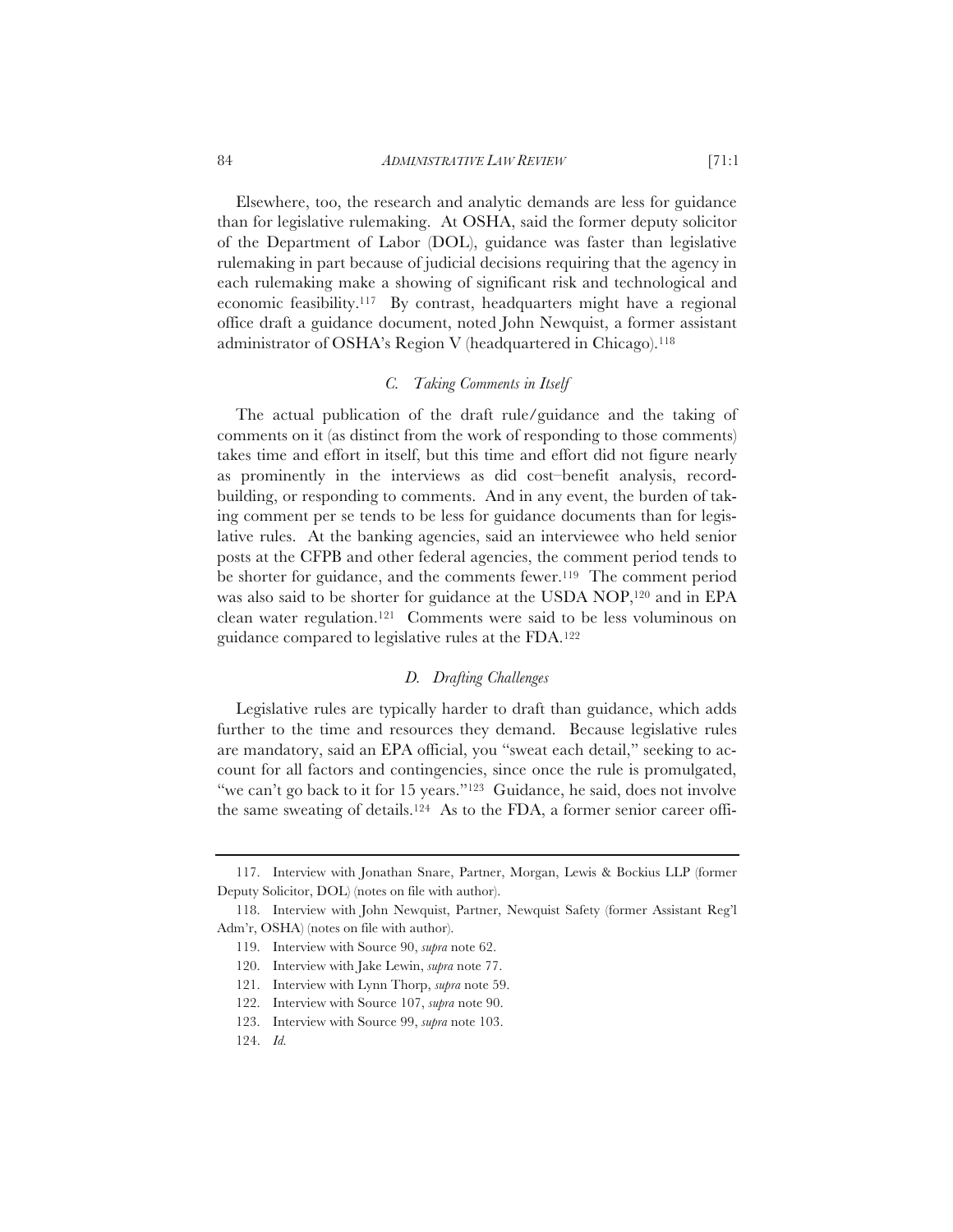Elsewhere, too, the research and analytic demands are less for guidance than for legislative rulemaking. At OSHA, said the former deputy solicitor of the Department of Labor (DOL), guidance was faster than legislative rulemaking in part because of judicial decisions requiring that the agency in each rulemaking make a showing of significant risk and technological and economic feasibility.[117] By contrast, headquarters might have a regional office draft a guidance document, noted John Newquist, a former assistant administrator of OSHA's Region V (headquartered in Chicago).[118]

### *C. Taking Comments in Itself*

The actual publication of the draft rule/guidance and the taking of comments on it (as distinct from the work of responding to those comments) takes time and effort in itself, but this time and effort did not figure nearly as prominently in the interviews as did cost–benefit analysis, record-building, or responding to comments. And in any event, the burden of taking comment per se tends to be less for guidance documents than for legislative rules. At the banking agencies, said an interviewee who held senior posts at the CFPB and other federal agencies, the comment period tends to be shorter for guidance, and the comments fewer.[119] The comment period was also said to be shorter for guidance at the USDA NOP,[120] and in EPA clean water regulation.[121] Comments were said to be less voluminous on guidance compared to legislative rules at the FDA.[122]

### *D. Drafting Challenges*

Legislative rules are typically harder to draft than guidance, which adds further to the time and resources they demand. Because legislative rules are mandatory, said an EPA official, you "sweat each detail," seeking to account for all factors and contingencies, since once the rule is promulgated, "we can't go back to it for 15 years."[123] Guidance, he said, does not involve the same sweating of details.[124] As to the FDA, a former senior career offi-

---

117. Interview with Jonathan Snare, Partner, Morgan, Lewis & Bockius LLP (former Deputy Solicitor, DOL) (notes on file with author).

118. Interview with John Newquist, Partner, Newquist Safety (former Assistant Reg'l Adm'r, OSHA) (notes on file with author).

119. Interview with Source 90, *supra* note 62.

120. Interview with Jake Lewin, *supra* note 77.

121. Interview with Lynn Thorp, *supra* note 59.

122. Interview with Source 107, *supra* note 90.

123. Interview with Source 99, *supra* note 103.

124. *Id.*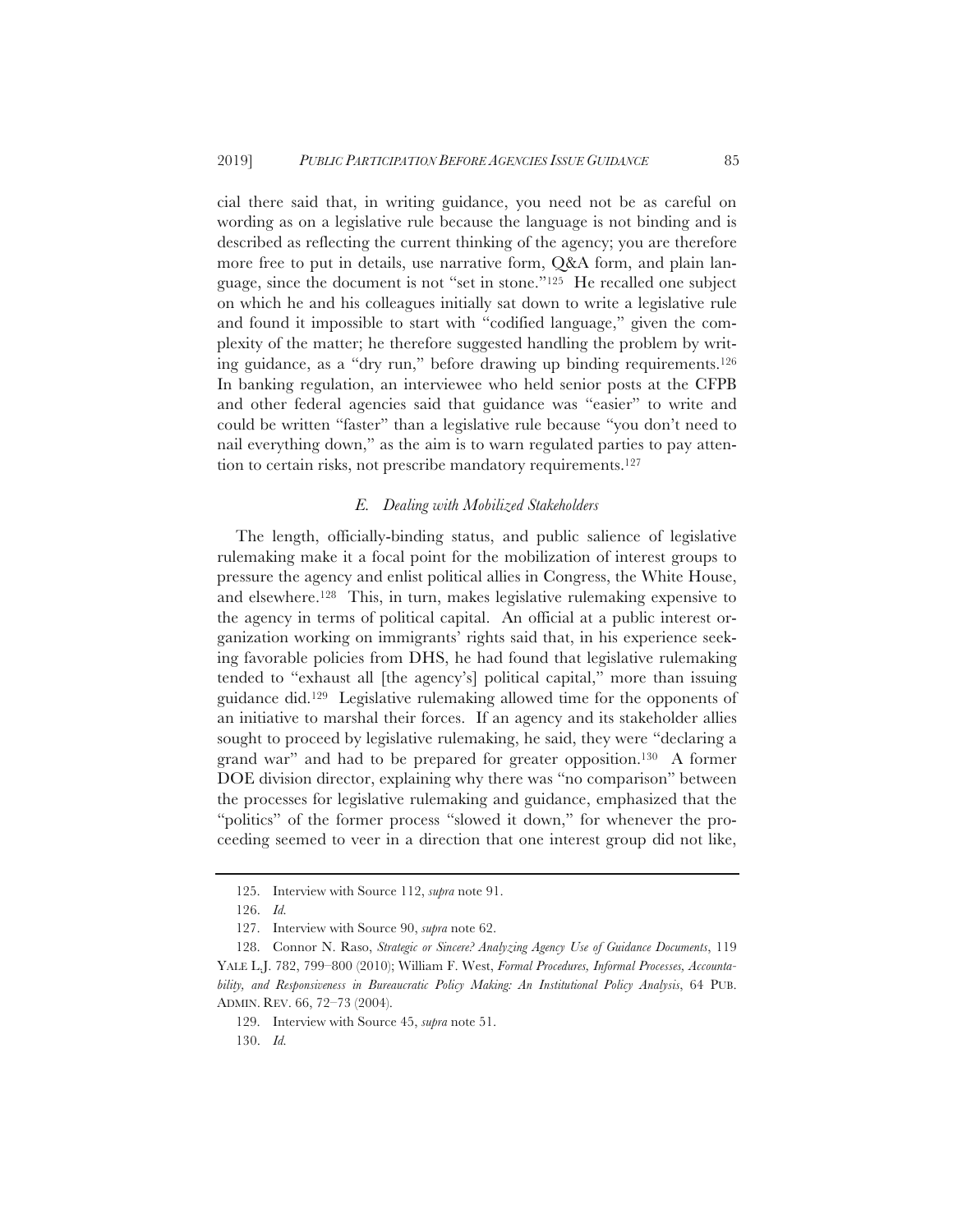cial there said that, in writing guidance, you need not be as careful on wording as on a legislative rule because the language is not binding and is described as reflecting the current thinking of the agency; you are therefore more free to put in details, use narrative form, Q&A form, and plain language, since the document is not "set in stone."[125] He recalled one subject on which he and his colleagues initially sat down to write a legislative rule and found it impossible to start with "codified language," given the complexity of the matter; he therefore suggested handling the problem by writing guidance, as a "dry run," before drawing up binding requirements.[126] In banking regulation, an interviewee who held senior posts at the CFPB and other federal agencies said that guidance was "easier" to write and could be written "faster" than a legislative rule because "you don't need to nail everything down," as the aim is to warn regulated parties to pay attention to certain risks, not prescribe mandatory requirements.[127]

### *E. Dealing with Mobilized Stakeholders*

The length, officially-binding status, and public salience of legislative rulemaking make it a focal point for the mobilization of interest groups to pressure the agency and enlist political allies in Congress, the White House, and elsewhere.[128] This, in turn, makes legislative rulemaking expensive to the agency in terms of political capital. An official at a public interest organization working on immigrants' rights said that, in his experience seeking favorable policies from DHS, he had found that legislative rulemaking tended to "exhaust all [the agency's] political capital," more than issuing guidance did.[129] Legislative rulemaking allowed time for the opponents of an initiative to marshal their forces. If an agency and its stakeholder allies sought to proceed by legislative rulemaking, he said, they were "declaring a grand war" and had to be prepared for greater opposition.[130] A former DOE division director, explaining why there was "no comparison" between the processes for legislative rulemaking and guidance, emphasized that the "politics" of the former process "slowed it down," for whenever the proceeding seemed to veer in a direction that one interest group did not like,

---

125. Interview with Source 112, *supra* note 91.

126. *Id.*

127. Interview with Source 90, *supra* note 62.

128. Connor N. Raso, *Strategic or Sincere? Analyzing Agency Use of Guidance Documents*, 119 YALE L.J. 782, 799–800 (2010); William F. West, *Formal Procedures, Informal Processes, Accountability, and Responsiveness in Bureaucratic Policy Making: An Institutional Policy Analysis*, 64 PUB. ADMIN. REV. 66, 72–73 (2004).

129. Interview with Source 45, *supra* note 51.

130. *Id.*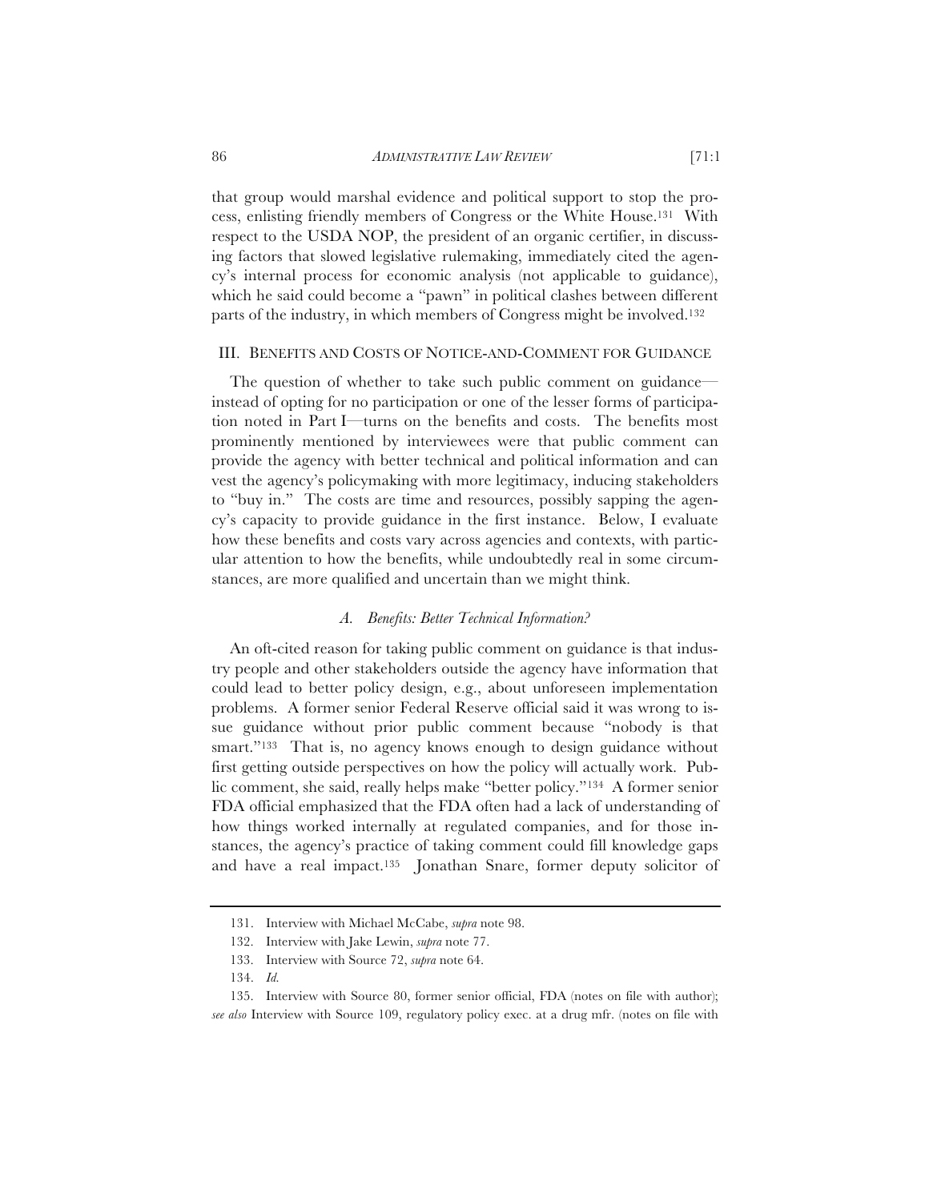that group would marshal evidence and political support to stop the process, enlisting friendly members of Congress or the White House.[131] With respect to the USDA NOP, the president of an organic certifier, in discussing factors that slowed legislative rulemaking, immediately cited the agency's internal process for economic analysis (not applicable to guidance), which he said could become a "pawn" in political clashes between different parts of the industry, in which members of Congress might be involved.[132]

## III. BENEFITS AND COSTS OF NOTICE-AND-COMMENT FOR GUIDANCE

The question of whether to take such public comment on guidance—instead of opting for no participation or one of the lesser forms of participation noted in Part I—turns on the benefits and costs. The benefits most prominently mentioned by interviewees were that public comment can provide the agency with better technical and political information and can vest the agency's policymaking with more legitimacy, inducing stakeholders to "buy in." The costs are time and resources, possibly sapping the agency's capacity to provide guidance in the first instance. Below, I evaluate how these benefits and costs vary across agencies and contexts, with particular attention to how the benefits, while undoubtedly real in some circumstances, are more qualified and uncertain than we might think.

### *A. Benefits: Better Technical Information?*

An oft-cited reason for taking public comment on guidance is that industry people and other stakeholders outside the agency have information that could lead to better policy design, e.g., about unforeseen implementation problems. A former senior Federal Reserve official said it was wrong to issue guidance without prior public comment because "nobody is that smart."[133] That is, no agency knows enough to design guidance without first getting outside perspectives on how the policy will actually work. Public comment, she said, really helps make "better policy."[134] A former senior FDA official emphasized that the FDA often had a lack of understanding of how things worked internally at regulated companies, and for those instances, the agency's practice of taking comment could fill knowledge gaps and have a real impact.[135] Jonathan Snare, former deputy solicitor of

---

131. Interview with Michael McCabe, *supra* note 98.

132. Interview with Jake Lewin, *supra* note 77.

133. Interview with Source 72, *supra* note 64.

134. *Id.*

135. Interview with Source 80, former senior official, FDA (notes on file with author); *see also* Interview with Source 109, regulatory policy exec. at a drug mfr. (notes on file with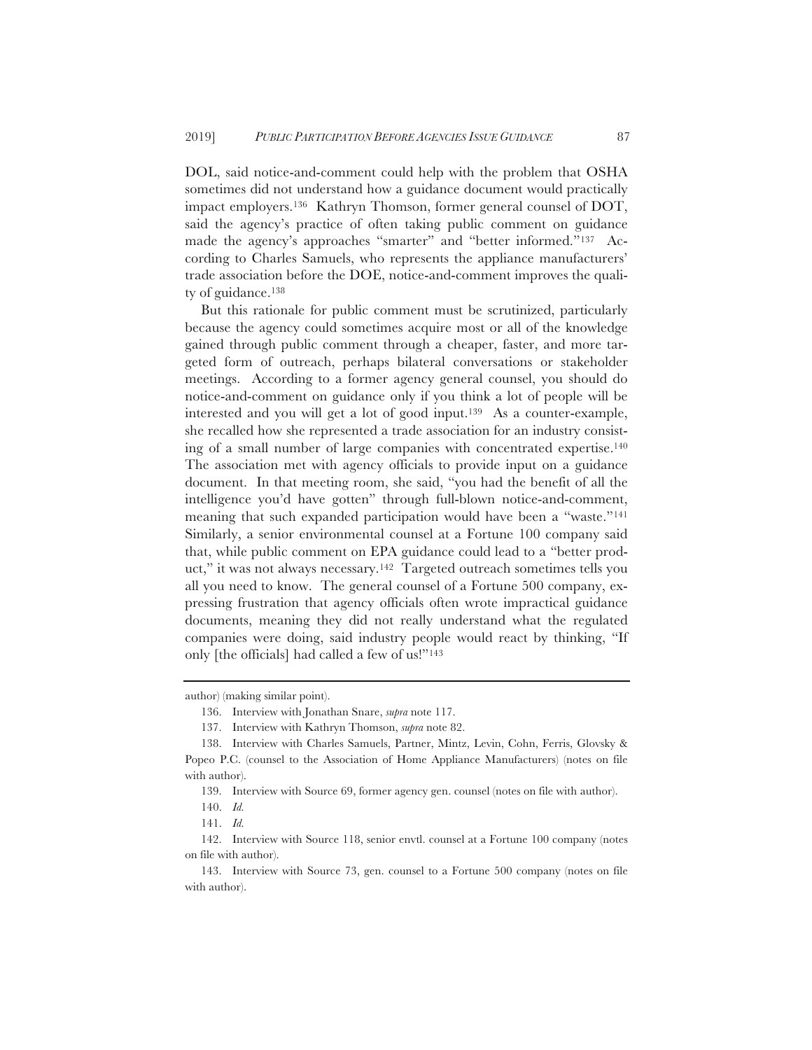DOL, said notice-and-comment could help with the problem that OSHA sometimes did not understand how a guidance document would practically impact employers.[136] Kathryn Thomson, former general counsel of DOT, said the agency's practice of often taking public comment on guidance made the agency's approaches "smarter" and "better informed."[137] According to Charles Samuels, who represents the appliance manufacturers' trade association before the DOE, notice-and-comment improves the quality of guidance.[138]

But this rationale for public comment must be scrutinized, particularly because the agency could sometimes acquire most or all of the knowledge gained through public comment through a cheaper, faster, and more targeted form of outreach, perhaps bilateral conversations or stakeholder meetings. According to a former agency general counsel, you should do notice-and-comment on guidance only if you think a lot of people will be interested and you will get a lot of good input.[139] As a counter-example, she recalled how she represented a trade association for an industry consisting of a small number of large companies with concentrated expertise.[140] The association met with agency officials to provide input on a guidance document. In that meeting room, she said, "you had the benefit of all the intelligence you'd have gotten" through full-blown notice-and-comment, meaning that such expanded participation would have been a "waste."[141] Similarly, a senior environmental counsel at a Fortune 100 company said that, while public comment on EPA guidance could lead to a "better product," it was not always necessary.[142] Targeted outreach sometimes tells you all you need to know. The general counsel of a Fortune 500 company, expressing frustration that agency officials often wrote impractical guidance documents, meaning they did not really understand what the regulated companies were doing, said industry people would react by thinking, "If only [the officials] had called a few of us!"[143]

---

author) (making similar point).

136. Interview with Jonathan Snare, *supra* note 117.

137. Interview with Kathryn Thomson, *supra* note 82.

138. Interview with Charles Samuels, Partner, Mintz, Levin, Cohn, Ferris, Glovsky & Popeo P.C. (counsel to the Association of Home Appliance Manufacturers) (notes on file with author).

139. Interview with Source 69, former agency gen. counsel (notes on file with author).

140. *Id.*

141. *Id.*

142. Interview with Source 118, senior envtl. counsel at a Fortune 100 company (notes on file with author).

143. Interview with Source 73, gen. counsel to a Fortune 500 company (notes on file with author).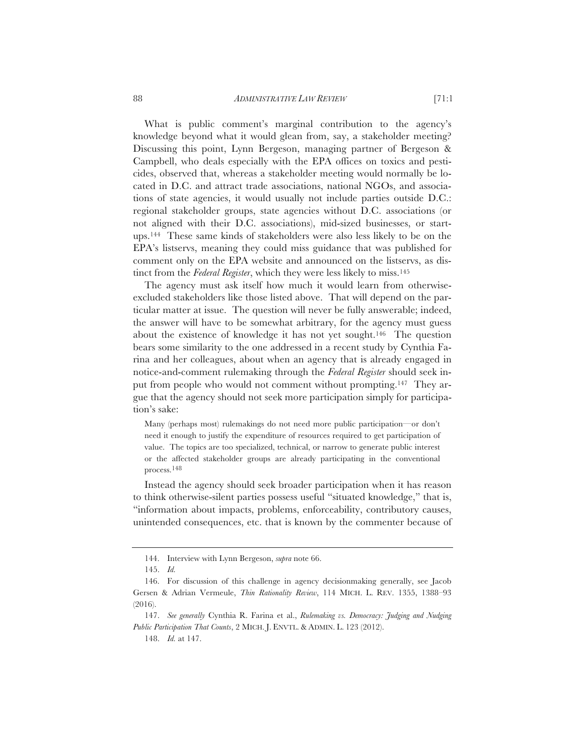What is public comment's marginal contribution to the agency's knowledge beyond what it would glean from, say, a stakeholder meeting? Discussing this point, Lynn Bergeson, managing partner of Bergeson & Campbell, who deals especially with the EPA offices on toxics and pesticides, observed that, whereas a stakeholder meeting would normally be located in D.C. and attract trade associations, national NGOs, and associations of state agencies, it would usually not include parties outside D.C.: regional stakeholder groups, state agencies without D.C. associations (or not aligned with their D.C. associations), mid-sized businesses, or startups.[144] These same kinds of stakeholders were also less likely to be on the EPA's listservs, meaning they could miss guidance that was published for comment only on the EPA website and announced on the listservs, as distinct from the *Federal Register*, which they were less likely to miss.[145]

The agency must ask itself how much it would learn from otherwise-excluded stakeholders like those listed above. That will depend on the particular matter at issue. The question will never be fully answerable; indeed, the answer will have to be somewhat arbitrary, for the agency must guess about the existence of knowledge it has not yet sought.[146] The question bears some similarity to the one addressed in a recent study by Cynthia Farina and her colleagues, about when an agency that is already engaged in notice-and-comment rulemaking through the *Federal Register* should seek input from people who would not comment without prompting.[147] They argue that the agency should not seek more participation simply for participation's sake:

> Many (perhaps most) rulemakings do not need more public participation—or don't need it enough to justify the expenditure of resources required to get participation of value. The topics are too specialized, technical, or narrow to generate public interest or the affected stakeholder groups are already participating in the conventional process.[148]

Instead the agency should seek broader participation when it has reason to think otherwise-silent parties possess useful "situated knowledge," that is, "information about impacts, problems, enforceability, contributory causes, unintended consequences, etc. that is known by the commenter because of

---

144. Interview with Lynn Bergeson, *supra* note 66.

145. *Id.*

146. For discussion of this challenge in agency decisionmaking generally, see Jacob Gersen & Adrian Vermeule, *Thin Rationality Review*, 114 MICH. L. REV. 1355, 1388–93 (2016).

147. *See generally* Cynthia R. Farina et al., *Rulemaking vs. Democracy: Judging and Nudging Public Participation That Counts*, 2 MICH. J. ENVTL. & ADMIN. L. 123 (2012).

148. *Id.* at 147.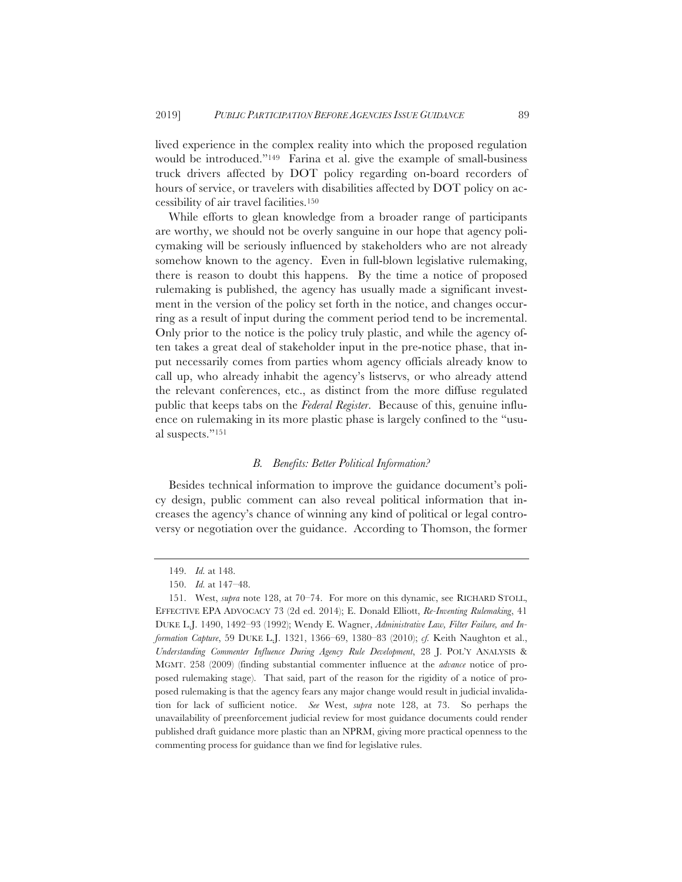lived experience in the complex reality into which the proposed regulation would be introduced."[149] Farina et al. give the example of small-business truck drivers affected by DOT policy regarding on-board recorders of hours of service, or travelers with disabilities affected by DOT policy on accessibility of air travel facilities.[150]

While efforts to glean knowledge from a broader range of participants are worthy, we should not be overly sanguine in our hope that agency policymaking will be seriously influenced by stakeholders who are not already somehow known to the agency. Even in full-blown legislative rulemaking, there is reason to doubt this happens. By the time a notice of proposed rulemaking is published, the agency has usually made a significant investment in the version of the policy set forth in the notice, and changes occurring as a result of input during the comment period tend to be incremental. Only prior to the notice is the policy truly plastic, and while the agency often takes a great deal of stakeholder input in the pre-notice phase, that input necessarily comes from parties whom agency officials already know to call up, who already inhabit the agency's listservs, or who already attend the relevant conferences, etc., as distinct from the more diffuse regulated public that keeps tabs on the *Federal Register*. Because of this, genuine influence on rulemaking in its more plastic phase is largely confined to the "usual suspects."[151]

### *B. Benefits: Better Political Information?*

Besides technical information to improve the guidance document's policy design, public comment can also reveal political information that increases the agency's chance of winning any kind of political or legal controversy or negotiation over the guidance. According to Thomson, the former

---

149. *Id.* at 148.

150. *Id.* at 147–48.

151. West, *supra* note 128, at 70–74. For more on this dynamic, see RICHARD STOLL, EFFECTIVE EPA ADVOCACY 73 (2d ed. 2014); E. Donald Elliott, *Re-Inventing Rulemaking*, 41 DUKE L.J. 1490, 1492–93 (1992); Wendy E. Wagner, *Administrative Law, Filter Failure, and Information Capture*, 59 DUKE L.J. 1321, 1366–69, 1380–83 (2010); *cf.* Keith Naughton et al., *Understanding Commenter Influence During Agency Rule Development*, 28 J. POL'Y ANALYSIS & MGMT. 258 (2009) (finding substantial commenter influence at the *advance* notice of proposed rulemaking stage). That said, part of the reason for the rigidity of a notice of proposed rulemaking is that the agency fears any major change would result in judicial invalidation for lack of sufficient notice. *See* West, *supra* note 128, at 73. So perhaps the unavailability of preenforcement judicial review for most guidance documents could render published draft guidance more plastic than an NPRM, giving more practical openness to the commenting process for guidance than we find for legislative rules.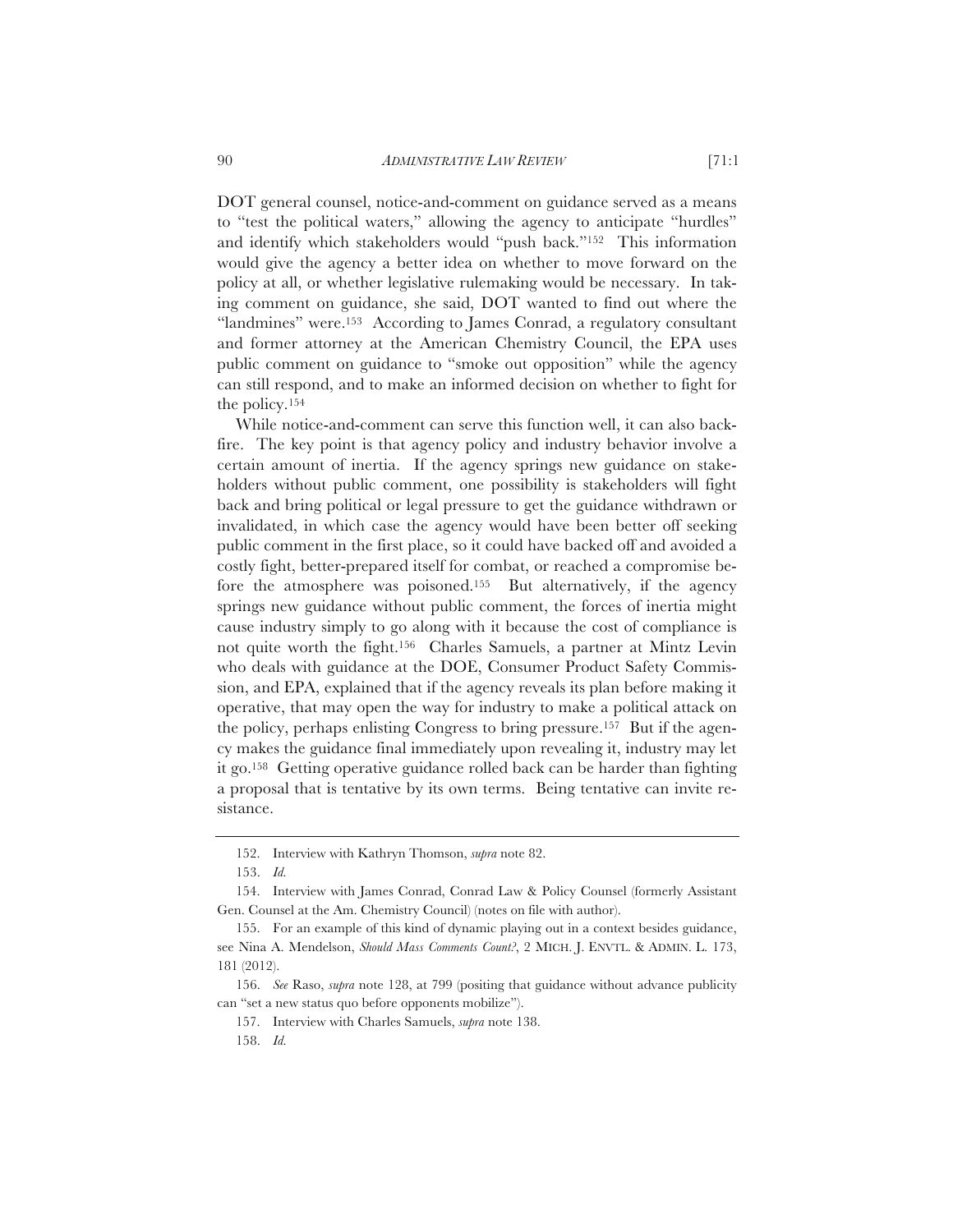DOT general counsel, notice-and-comment on guidance served as a means to "test the political waters," allowing the agency to anticipate "hurdles" and identify which stakeholders would "push back."[152] This information would give the agency a better idea on whether to move forward on the policy at all, or whether legislative rulemaking would be necessary. In taking comment on guidance, she said, DOT wanted to find out where the "landmines" were.[153] According to James Conrad, a regulatory consultant and former attorney at the American Chemistry Council, the EPA uses public comment on guidance to "smoke out opposition" while the agency can still respond, and to make an informed decision on whether to fight for the policy.[154]

While notice-and-comment can serve this function well, it can also backfire. The key point is that agency policy and industry behavior involve a certain amount of inertia. If the agency springs new guidance on stakeholders without public comment, one possibility is stakeholders will fight back and bring political or legal pressure to get the guidance withdrawn or invalidated, in which case the agency would have been better off seeking public comment in the first place, so it could have backed off and avoided a costly fight, better-prepared itself for combat, or reached a compromise before the atmosphere was poisoned.[155] But alternatively, if the agency springs new guidance without public comment, the forces of inertia might cause industry simply to go along with it because the cost of compliance is not quite worth the fight.[156] Charles Samuels, a partner at Mintz Levin who deals with guidance at the DOE, Consumer Product Safety Commission, and EPA, explained that if the agency reveals its plan before making it operative, that may open the way for industry to make a political attack on the policy, perhaps enlisting Congress to bring pressure.[157] But if the agency makes the guidance final immediately upon revealing it, industry may let it go.[158] Getting operative guidance rolled back can be harder than fighting a proposal that is tentative by its own terms. Being tentative can invite resistance.

---

152. Interview with Kathryn Thomson, *supra* note 82.

153. *Id.*

154. Interview with James Conrad, Conrad Law & Policy Counsel (formerly Assistant Gen. Counsel at the Am. Chemistry Council) (notes on file with author).

155. For an example of this kind of dynamic playing out in a context besides guidance, see Nina A. Mendelson, *Should Mass Comments Count?*, 2 MICH. J. ENVTL. & ADMIN. L. 173, 181 (2012).

156. *See* Raso, *supra* note 128, at 799 (positing that guidance without advance publicity can "set a new status quo before opponents mobilize").

157. Interview with Charles Samuels, *supra* note 138.

158. *Id.*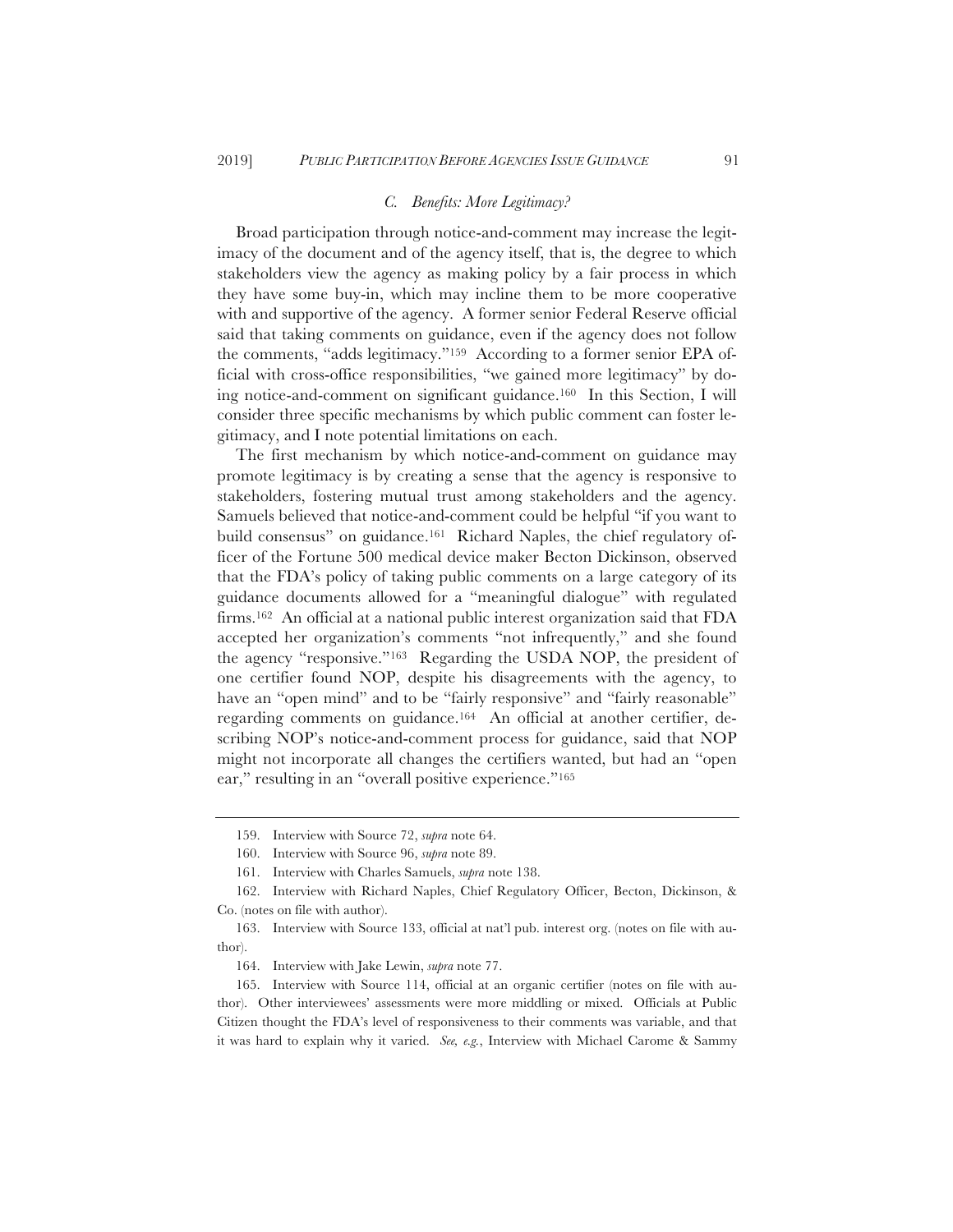### *C. Benefits: More Legitimacy?*

Broad participation through notice-and-comment may increase the legitimacy of the document and of the agency itself, that is, the degree to which stakeholders view the agency as making policy by a fair process in which they have some buy-in, which may incline them to be more cooperative with and supportive of the agency. A former senior Federal Reserve official said that taking comments on guidance, even if the agency does not follow the comments, "adds legitimacy."[159] According to a former senior EPA official with cross-office responsibilities, "we gained more legitimacy" by doing notice-and-comment on significant guidance.[160] In this Section, I will consider three specific mechanisms by which public comment can foster legitimacy, and I note potential limitations on each.

The first mechanism by which notice-and-comment on guidance may promote legitimacy is by creating a sense that the agency is responsive to stakeholders, fostering mutual trust among stakeholders and the agency. Samuels believed that notice-and-comment could be helpful "if you want to build consensus" on guidance.[161] Richard Naples, the chief regulatory officer of the Fortune 500 medical device maker Becton Dickinson, observed that the FDA's policy of taking public comments on a large category of its guidance documents allowed for a "meaningful dialogue" with regulated firms.[162] An official at a national public interest organization said that FDA accepted her organization's comments "not infrequently," and she found the agency "responsive."[163] Regarding the USDA NOP, the president of one certifier found NOP, despite his disagreements with the agency, to have an "open mind" and to be "fairly responsive" and "fairly reasonable" regarding comments on guidance.[164] An official at another certifier, describing NOP's notice-and-comment process for guidance, said that NOP might not incorporate all changes the certifiers wanted, but had an "open ear," resulting in an "overall positive experience."[165]

---

159. Interview with Source 72, *supra* note 64.

160. Interview with Source 96, *supra* note 89.

161. Interview with Charles Samuels, *supra* note 138.

162. Interview with Richard Naples, Chief Regulatory Officer, Becton, Dickinson, & Co. (notes on file with author).

163. Interview with Source 133, official at nat'l pub. interest org. (notes on file with author).

164. Interview with Jake Lewin, *supra* note 77.

165. Interview with Source 114, official at an organic certifier (notes on file with author). Other interviewees' assessments were more middling or mixed. Officials at Public Citizen thought the FDA's level of responsiveness to their comments was variable, and that it was hard to explain why it varied. *See, e.g.*, Interview with Michael Carome & Sammy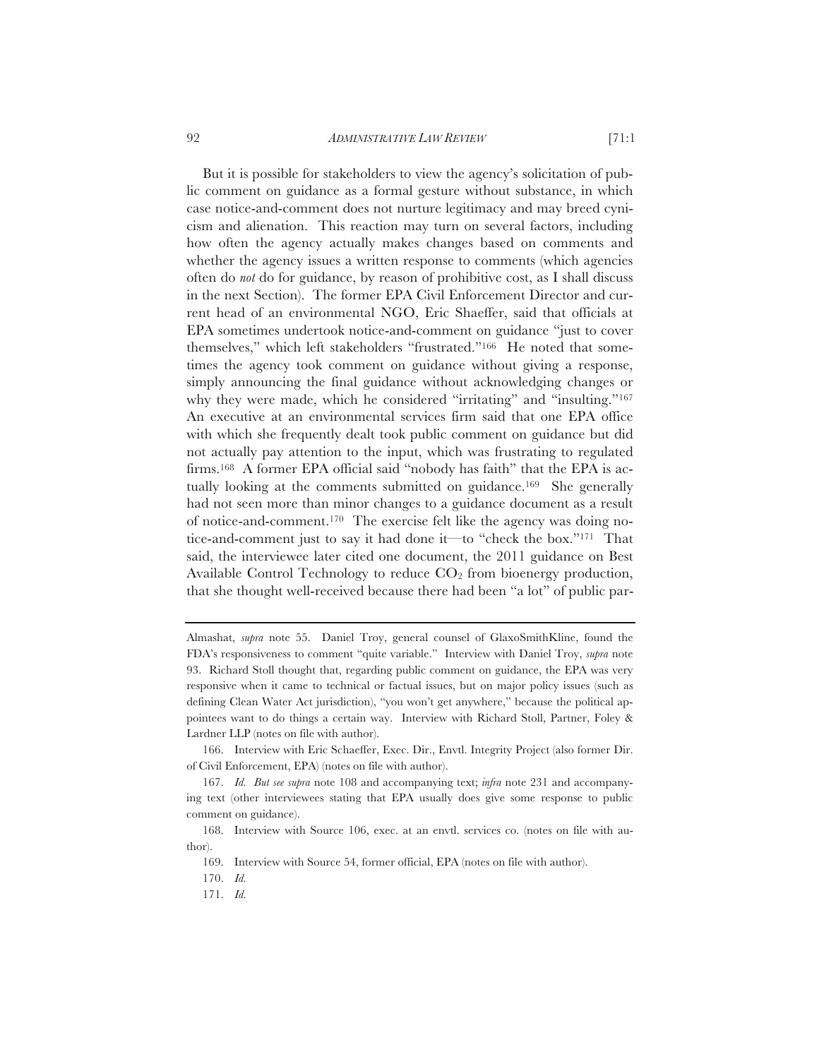But it is possible for stakeholders to view the agency's solicitation of public comment on guidance as a formal gesture without substance, in which case notice-and-comment does not nurture legitimacy and may breed cynicism and alienation. This reaction may turn on several factors, including how often the agency actually makes changes based on comments and whether the agency issues a written response to comments (which agencies often do *not* do for guidance, by reason of prohibitive cost, as I shall discuss in the next Section). The former EPA Civil Enforcement Director and current head of an environmental NGO, Eric Shaeffer, said that officials at EPA sometimes undertook notice-and-comment on guidance "just to cover themselves," which left stakeholders "frustrated."[166] He noted that sometimes the agency took comment on guidance without giving a response, simply announcing the final guidance without acknowledging changes or why they were made, which he considered "irritating" and "insulting."[167] An executive at an environmental services firm said that one EPA office with which she frequently dealt took public comment on guidance but did not actually pay attention to the input, which was frustrating to regulated firms.[168] A former EPA official said "nobody has faith" that the EPA is actually looking at the comments submitted on guidance.[169] She generally had not seen more than minor changes to a guidance document as a result of notice-and-comment.[170] The exercise felt like the agency was doing notice-and-comment just to say it had done it—to "check the box."[171] That said, the interviewee later cited one document, the 2011 guidance on Best Available Control Technology to reduce $CO_2$ from bioenergy production, that she thought well-received because there had been "a lot" of public par-

---

Almashat, *supra* note 55. Daniel Troy, general counsel of GlaxoSmithKline, found the FDA's responsiveness to comment "quite variable." Interview with Daniel Troy, *supra* note 93. Richard Stoll thought that, regarding public comment on guidance, the EPA was very responsive when it came to technical or factual issues, but on major policy issues (such as defining Clean Water Act jurisdiction), "you won't get anywhere," because the political appointees want to do things a certain way. Interview with Richard Stoll, Partner, Foley & Lardner LLP (notes on file with author).

166. Interview with Eric Schaeffer, Exec. Dir., Envtl. Integrity Project (also former Dir. of Civil Enforcement, EPA) (notes on file with author).

167. *Id. But see supra* note 108 and accompanying text; *infra* note 231 and accompanying text (other interviewees stating that EPA usually does give some response to public comment on guidance).

168. Interview with Source 106, exec. at an envtl. services co. (notes on file with author).

169. Interview with Source 54, former official, EPA (notes on file with author).

170. *Id.*

171. *Id.*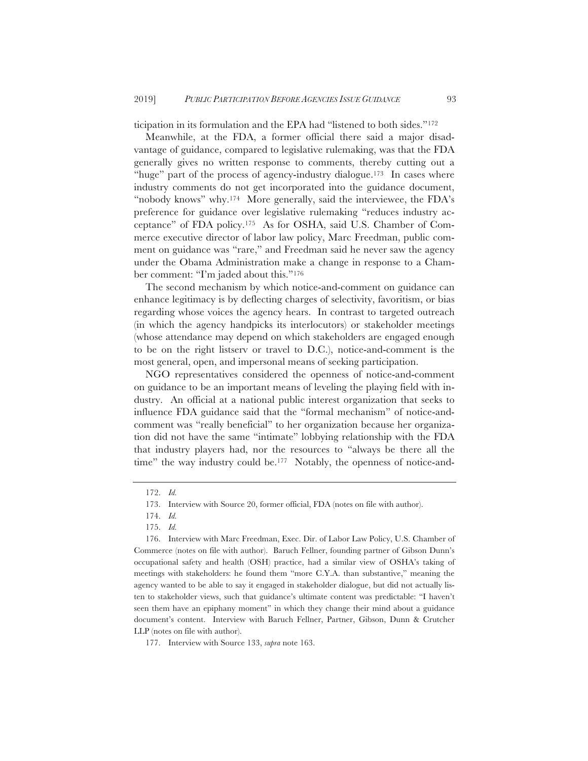ticipation in its formulation and the EPA had "listened to both sides."[172]

Meanwhile, at the FDA, a former official there said a major disadvantage of guidance, compared to legislative rulemaking, was that the FDA generally gives no written response to comments, thereby cutting out a "huge" part of the process of agency-industry dialogue.[173] In cases where industry comments do not get incorporated into the guidance document, "nobody knows" why.[174] More generally, said the interviewee, the FDA's preference for guidance over legislative rulemaking "reduces industry acceptance" of FDA policy.[175] As for OSHA, said U.S. Chamber of Commerce executive director of labor law policy, Marc Freedman, public comment on guidance was "rare," and Freedman said he never saw the agency under the Obama Administration make a change in response to a Chamber comment: "I'm jaded about this."[176]

The second mechanism by which notice-and-comment on guidance can enhance legitimacy is by deflecting charges of selectivity, favoritism, or bias regarding whose voices the agency hears. In contrast to targeted outreach (in which the agency handpicks its interlocutors) or stakeholder meetings (whose attendance may depend on which stakeholders are engaged enough to be on the right listserv or travel to D.C.), notice-and-comment is the most general, open, and impersonal means of seeking participation.

NGO representatives considered the openness of notice-and-comment on guidance to be an important means of leveling the playing field with industry. An official at a national public interest organization that seeks to influence FDA guidance said that the "formal mechanism" of notice-and-comment was "really beneficial" to her organization because her organization did not have the same "intimate" lobbying relationship with the FDA that industry players had, nor the resources to "always be there all the time" the way industry could be.[177] Notably, the openness of notice-and-

---

172. *Id.*

173. Interview with Source 20, former official, FDA (notes on file with author).

174. *Id.*

175. *Id.*

176. Interview with Marc Freedman, Exec. Dir. of Labor Law Policy, U.S. Chamber of Commerce (notes on file with author). Baruch Fellner, founding partner of Gibson Dunn's occupational safety and health (OSH) practice, had a similar view of OSHA's taking of meetings with stakeholders: he found them "more C.Y.A. than substantive," meaning the agency wanted to be able to say it engaged in stakeholder dialogue, but did not actually listen to stakeholder views, such that guidance's ultimate content was predictable: "I haven't seen them have an epiphany moment" in which they change their mind about a guidance document's content. Interview with Baruch Fellner, Partner, Gibson, Dunn & Crutcher LLP (notes on file with author).

177. Interview with Source 133, *supra* note 163.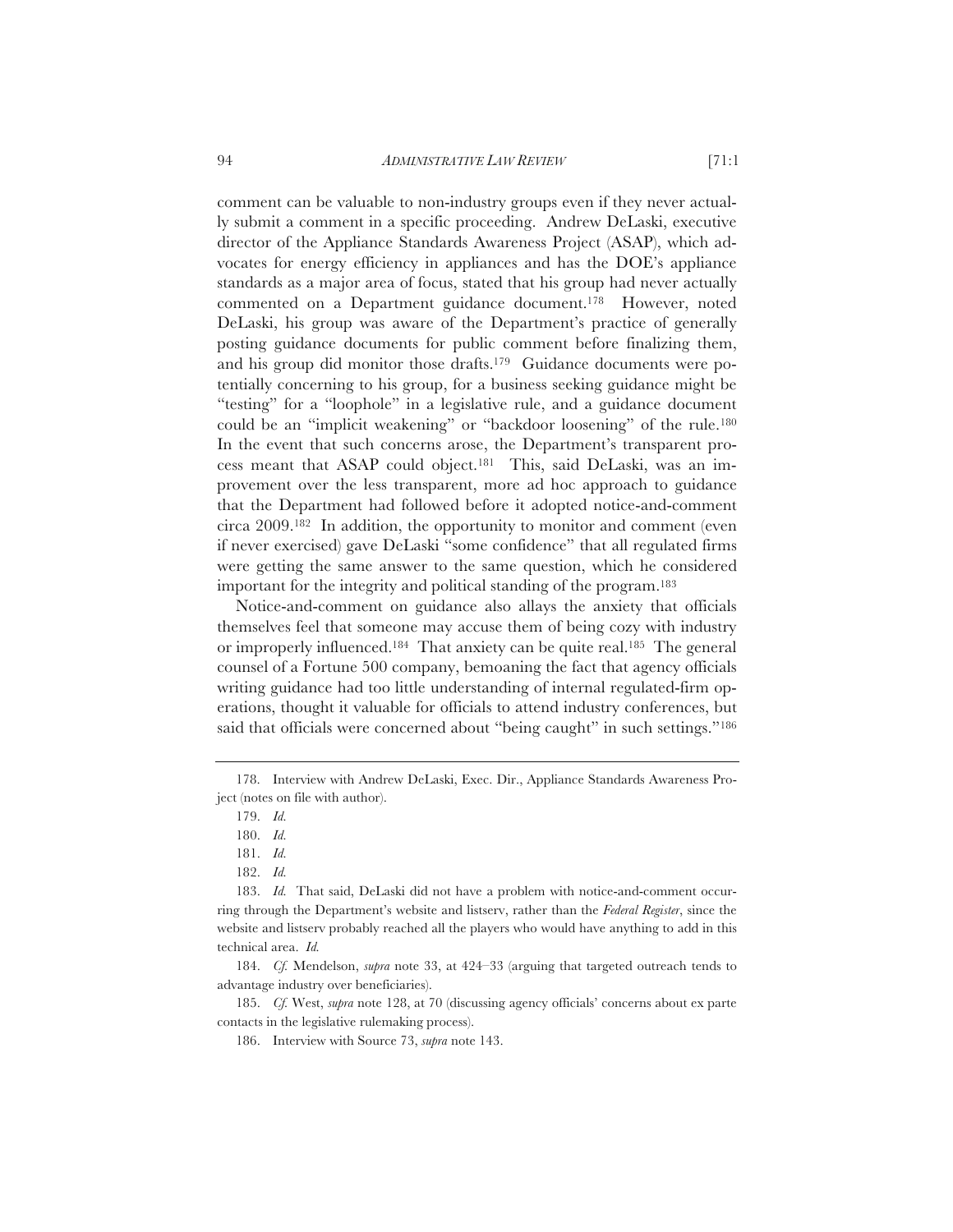comment can be valuable to non-industry groups even if they never actually submit a comment in a specific proceeding. Andrew DeLaski, executive director of the Appliance Standards Awareness Project (ASAP), which advocates for energy efficiency in appliances and has the DOE's appliance standards as a major area of focus, stated that his group had never actually commented on a Department guidance document.[178] However, noted DeLaski, his group was aware of the Department's practice of generally posting guidance documents for public comment before finalizing them, and his group did monitor those drafts.[179] Guidance documents were potentially concerning to his group, for a business seeking guidance might be "testing" for a "loophole" in a legislative rule, and a guidance document could be an "implicit weakening" or "backdoor loosening" of the rule.[180] In the event that such concerns arose, the Department's transparent process meant that ASAP could object.[181] This, said DeLaski, was an improvement over the less transparent, more ad hoc approach to guidance that the Department had followed before it adopted notice-and-comment circa 2009.[182] In addition, the opportunity to monitor and comment (even if never exercised) gave DeLaski "some confidence" that all regulated firms were getting the same answer to the same question, which he considered important for the integrity and political standing of the program.[183]

Notice-and-comment on guidance also allays the anxiety that officials themselves feel that someone may accuse them of being cozy with industry or improperly influenced.[184] That anxiety can be quite real.[185] The general counsel of a Fortune 500 company, bemoaning the fact that agency officials writing guidance had too little understanding of internal regulated-firm operations, thought it valuable for officials to attend industry conferences, but said that officials were concerned about "being caught" in such settings."[186]

178. Interview with Andrew DeLaski, Exec. Dir., Appliance Standards Awareness Project (notes on file with author).

179. *Id.*

180. *Id.*

181. *Id.*

182. *Id.*

183. *Id.* That said, DeLaski did not have a problem with notice-and-comment occurring through the Department's website and listserv, rather than the *Federal Register*, since the website and listserv probably reached all the players who would have anything to add in this technical area. *Id.*

184. *Cf.* Mendelson, *supra* note 33, at 424–33 (arguing that targeted outreach tends to advantage industry over beneficiaries).

185. *Cf.* West, *supra* note 128, at 70 (discussing agency officials' concerns about ex parte contacts in the legislative rulemaking process).

186. Interview with Source 73, *supra* note 143.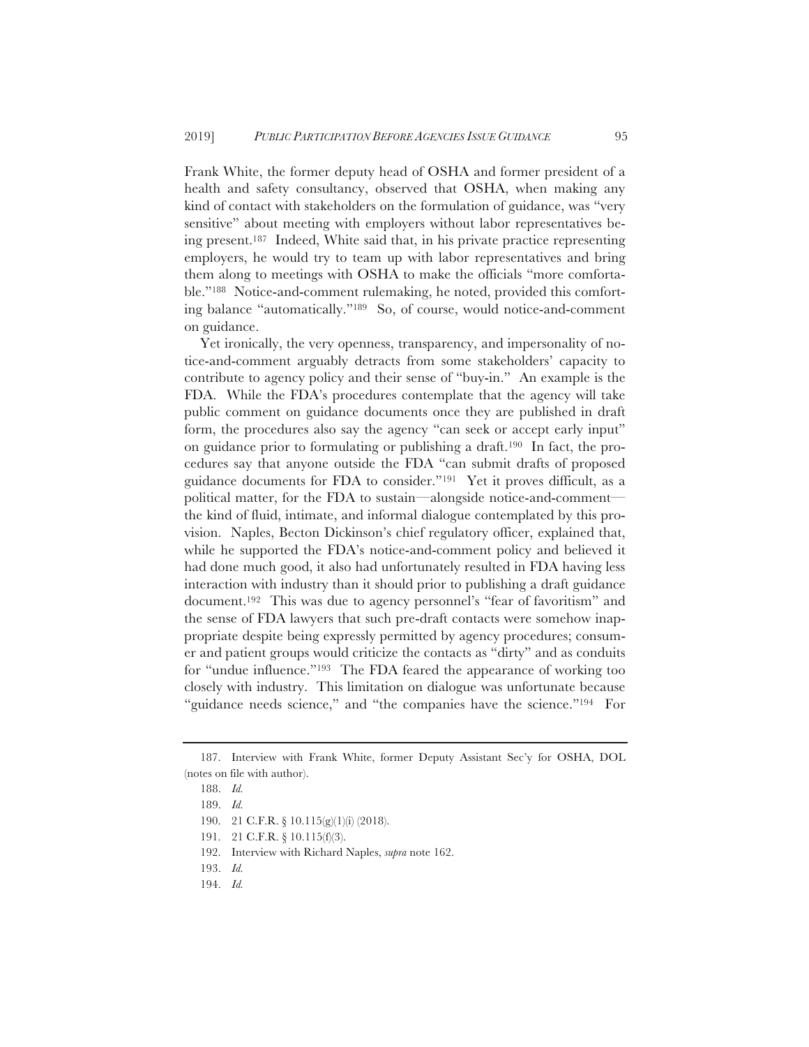Frank White, the former deputy head of OSHA and former president of a health and safety consultancy, observed that OSHA, when making any kind of contact with stakeholders on the formulation of guidance, was "very sensitive" about meeting with employers without labor representatives being present.[187] Indeed, White said that, in his private practice representing employers, he would try to team up with labor representatives and bring them along to meetings with OSHA to make the officials "more comfortable."[188] Notice-and-comment rulemaking, he noted, provided this comforting balance "automatically."[189] So, of course, would notice-and-comment on guidance.

Yet ironically, the very openness, transparency, and impersonality of notice-and-comment arguably detracts from some stakeholders' capacity to contribute to agency policy and their sense of "buy-in." An example is the FDA. While the FDA's procedures contemplate that the agency will take public comment on guidance documents once they are published in draft form, the procedures also say the agency "can seek or accept early input" on guidance prior to formulating or publishing a draft.[190] In fact, the procedures say that anyone outside the FDA "can submit drafts of proposed guidance documents for FDA to consider."[191] Yet it proves difficult, as a political matter, for the FDA to sustain—alongside notice-and-comment—the kind of fluid, intimate, and informal dialogue contemplated by this provision. Naples, Becton Dickinson's chief regulatory officer, explained that, while he supported the FDA's notice-and-comment policy and believed it had done much good, it also had unfortunately resulted in FDA having less interaction with industry than it should prior to publishing a draft guidance document.[192] This was due to agency personnel's "fear of favoritism" and the sense of FDA lawyers that such pre-draft contacts were somehow inappropriate despite being expressly permitted by agency procedures; consumer and patient groups would criticize the contacts as "dirty" and as conduits for "undue influence."[193] The FDA feared the appearance of working too closely with industry. This limitation on dialogue was unfortunate because "guidance needs science," and "the companies have the science."[194] For

---

187. Interview with Frank White, former Deputy Assistant Sec'y for OSHA, DOL (notes on file with author).

188. *Id.*

189. *Id.*

190. 21 C.F.R. § 10.115(g)(1)(i) (2018).

191. 21 C.F.R. § 10.115(f)(3).

192. Interview with Richard Naples, *supra* note 162.

193. *Id.*

194. *Id.*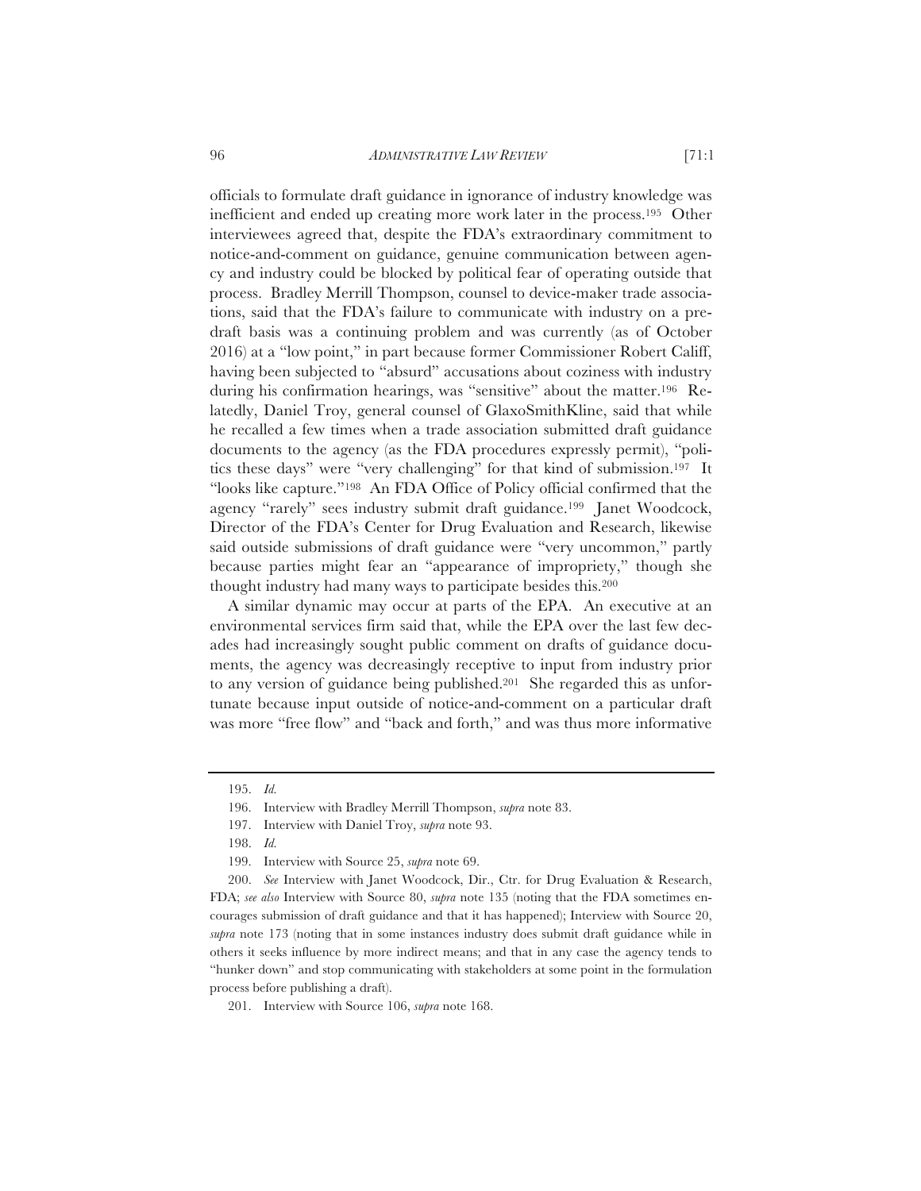officials to formulate draft guidance in ignorance of industry knowledge was inefficient and ended up creating more work later in the process.[195] Other interviewees agreed that, despite the FDA's extraordinary commitment to notice-and-comment on guidance, genuine communication between agency and industry could be blocked by political fear of operating outside that process. Bradley Merrill Thompson, counsel to device-maker trade associations, said that the FDA's failure to communicate with industry on a pre-draft basis was a continuing problem and was currently (as of October 2016) at a "low point," in part because former Commissioner Robert Califf, having been subjected to "absurd" accusations about coziness with industry during his confirmation hearings, was "sensitive" about the matter.[196] Relatedly, Daniel Troy, general counsel of GlaxoSmithKline, said that while he recalled a few times when a trade association submitted draft guidance documents to the agency (as the FDA procedures expressly permit), "politics these days" were "very challenging" for that kind of submission.[197] It "looks like capture."[198] An FDA Office of Policy official confirmed that the agency "rarely" sees industry submit draft guidance.[199] Janet Woodcock, Director of the FDA's Center for Drug Evaluation and Research, likewise said outside submissions of draft guidance were "very uncommon," partly because parties might fear an "appearance of impropriety," though she thought industry had many ways to participate besides this.[200]

A similar dynamic may occur at parts of the EPA. An executive at an environmental services firm said that, while the EPA over the last few decades had increasingly sought public comment on drafts of guidance documents, the agency was decreasingly receptive to input from industry prior to any version of guidance being published.[201] She regarded this as unfortunate because input outside of notice-and-comment on a particular draft was more "free flow" and "back and forth," and was thus more informative

---

195. *Id.*

196. Interview with Bradley Merrill Thompson, *supra* note 83.

197. Interview with Daniel Troy, *supra* note 93.

198. *Id.*

199. Interview with Source 25, *supra* note 69.

200. *See* Interview with Janet Woodcock, Dir., Ctr. for Drug Evaluation & Research, FDA; *see also* Interview with Source 80, *supra* note 135 (noting that the FDA sometimes encourages submission of draft guidance and that it has happened); Interview with Source 20, *supra* note 173 (noting that in some instances industry does submit draft guidance while in others it seeks influence by more indirect means; and that in any case the agency tends to "hunker down" and stop communicating with stakeholders at some point in the formulation process before publishing a draft).

201. Interview with Source 106, *supra* note 168.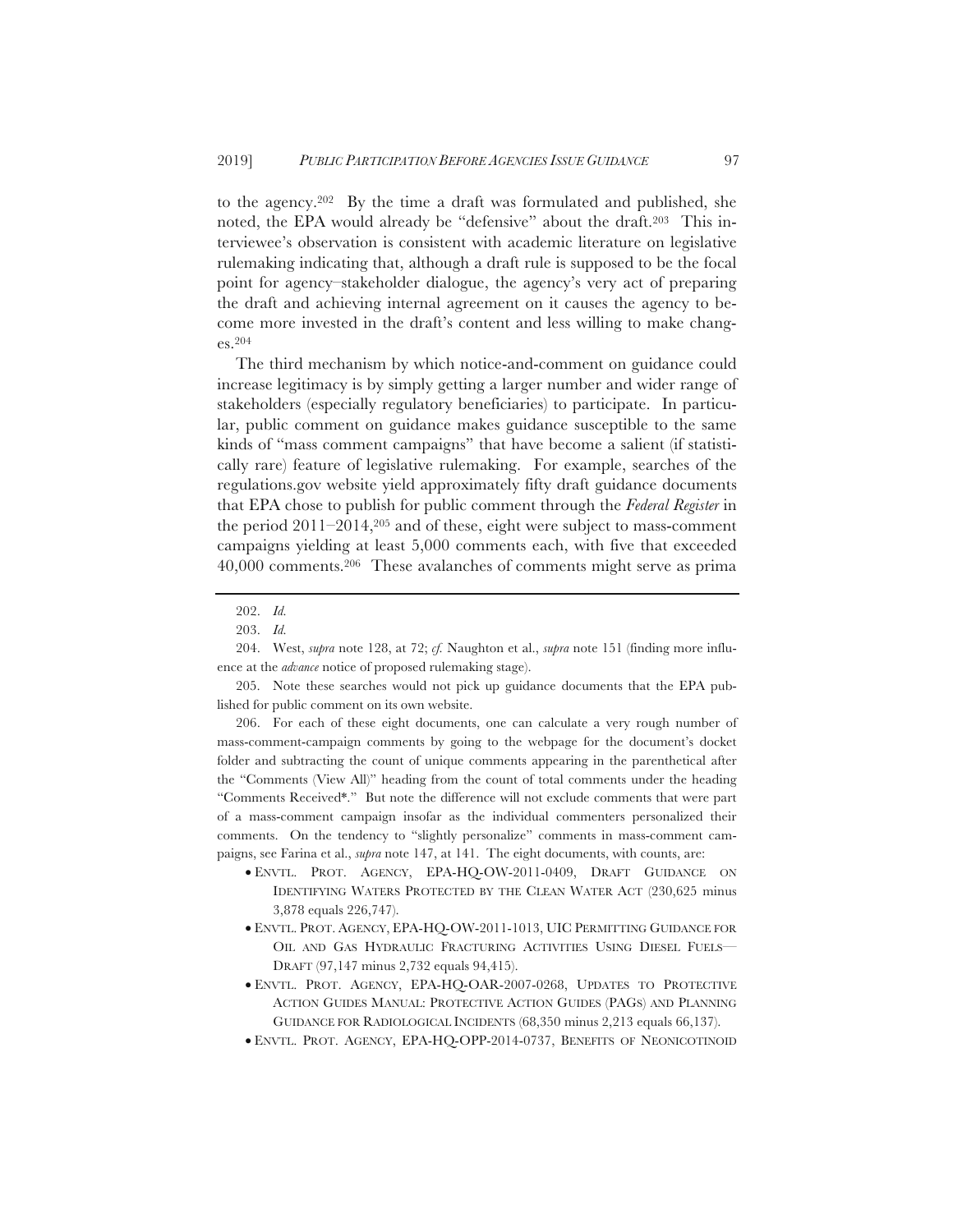to the agency.[202] By the time a draft was formulated and published, she noted, the EPA would already be "defensive" about the draft.[203] This interviewee's observation is consistent with academic literature on legislative rulemaking indicating that, although a draft rule is supposed to be the focal point for agency–stakeholder dialogue, the agency's very act of preparing the draft and achieving internal agreement on it causes the agency to become more invested in the draft's content and less willing to make changes.[204]

The third mechanism by which notice-and-comment on guidance could increase legitimacy is by simply getting a larger number and wider range of stakeholders (especially regulatory beneficiaries) to participate. In particular, public comment on guidance makes guidance susceptible to the same kinds of "mass comment campaigns" that have become a salient (if statistically rare) feature of legislative rulemaking. For example, searches of the regulations.gov website yield approximately fifty draft guidance documents that EPA chose to publish for public comment through the *Federal Register* in the period 2011–2014,[205] and of these, eight were subject to mass-comment campaigns yielding at least 5,000 comments each, with five that exceeded 40,000 comments.[206] These avalanches of comments might serve as prima

---

202. *Id.*

203. *Id.*

204. West, *supra* note 128, at 72; *cf.* Naughton et al., *supra* note 151 (finding more influence at the *advance* notice of proposed rulemaking stage).

205. Note these searches would not pick up guidance documents that the EPA published for public comment on its own website.

206. For each of these eight documents, one can calculate a very rough number of mass-comment-campaign comments by going to the webpage for the document's docket folder and subtracting the count of unique comments appearing in the parenthetical after the "Comments (View All)" heading from the count of total comments under the heading "Comments Received*." But note the difference will not exclude comments that were part of a mass-comment campaign insofar as the individual commenters personalized their comments. On the tendency to "slightly personalize" comments in mass-comment campaigns, see Farina et al., *supra* note 147, at 141. The eight documents, with counts, are:

- ENVTL. PROT. AGENCY, EPA-HQ-OW-2011-0409, DRAFT GUIDANCE ON IDENTIFYING WATERS PROTECTED BY THE CLEAN WATER ACT (230,625 minus 3,878 equals 226,747).
- ENVTL. PROT. AGENCY, EPA-HQ-OW-2011-1013, UIC PERMITTING GUIDANCE FOR OIL AND GAS HYDRAULIC FRACTURING ACTIVITIES USING DIESEL FUELS—DRAFT (97,147 minus 2,732 equals 94,415).
- ENVTL. PROT. AGENCY, EPA-HQ-OAR-2007-0268, UPDATES TO PROTECTIVE ACTION GUIDES MANUAL: PROTECTIVE ACTION GUIDES (PAGS) AND PLANNING GUIDANCE FOR RADIOLOGICAL INCIDENTS (68,350 minus 2,213 equals 66,137).
- ENVTL. PROT. AGENCY, EPA-HQ-OPP-2014-0737, BENEFITS OF NEONICOTINOID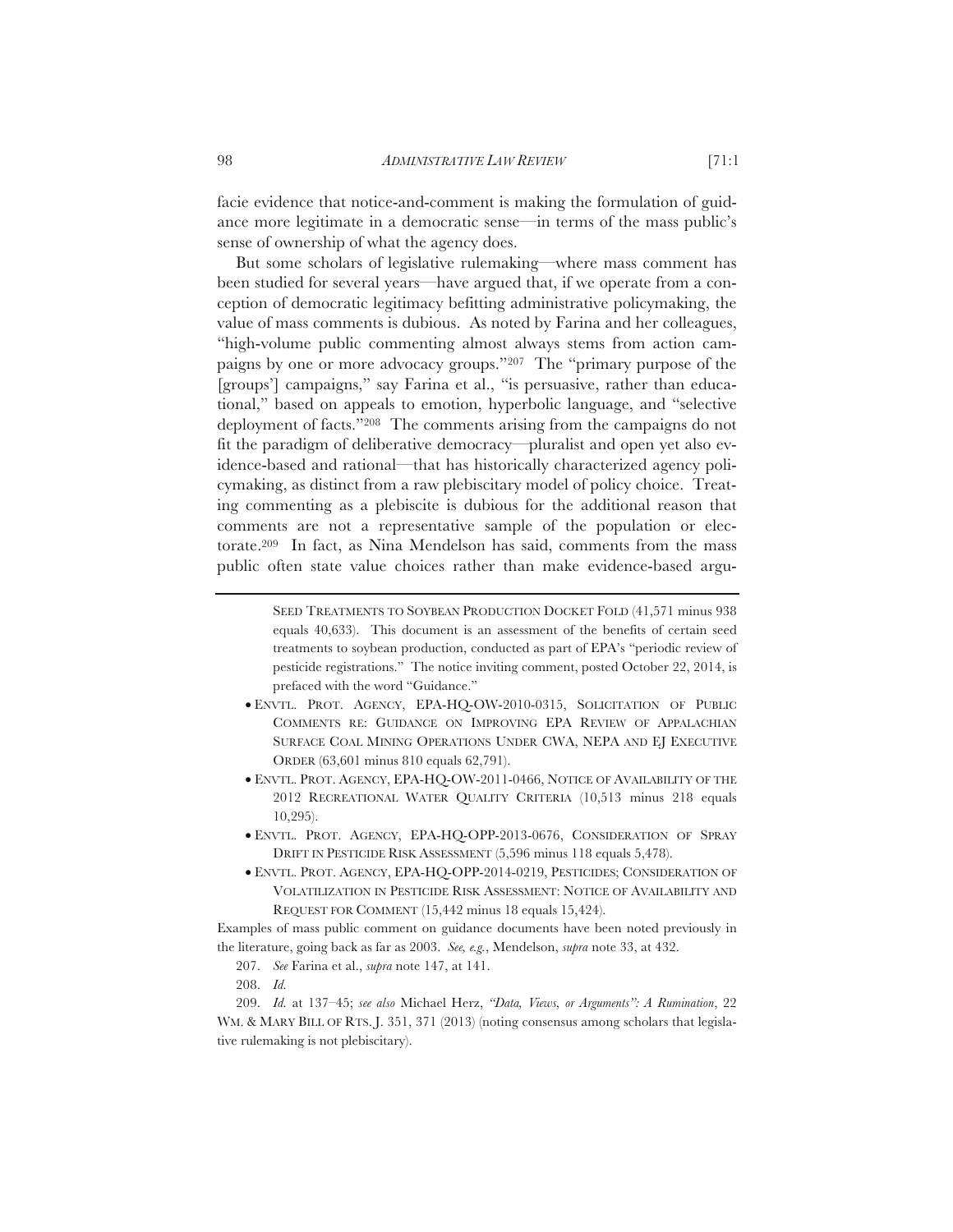facie evidence that notice-and-comment is making the formulation of guidance more legitimate in a democratic sense—in terms of the mass public's sense of ownership of what the agency does.

But some scholars of legislative rulemaking—where mass comment has been studied for several years—have argued that, if we operate from a conception of democratic legitimacy befitting administrative policymaking, the value of mass comments is dubious. As noted by Farina and her colleagues, "high-volume public commenting almost always stems from action campaigns by one or more advocacy groups."[207] The "primary purpose of the [groups'] campaigns," say Farina et al., "is persuasive, rather than educational," based on appeals to emotion, hyperbolic language, and "selective deployment of facts."[208] The comments arising from the campaigns do not fit the paradigm of deliberative democracy—pluralist and open yet also evidence-based and rational—that has historically characterized agency policymaking, as distinct from a raw plebiscitary model of policy choice. Treating commenting as a plebiscite is dubious for the additional reason that comments are not a representative sample of the population or electorate.[209] In fact, as Nina Mendelson has said, comments from the mass public often state value choices rather than make evidence-based argu-

---

SEED TREATMENTS TO SOYBEAN PRODUCTION DOCKET FOLD (41,571 minus 938 equals 40,633). This document is an assessment of the benefits of certain seed treatments to soybean production, conducted as part of EPA's "periodic review of pesticide registrations." The notice inviting comment, posted October 22, 2014, is prefaced with the word "Guidance."

- ENVTL. PROT. AGENCY, EPA-HQ-OW-2010-0315, SOLICITATION OF PUBLIC COMMENTS RE: GUIDANCE ON IMPROVING EPA REVIEW OF APPALACHIAN SURFACE COAL MINING OPERATIONS UNDER CWA, NEPA AND EJ EXECUTIVE ORDER (63,601 minus 810 equals 62,791).
- ENVTL. PROT. AGENCY, EPA-HQ-OW-2011-0466, NOTICE OF AVAILABILITY OF THE 2012 RECREATIONAL WATER QUALITY CRITERIA (10,513 minus 218 equals 10,295).
- ENVTL. PROT. AGENCY, EPA-HQ-OPP-2013-0676, CONSIDERATION OF SPRAY DRIFT IN PESTICIDE RISK ASSESSMENT (5,596 minus 118 equals 5,478).
- ENVTL. PROT. AGENCY, EPA-HQ-OPP-2014-0219, PESTICIDES; CONSIDERATION OF VOLATILIZATION IN PESTICIDE RISK ASSESSMENT: NOTICE OF AVAILABILITY AND REQUEST FOR COMMENT (15,442 minus 18 equals 15,424).

Examples of mass public comment on guidance documents have been noted previously in the literature, going back as far as 2003. *See, e.g.*, Mendelson, *supra* note 33, at 432.

207. *See* Farina et al., *supra* note 147, at 141.

208. *Id.*

209. *Id.* at 137–45; *see also* Michael Herz, *"Data, Views, or Arguments": A Rumination*, 22 WM. & MARY BILL OF RTS. J. 351, 371 (2013) (noting consensus among scholars that legislative rulemaking is not plebiscitary).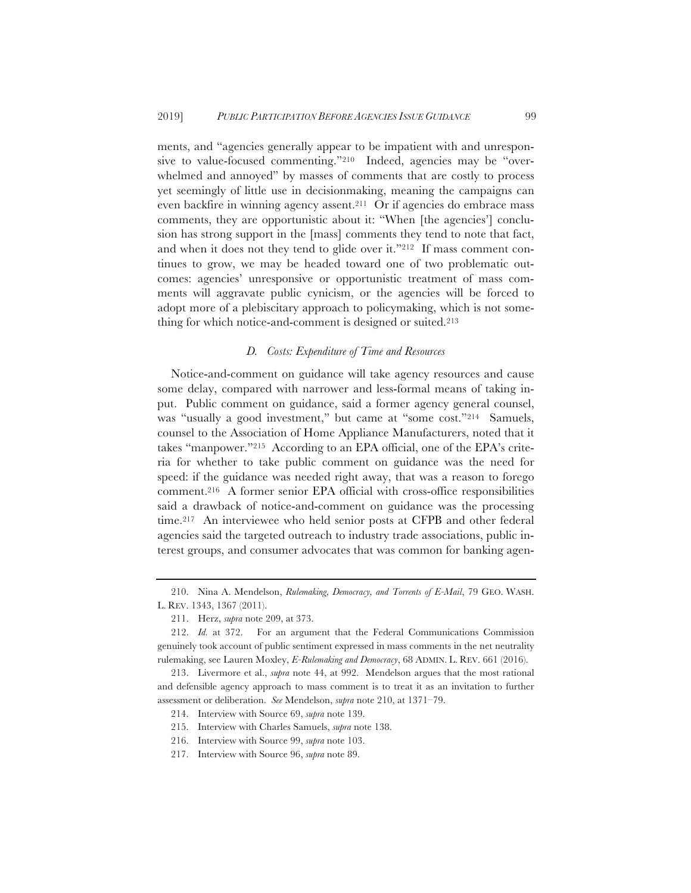ments, and "agencies generally appear to be impatient with and unresponsive to value-focused commenting."[210] Indeed, agencies may be "overwhelmed and annoyed" by masses of comments that are costly to process yet seemingly of little use in decisionmaking, meaning the campaigns can even backfire in winning agency assent.[211] Or if agencies do embrace mass comments, they are opportunistic about it: "When [the agencies'] conclusion has strong support in the [mass] comments they tend to note that fact, and when it does not they tend to glide over it."[212] If mass comment continues to grow, we may be headed toward one of two problematic outcomes: agencies' unresponsive or opportunistic treatment of mass comments will aggravate public cynicism, or the agencies will be forced to adopt more of a plebiscitary approach to policymaking, which is not something for which notice-and-comment is designed or suited.[213]

### *D. Costs: Expenditure of Time and Resources*

Notice-and-comment on guidance will take agency resources and cause some delay, compared with narrower and less-formal means of taking input. Public comment on guidance, said a former agency general counsel, was "usually a good investment," but came at "some cost."[214] Samuels, counsel to the Association of Home Appliance Manufacturers, noted that it takes "manpower."[215] According to an EPA official, one of the EPA's criteria for whether to take public comment on guidance was the need for speed: if the guidance was needed right away, that was a reason to forego comment.[216] A former senior EPA official with cross-office responsibilities said a drawback of notice-and-comment on guidance was the processing time.[217] An interviewee who held senior posts at CFPB and other federal agencies said the targeted outreach to industry trade associations, public interest groups, and consumer advocates that was common for banking agen-

---

210. Nina A. Mendelson, *Rulemaking, Democracy, and Torrents of E-Mail*, 79 GEO. WASH. L. REV. 1343, 1367 (2011).

211. Herz, *supra* note 209, at 373.

212. *Id.* at 372. For an argument that the Federal Communications Commission genuinely took account of public sentiment expressed in mass comments in the net neutrality rulemaking, see Lauren Moxley, *E-Rulemaking and Democracy*, 68 ADMIN. L. REV. 661 (2016).

213. Livermore et al., *supra* note 44, at 992. Mendelson argues that the most rational and defensible agency approach to mass comment is to treat it as an invitation to further assessment or deliberation. *See* Mendelson, *supra* note 210, at 1371–79.

214. Interview with Source 69, *supra* note 139.

215. Interview with Charles Samuels, *supra* note 138.

216. Interview with Source 99, *supra* note 103.

217. Interview with Source 96, *supra* note 89.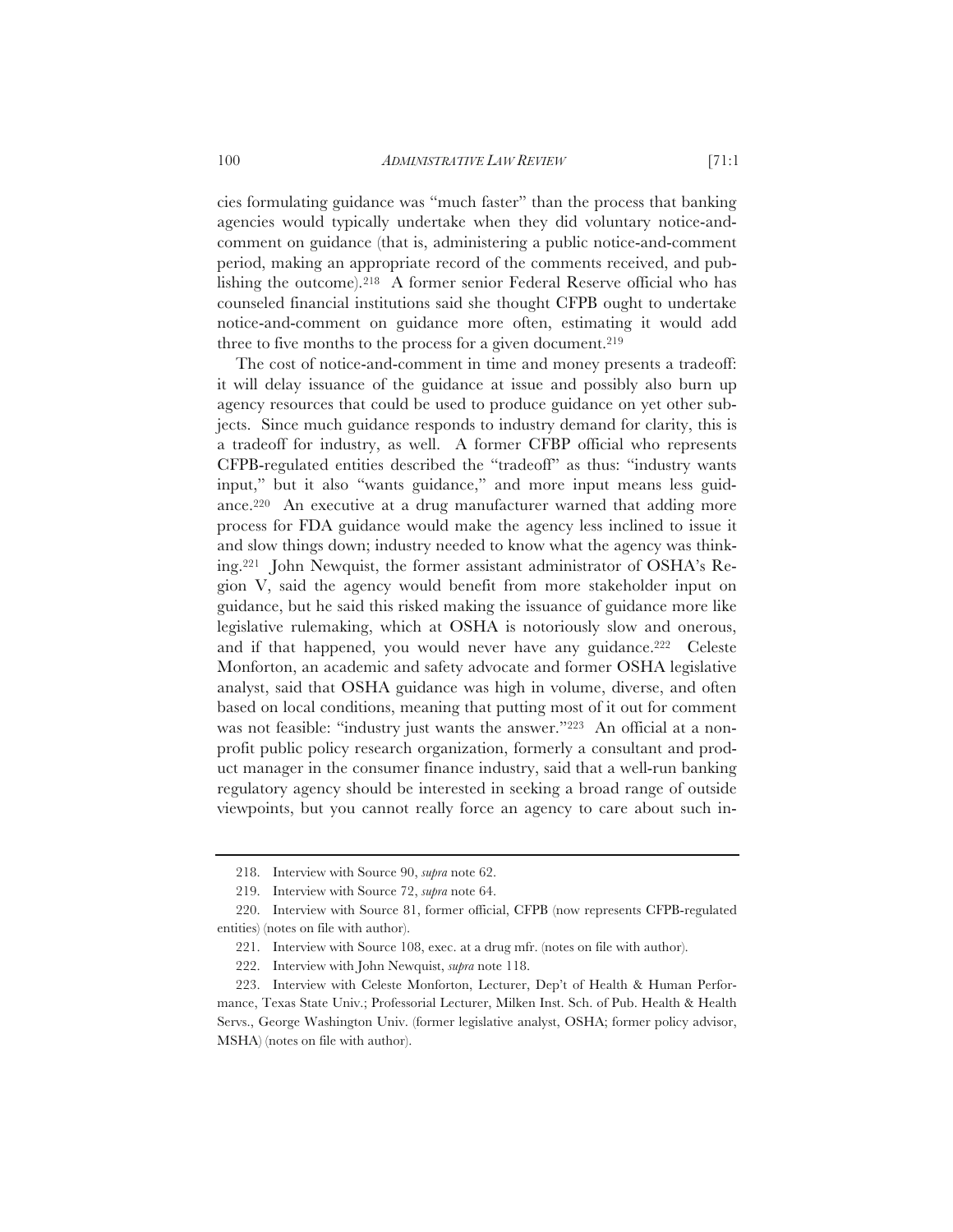cies formulating guidance was "much faster" than the process that banking agencies would typically undertake when they did voluntary notice-and-comment on guidance (that is, administering a public notice-and-comment period, making an appropriate record of the comments received, and publishing the outcome).[218] A former senior Federal Reserve official who has counseled financial institutions said she thought CFPB ought to undertake notice-and-comment on guidance more often, estimating it would add three to five months to the process for a given document.[219]

The cost of notice-and-comment in time and money presents a tradeoff: it will delay issuance of the guidance at issue and possibly also burn up agency resources that could be used to produce guidance on yet other subjects. Since much guidance responds to industry demand for clarity, this is a tradeoff for industry, as well. A former CFBP official who represents CFPB-regulated entities described the "tradeoff" as thus: "industry wants input," but it also "wants guidance," and more input means less guidance.[220] An executive at a drug manufacturer warned that adding more process for FDA guidance would make the agency less inclined to issue it and slow things down; industry needed to know what the agency was thinking.[221] John Newquist, the former assistant administrator of OSHA's Region V, said the agency would benefit from more stakeholder input on guidance, but he said this risked making the issuance of guidance more like legislative rulemaking, which at OSHA is notoriously slow and onerous, and if that happened, you would never have any guidance.[222] Celeste Monforton, an academic and safety advocate and former OSHA legislative analyst, said that OSHA guidance was high in volume, diverse, and often based on local conditions, meaning that putting most of it out for comment was not feasible: "industry just wants the answer."[223] An official at a nonprofit public policy research organization, formerly a consultant and product manager in the consumer finance industry, said that a well-run banking regulatory agency should be interested in seeking a broad range of outside viewpoints, but you cannot really force an agency to care about such in-

---

218. Interview with Source 90, *supra* note 62.

219. Interview with Source 72, *supra* note 64.

220. Interview with Source 81, former official, CFPB (now represents CFPB-regulated entities) (notes on file with author).

221. Interview with Source 108, exec. at a drug mfr. (notes on file with author).

222. Interview with John Newquist, *supra* note 118.

223. Interview with Celeste Monforton, Lecturer, Dep't of Health & Human Performance, Texas State Univ.; Professorial Lecturer, Milken Inst. Sch. of Pub. Health & Health Servs., George Washington Univ. (former legislative analyst, OSHA; former policy advisor, MSHA) (notes on file with author).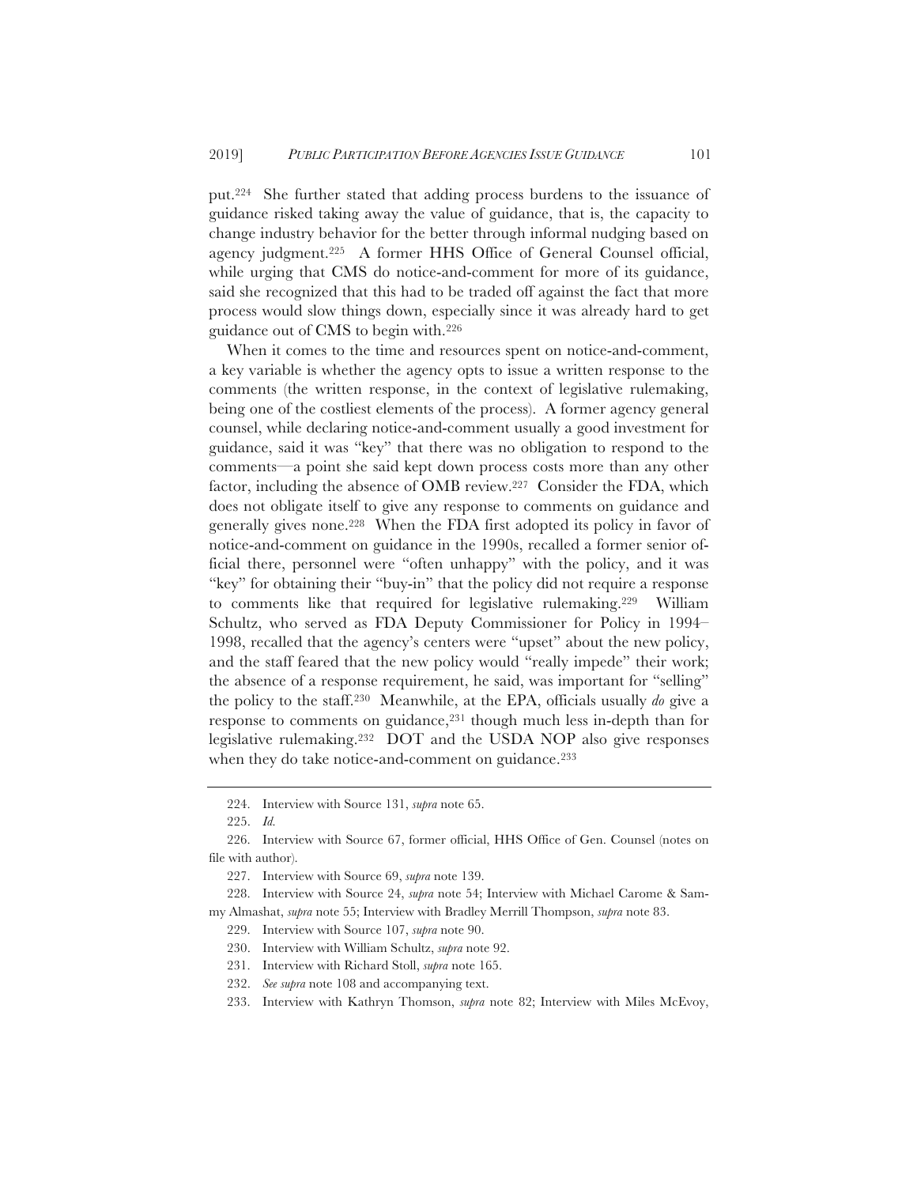put.[224] She further stated that adding process burdens to the issuance of guidance risked taking away the value of guidance, that is, the capacity to change industry behavior for the better through informal nudging based on agency judgment.[225] A former HHS Office of General Counsel official, while urging that CMS do notice-and-comment for more of its guidance, said she recognized that this had to be traded off against the fact that more process would slow things down, especially since it was already hard to get guidance out of CMS to begin with.[226]

When it comes to the time and resources spent on notice-and-comment, a key variable is whether the agency opts to issue a written response to the comments (the written response, in the context of legislative rulemaking, being one of the costliest elements of the process). A former agency general counsel, while declaring notice-and-comment usually a good investment for guidance, said it was "key" that there was no obligation to respond to the comments—a point she said kept down process costs more than any other factor, including the absence of OMB review.[227] Consider the FDA, which does not obligate itself to give any response to comments on guidance and generally gives none.[228] When the FDA first adopted its policy in favor of notice-and-comment on guidance in the 1990s, recalled a former senior official there, personnel were "often unhappy" with the policy, and it was "key" for obtaining their "buy-in" that the policy did not require a response to comments like that required for legislative rulemaking.[229] William Schultz, who served as FDA Deputy Commissioner for Policy in 1994–1998, recalled that the agency's centers were "upset" about the new policy, and the staff feared that the new policy would "really impede" their work; the absence of a response requirement, he said, was important for "selling" the policy to the staff.[230] Meanwhile, at the EPA, officials usually *do* give a response to comments on guidance,[231] though much less in-depth than for legislative rulemaking.[232] DOT and the USDA NOP also give responses when they do take notice-and-comment on guidance.[233]

---

224. Interview with Source 131, *supra* note 65.

225. *Id.*

226. Interview with Source 67, former official, HHS Office of Gen. Counsel (notes on file with author).

227. Interview with Source 69, *supra* note 139.

228. Interview with Source 24, *supra* note 54; Interview with Michael Carome & Sammy Almashat, *supra* note 55; Interview with Bradley Merrill Thompson, *supra* note 83.

229. Interview with Source 107, *supra* note 90.

230. Interview with William Schultz, *supra* note 92.

231. Interview with Richard Stoll, *supra* note 165.

232. *See supra* note 108 and accompanying text.

233. Interview with Kathryn Thomson, *supra* note 82; Interview with Miles McEvoy,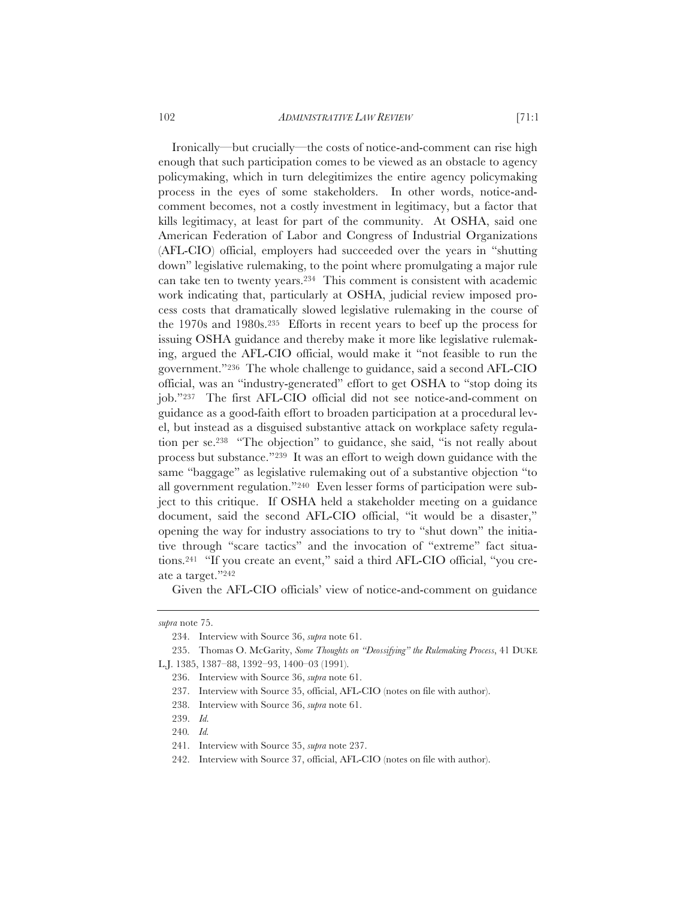Ironically—but crucially—the costs of notice-and-comment can rise high enough that such participation comes to be viewed as an obstacle to agency policymaking, which in turn delegitimizes the entire agency policymaking process in the eyes of some stakeholders. In other words, notice-and-comment becomes, not a costly investment in legitimacy, but a factor that kills legitimacy, at least for part of the community. At OSHA, said one American Federation of Labor and Congress of Industrial Organizations (AFL-CIO) official, employers had succeeded over the years in "shutting down" legislative rulemaking, to the point where promulgating a major rule can take ten to twenty years.[234] This comment is consistent with academic work indicating that, particularly at OSHA, judicial review imposed process costs that dramatically slowed legislative rulemaking in the course of the 1970s and 1980s.[235] Efforts in recent years to beef up the process for issuing OSHA guidance and thereby make it more like legislative rulemaking, argued the AFL-CIO official, would make it "not feasible to run the government."[236] The whole challenge to guidance, said a second AFL-CIO official, was an "industry-generated" effort to get OSHA to "stop doing its job."[237] The first AFL-CIO official did not see notice-and-comment on guidance as a good-faith effort to broaden participation at a procedural level, but instead as a disguised substantive attack on workplace safety regulation per se.[238] "The objection" to guidance, she said, "is not really about process but substance."[239] It was an effort to weigh down guidance with the same "baggage" as legislative rulemaking out of a substantive objection "to all government regulation."[240] Even lesser forms of participation were subject to this critique. If OSHA held a stakeholder meeting on a guidance document, said the second AFL-CIO official, "it would be a disaster," opening the way for industry associations to try to "shut down" the initiative through "scare tactics" and the invocation of "extreme" fact situations.[241] "If you create an event," said a third AFL-CIO official, "you create a target."[242]

Given the AFL-CIO officials' view of notice-and-comment on guidance

---

*supra* note 75.

234. Interview with Source 36, *supra* note 61.

235. Thomas O. McGarity, *Some Thoughts on "Deossifying" the Rulemaking Process*, 41 DUKE L.J. 1385, 1387–88, 1392–93, 1400–03 (1991).

236. Interview with Source 36, *supra* note 61.

237. Interview with Source 35, official, AFL-CIO (notes on file with author).

238. Interview with Source 36, *supra* note 61.

239. *Id.*

240. *Id.*

241. Interview with Source 35, *supra* note 237.

242. Interview with Source 37, official, AFL-CIO (notes on file with author).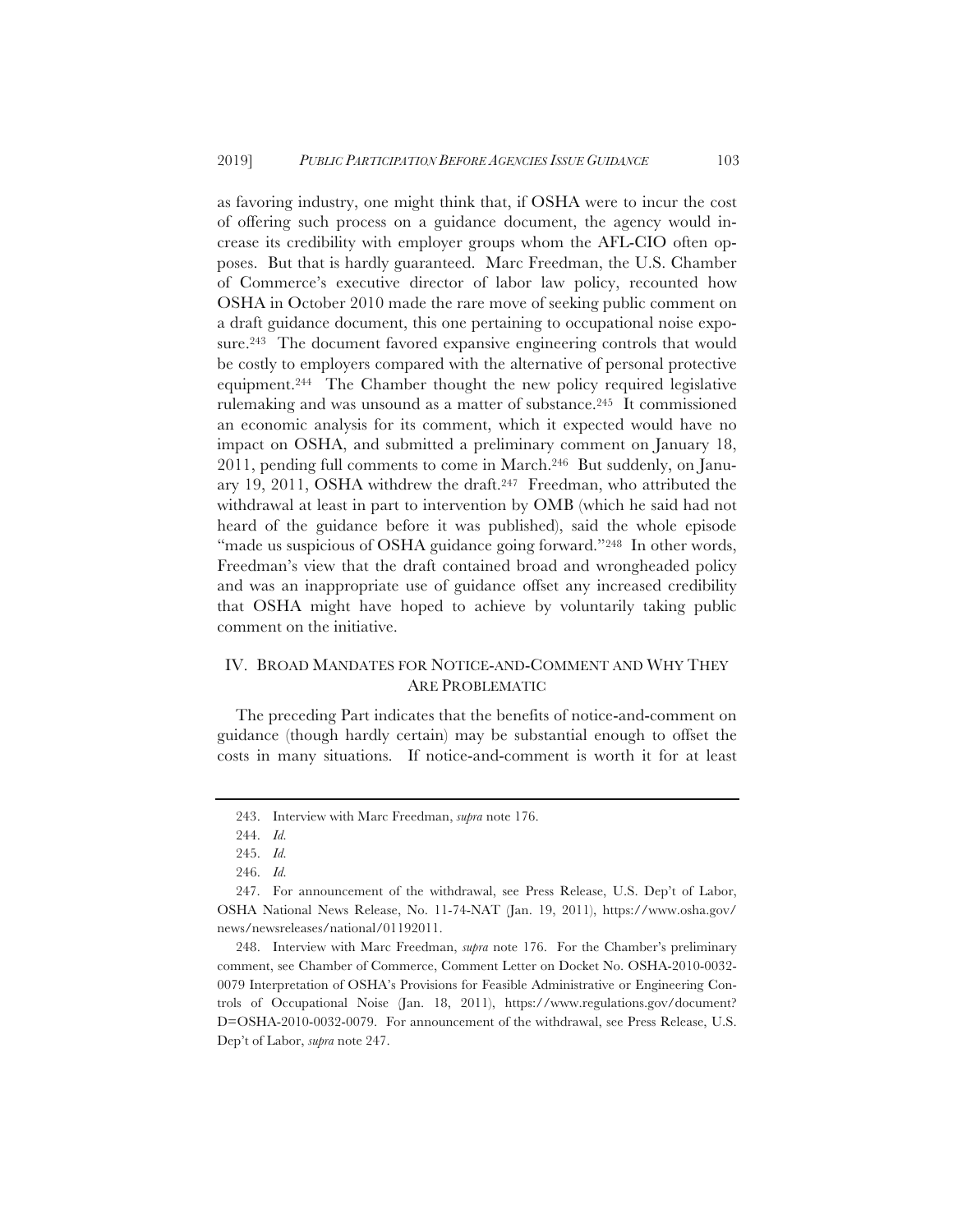as favoring industry, one might think that, if OSHA were to incur the cost of offering such process on a guidance document, the agency would increase its credibility with employer groups whom the AFL-CIO often opposes. But that is hardly guaranteed. Marc Freedman, the U.S. Chamber of Commerce's executive director of labor law policy, recounted how OSHA in October 2010 made the rare move of seeking public comment on a draft guidance document, this one pertaining to occupational noise exposure.[243] The document favored expansive engineering controls that would be costly to employers compared with the alternative of personal protective equipment.[244] The Chamber thought the new policy required legislative rulemaking and was unsound as a matter of substance.[245] It commissioned an economic analysis for its comment, which it expected would have no impact on OSHA, and submitted a preliminary comment on January 18, 2011, pending full comments to come in March.[246] But suddenly, on January 19, 2011, OSHA withdrew the draft.[247] Freedman, who attributed the withdrawal at least in part to intervention by OMB (which he said had not heard of the guidance before it was published), said the whole episode "made us suspicious of OSHA guidance going forward."[248] In other words, Freedman's view that the draft contained broad and wrongheaded policy and was an inappropriate use of guidance offset any increased credibility that OSHA might have hoped to achieve by voluntarily taking public comment on the initiative.

## IV. Broad Mandates for Notice-and-Comment and Why They Are Problematic

The preceding Part indicates that the benefits of notice-and-comment on guidance (though hardly certain) may be substantial enough to offset the costs in many situations. If notice-and-comment is worth it for at least

---

243. Interview with Marc Freedman, *supra* note 176.

244. *Id.*

245. *Id.*

246. *Id.*

247. For announcement of the withdrawal, see Press Release, U.S. Dep't of Labor, OSHA National News Release, No. 11-74-NAT (Jan. 19, 2011), https://www.osha.gov/news/newsreleases/national/01192011.

248. Interview with Marc Freedman, *supra* note 176. For the Chamber's preliminary comment, see Chamber of Commerce, Comment Letter on Docket No. OSHA-2010-0032-0079 Interpretation of OSHA's Provisions for Feasible Administrative or Engineering Controls of Occupational Noise (Jan. 18, 2011), https://www.regulations.gov/document?D=OSHA-2010-0032-0079. For announcement of the withdrawal, see Press Release, U.S. Dep't of Labor, *supra* note 247.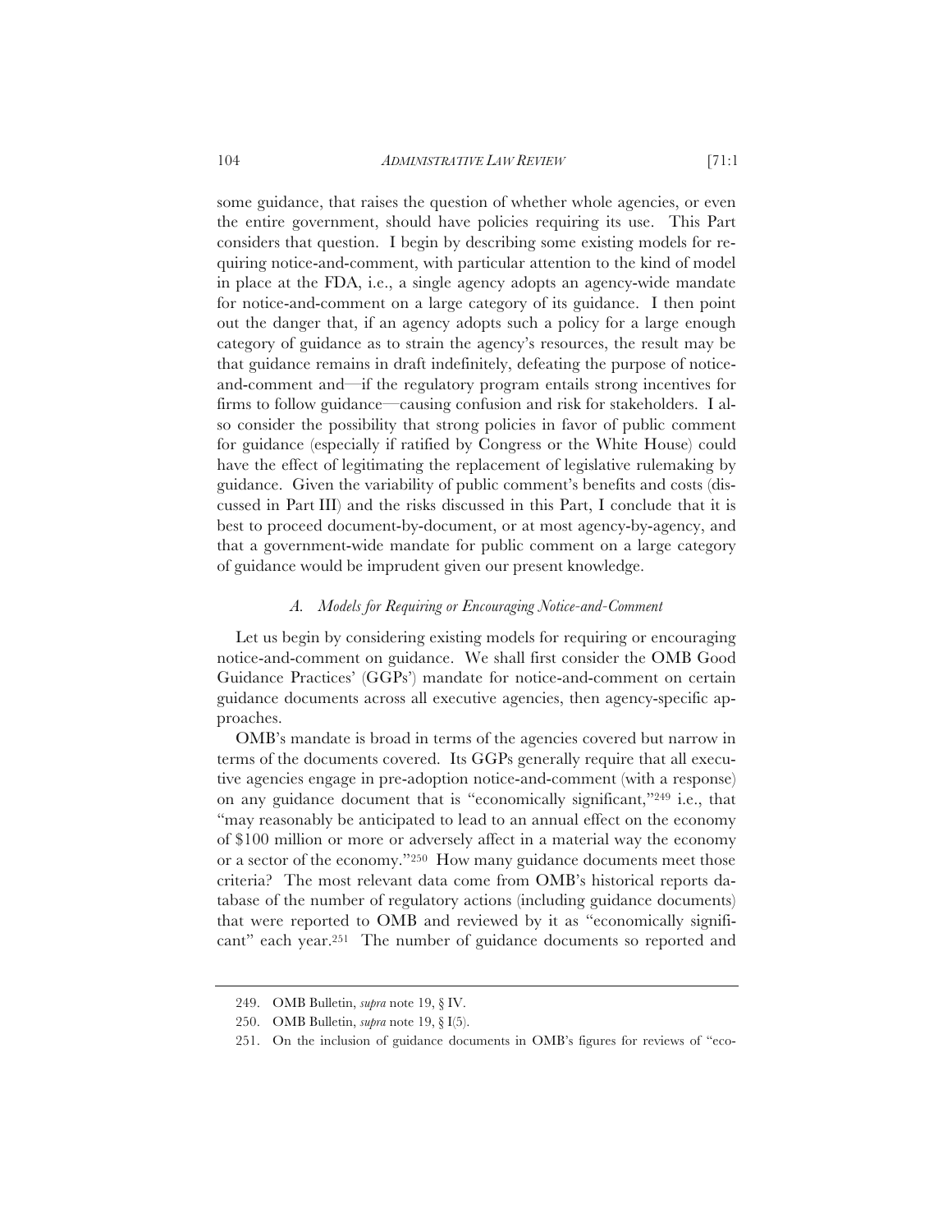some guidance, that raises the question of whether whole agencies, or even the entire government, should have policies requiring its use. This Part considers that question. I begin by describing some existing models for requiring notice-and-comment, with particular attention to the kind of model in place at the FDA, i.e., a single agency adopts an agency-wide mandate for notice-and-comment on a large category of its guidance. I then point out the danger that, if an agency adopts such a policy for a large enough category of guidance as to strain the agency's resources, the result may be that guidance remains in draft indefinitely, defeating the purpose of notice-and-comment and—if the regulatory program entails strong incentives for firms to follow guidance—causing confusion and risk for stakeholders. I also consider the possibility that strong policies in favor of public comment for guidance (especially if ratified by Congress or the White House) could have the effect of legitimating the replacement of legislative rulemaking by guidance. Given the variability of public comment's benefits and costs (discussed in Part III) and the risks discussed in this Part, I conclude that it is best to proceed document-by-document, or at most agency-by-agency, and that a government-wide mandate for public comment on a large category of guidance would be imprudent given our present knowledge.

### *A. Models for Requiring or Encouraging Notice-and-Comment*

Let us begin by considering existing models for requiring or encouraging notice-and-comment on guidance. We shall first consider the OMB Good Guidance Practices' (GGPs') mandate for notice-and-comment on certain guidance documents across all executive agencies, then agency-specific approaches.

OMB's mandate is broad in terms of the agencies covered but narrow in terms of the documents covered. Its GGPs generally require that all executive agencies engage in pre-adoption notice-and-comment (with a response) on any guidance document that is "economically significant,"[249] i.e., that "may reasonably be anticipated to lead to an annual effect on the economy of $100 million or more or adversely affect in a material way the economy or a sector of the economy."[250] How many guidance documents meet those criteria? The most relevant data come from OMB's historical reports database of the number of regulatory actions (including guidance documents) that were reported to OMB and reviewed by it as "economically significant" each year.[251] The number of guidance documents so reported and

249. OMB Bulletin, *supra* note 19, § IV.

250. OMB Bulletin, *supra* note 19, § I(5).

251. On the inclusion of guidance documents in OMB's figures for reviews of "eco-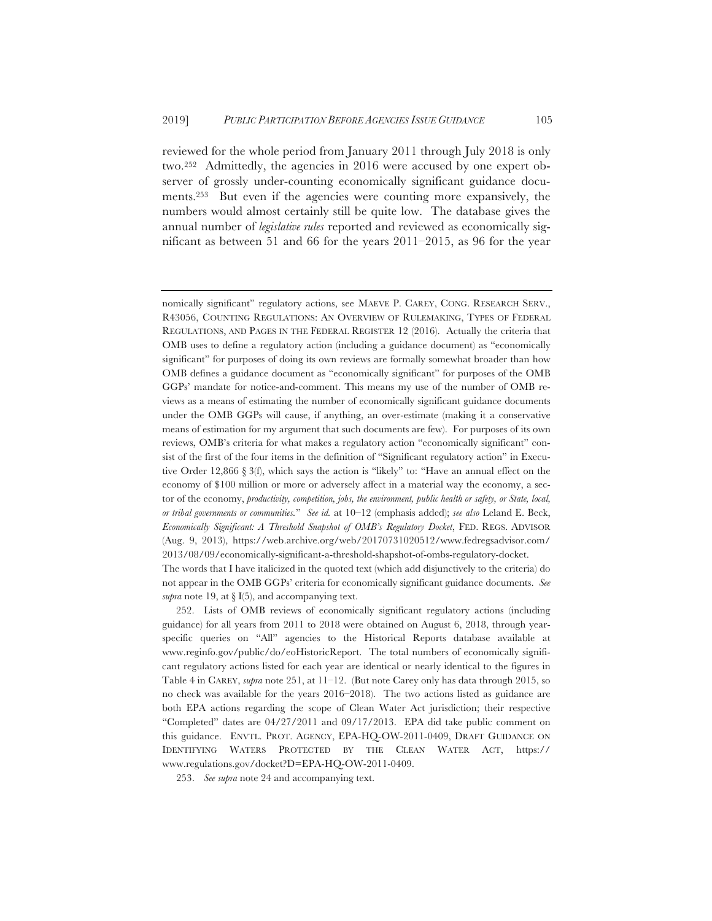reviewed for the whole period from January 2011 through July 2018 is only two.[252] Admittedly, the agencies in 2016 were accused by one expert observer of grossly under-counting economically significant guidance documents.[253] But even if the agencies were counting more expansively, the numbers would almost certainly still be quite low. The database gives the annual number of *legislative rules* reported and reviewed as economically significant as between 51 and 66 for the years 2011–2015, as 96 for the year

---

nomically significant" regulatory actions, see MAEVE P. CAREY, CONG. RESEARCH SERV., R43056, COUNTING REGULATIONS: AN OVERVIEW OF RULEMAKING, TYPES OF FEDERAL REGULATIONS, AND PAGES IN THE FEDERAL REGISTER 12 (2016). Actually the criteria that OMB uses to define a regulatory action (including a guidance document) as "economically significant" for purposes of doing its own reviews are formally somewhat broader than how OMB defines a guidance document as "economically significant" for purposes of the OMB GGPs' mandate for notice-and-comment. This means my use of the number of OMB reviews as a means of estimating the number of economically significant guidance documents under the OMB GGPs will cause, if anything, an over-estimate (making it a conservative means of estimation for my argument that such documents are few). For purposes of its own reviews, OMB's criteria for what makes a regulatory action "economically significant" consist of the first of the four items in the definition of "Significant regulatory action" in Executive Order 12,866 § 3(f), which says the action is "likely" to: "Have an annual effect on the economy of $100 million or more or adversely affect in a material way the economy, a sector of the economy, *productivity, competition, jobs, the environment, public health or safety, or State, local, or tribal governments or communities.*" *See id.* at 10–12 (emphasis added); *see also* Leland E. Beck, *Economically Significant: A Threshold Snapshot of OMB's Regulatory Docket*, FED. REGS. ADVISOR (Aug. 9, 2013), https://web.archive.org/web/20170731020512/www.fedregsadvisor.com/2013/08/09/economically-significant-a-threshold-shapshot-of-ombs-regulatory-docket.
The words that I have italicized in the quoted text (which add disjunctively to the criteria) do not appear in the OMB GGPs' criteria for economically significant guidance documents. *See supra* note 19, at § I(5), and accompanying text.

252. Lists of OMB reviews of economically significant regulatory actions (including guidance) for all years from 2011 to 2018 were obtained on August 6, 2018, through year-specific queries on "All" agencies to the Historical Reports database available at www.reginfo.gov/public/do/eoHistoricReport. The total numbers of economically significant regulatory actions listed for each year are identical or nearly identical to the figures in Table 4 in CAREY, *supra* note 251, at 11–12. (But note Carey only has data through 2015, so no check was available for the years 2016–2018). The two actions listed as guidance are both EPA actions regarding the scope of Clean Water Act jurisdiction; their respective "Completed" dates are 04/27/2011 and 09/17/2013. EPA did take public comment on this guidance. ENVTL. PROT. AGENCY, EPA-HQ-OW-2011-0409, DRAFT GUIDANCE ON IDENTIFYING WATERS PROTECTED BY THE CLEAN WATER ACT, https://www.regulations.gov/docket?D=EPA-HQ-OW-2011-0409.

253. *See supra* note 24 and accompanying text.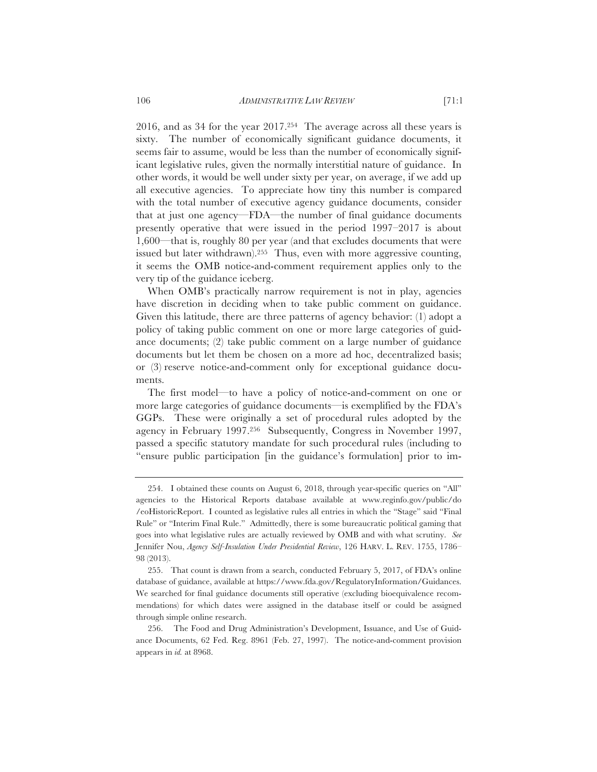2016, and as 34 for the year 2017.[254] The average across all these years is sixty. The number of economically significant guidance documents, it seems fair to assume, would be less than the number of economically significant legislative rules, given the normally interstitial nature of guidance. In other words, it would be well under sixty per year, on average, if we add up all executive agencies. To appreciate how tiny this number is compared with the total number of executive agency guidance documents, consider that at just one agency—FDA—the number of final guidance documents presently operative that were issued in the period 1997–2017 is about 1,600—that is, roughly 80 per year (and that excludes documents that were issued but later withdrawn).[255] Thus, even with more aggressive counting, it seems the OMB notice-and-comment requirement applies only to the very tip of the guidance iceberg.

When OMB's practically narrow requirement is not in play, agencies have discretion in deciding when to take public comment on guidance. Given this latitude, there are three patterns of agency behavior: (1) adopt a policy of taking public comment on one or more large categories of guidance documents; (2) take public comment on a large number of guidance documents but let them be chosen on a more ad hoc, decentralized basis; or (3) reserve notice-and-comment only for exceptional guidance documents.

The first model—to have a policy of notice-and-comment on one or more large categories of guidance documents—is exemplified by the FDA's GGPs. These were originally a set of procedural rules adopted by the agency in February 1997.[256] Subsequently, Congress in November 1997, passed a specific statutory mandate for such procedural rules (including to "ensure public participation [in the guidance's formulation] prior to im-

---

254. I obtained these counts on August 6, 2018, through year-specific queries on "All" agencies to the Historical Reports database available at www.reginfo.gov/public/do/eoHistoricReport. I counted as legislative rules all entries in which the "Stage" said "Final Rule" or "Interim Final Rule." Admittedly, there is some bureaucratic political gaming that goes into what legislative rules are actually reviewed by OMB and with what scrutiny. *See* Jennifer Nou, *Agency Self-Insulation Under Presidential Review*, 126 HARV. L. REV. 1755, 1786–98 (2013).

255. That count is drawn from a search, conducted February 5, 2017, of FDA's online database of guidance, available at https://www.fda.gov/RegulatoryInformation/Guidances. We searched for final guidance documents still operative (excluding bioequivalence recommendations) for which dates were assigned in the database itself or could be assigned through simple online research.

256. The Food and Drug Administration's Development, Issuance, and Use of Guidance Documents, 62 Fed. Reg. 8961 (Feb. 27, 1997). The notice-and-comment provision appears in *id.* at 8968.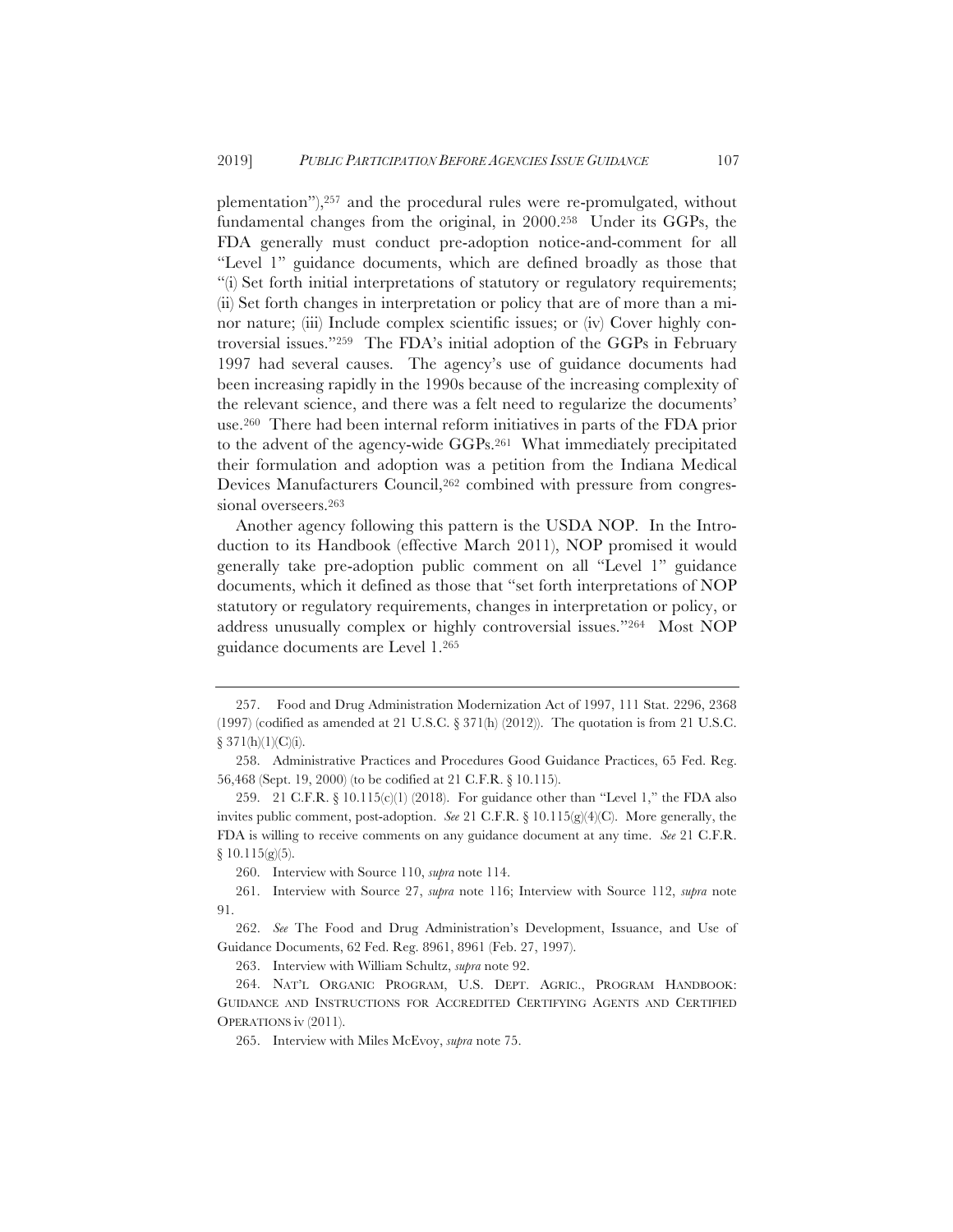plementation"),[257] and the procedural rules were re-promulgated, without fundamental changes from the original, in 2000.[258] Under its GGPs, the FDA generally must conduct pre-adoption notice-and-comment for all "Level 1" guidance documents, which are defined broadly as those that "(i) Set forth initial interpretations of statutory or regulatory requirements; (ii) Set forth changes in interpretation or policy that are of more than a minor nature; (iii) Include complex scientific issues; or (iv) Cover highly controversial issues."[259] The FDA's initial adoption of the GGPs in February 1997 had several causes. The agency's use of guidance documents had been increasing rapidly in the 1990s because of the increasing complexity of the relevant science, and there was a felt need to regularize the documents' use.[260] There had been internal reform initiatives in parts of the FDA prior to the advent of the agency-wide GGPs.[261] What immediately precipitated their formulation and adoption was a petition from the Indiana Medical Devices Manufacturers Council,[262] combined with pressure from congressional overseers.[263]

Another agency following this pattern is the USDA NOP. In the Introduction to its Handbook (effective March 2011), NOP promised it would generally take pre-adoption public comment on all "Level 1" guidance documents, which it defined as those that "set forth interpretations of NOP statutory or regulatory requirements, changes in interpretation or policy, or address unusually complex or highly controversial issues."[264] Most NOP guidance documents are Level 1.[265]

---

257. Food and Drug Administration Modernization Act of 1997, 111 Stat. 2296, 2368 (1997) (codified as amended at 21 U.S.C. § 371(h) (2012)). The quotation is from 21 U.S.C. § 371(h)(1)(C)(i).

258. Administrative Practices and Procedures Good Guidance Practices, 65 Fed. Reg. 56,468 (Sept. 19, 2000) (to be codified at 21 C.F.R. § 10.115).

259. 21 C.F.R. § 10.115(c)(1) (2018). For guidance other than "Level 1," the FDA also invites public comment, post-adoption. *See* 21 C.F.R. § 10.115(g)(4)(C). More generally, the FDA is willing to receive comments on any guidance document at any time. *See* 21 C.F.R. § 10.115(g)(5).

260. Interview with Source 110, *supra* note 114.

261. Interview with Source 27, *supra* note 116; Interview with Source 112, *supra* note 91.

262. *See* The Food and Drug Administration's Development, Issuance, and Use of Guidance Documents, 62 Fed. Reg. 8961, 8961 (Feb. 27, 1997).

263. Interview with William Schultz, *supra* note 92.

264. NAT'L ORGANIC PROGRAM, U.S. DEPT. AGRIC., PROGRAM HANDBOOK: GUIDANCE AND INSTRUCTIONS FOR ACCREDITED CERTIFYING AGENTS AND CERTIFIED OPERATIONS iv (2011).

265. Interview with Miles McEvoy, *supra* note 75.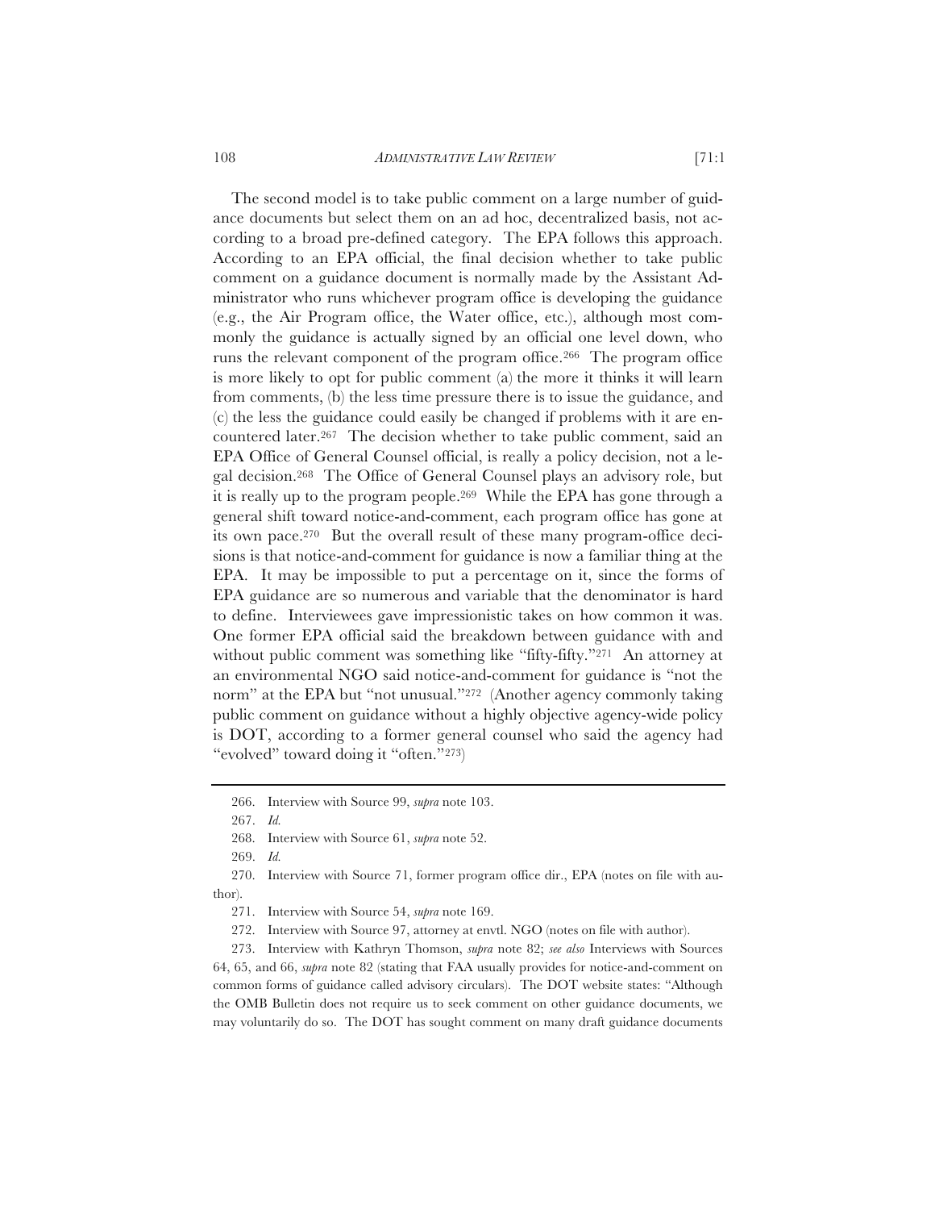The second model is to take public comment on a large number of guidance documents but select them on an ad hoc, decentralized basis, not according to a broad pre-defined category. The EPA follows this approach. According to an EPA official, the final decision whether to take public comment on a guidance document is normally made by the Assistant Administrator who runs whichever program office is developing the guidance (e.g., the Air Program office, the Water office, etc.), although most commonly the guidance is actually signed by an official one level down, who runs the relevant component of the program office.[266] The program office is more likely to opt for public comment (a) the more it thinks it will learn from comments, (b) the less time pressure there is to issue the guidance, and (c) the less the guidance could easily be changed if problems with it are encountered later.[267] The decision whether to take public comment, said an EPA Office of General Counsel official, is really a policy decision, not a legal decision.[268] The Office of General Counsel plays an advisory role, but it is really up to the program people.[269] While the EPA has gone through a general shift toward notice-and-comment, each program office has gone at its own pace.[270] But the overall result of these many program-office decisions is that notice-and-comment for guidance is now a familiar thing at the EPA. It may be impossible to put a percentage on it, since the forms of EPA guidance are so numerous and variable that the denominator is hard to define. Interviewees gave impressionistic takes on how common it was. One former EPA official said the breakdown between guidance with and without public comment was something like "fifty-fifty."[271] An attorney at an environmental NGO said notice-and-comment for guidance is "not the norm" at the EPA but "not unusual."[272] (Another agency commonly taking public comment on guidance without a highly objective agency-wide policy is DOT, according to a former general counsel who said the agency had "evolved" toward doing it "often."[273])

---

266. Interview with Source 99, *supra* note 103.

267. *Id.*

268. Interview with Source 61, *supra* note 52.

269. *Id.*

270. Interview with Source 71, former program office dir., EPA (notes on file with author).

271. Interview with Source 54, *supra* note 169.

272. Interview with Source 97, attorney at envtl. NGO (notes on file with author).

273. Interview with Kathryn Thomson, *supra* note 82; *see also* Interviews with Sources 64, 65, and 66, *supra* note 82 (stating that FAA usually provides for notice-and-comment on common forms of guidance called advisory circulars). The DOT website states: "Although the OMB Bulletin does not require us to seek comment on other guidance documents, we may voluntarily do so. The DOT has sought comment on many draft guidance documents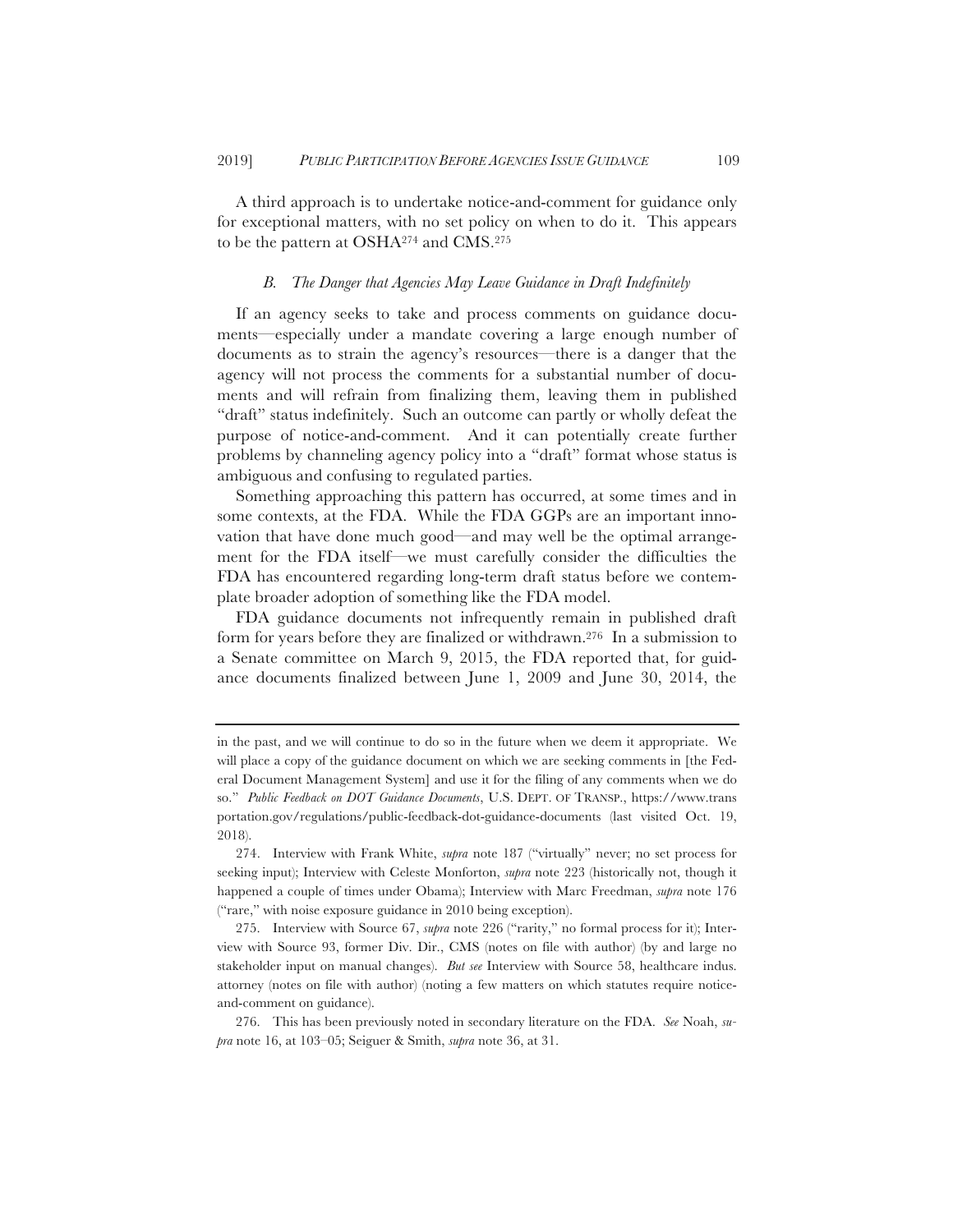A third approach is to undertake notice-and-comment for guidance only for exceptional matters, with no set policy on when to do it. This appears to be the pattern at OSHA[274] and CMS.[275]

### *B. The Danger that Agencies May Leave Guidance in Draft Indefinitely*

If an agency seeks to take and process comments on guidance documents—especially under a mandate covering a large enough number of documents as to strain the agency's resources—there is a danger that the agency will not process the comments for a substantial number of documents and will refrain from finalizing them, leaving them in published "draft" status indefinitely. Such an outcome can partly or wholly defeat the purpose of notice-and-comment. And it can potentially create further problems by channeling agency policy into a "draft" format whose status is ambiguous and confusing to regulated parties.

Something approaching this pattern has occurred, at some times and in some contexts, at the FDA. While the FDA GGPs are an important innovation that have done much good—and may well be the optimal arrangement for the FDA itself—we must carefully consider the difficulties the FDA has encountered regarding long-term draft status before we contemplate broader adoption of something like the FDA model.

FDA guidance documents not infrequently remain in published draft form for years before they are finalized or withdrawn.[276] In a submission to a Senate committee on March 9, 2015, the FDA reported that, for guidance documents finalized between June 1, 2009 and June 30, 2014, the

---

in the past, and we will continue to do so in the future when we deem it appropriate. We will place a copy of the guidance document on which we are seeking comments in [the Federal Document Management System] and use it for the filing of any comments when we do so." *Public Feedback on DOT Guidance Documents*, U.S. DEPT. OF TRANSP., https://www.transportation.gov/regulations/public-feedback-dot-guidance-documents (last visited Oct. 19, 2018).

274. Interview with Frank White, *supra* note 187 ("virtually" never; no set process for seeking input); Interview with Celeste Monforton, *supra* note 223 (historically not, though it happened a couple of times under Obama); Interview with Marc Freedman, *supra* note 176 ("rare," with noise exposure guidance in 2010 being exception).

275. Interview with Source 67, *supra* note 226 ("rarity," no formal process for it); Interview with Source 93, former Div. Dir., CMS (notes on file with author) (by and large no stakeholder input on manual changes). *But see* Interview with Source 58, healthcare indus. attorney (notes on file with author) (noting a few matters on which statutes require notice-and-comment on guidance).

276. This has been previously noted in secondary literature on the FDA. *See* Noah, *supra* note 16, at 103–05; Seiguer & Smith, *supra* note 36, at 31.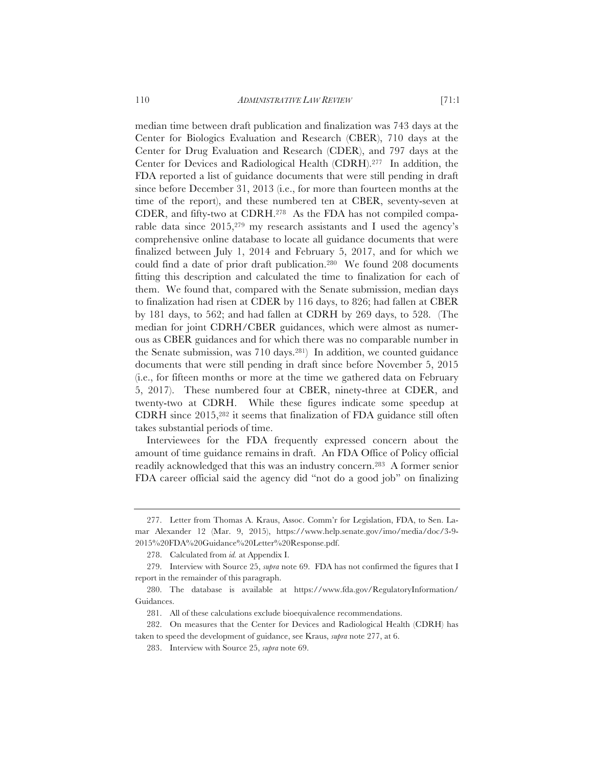median time between draft publication and finalization was 743 days at the Center for Biologics Evaluation and Research (CBER), 710 days at the Center for Drug Evaluation and Research (CDER), and 797 days at the Center for Devices and Radiological Health (CDRH).[277] In addition, the FDA reported a list of guidance documents that were still pending in draft since before December 31, 2013 (i.e., for more than fourteen months at the time of the report), and these numbered ten at CBER, seventy-seven at CDER, and fifty-two at CDRH.[278] As the FDA has not compiled comparable data since 2015,[279] my research assistants and I used the agency's comprehensive online database to locate all guidance documents that were finalized between July 1, 2014 and February 5, 2017, and for which we could find a date of prior draft publication.[280] We found 208 documents fitting this description and calculated the time to finalization for each of them. We found that, compared with the Senate submission, median days to finalization had risen at CDER by 116 days, to 826; had fallen at CBER by 181 days, to 562; and had fallen at CDRH by 269 days, to 528. (The median for joint CDRH/CBER guidances, which were almost as numerous as CBER guidances and for which there was no comparable number in the Senate submission, was 710 days.[281]) In addition, we counted guidance documents that were still pending in draft since before November 5, 2015 (i.e., for fifteen months or more at the time we gathered data on February 5, 2017). These numbered four at CBER, ninety-three at CDER, and twenty-two at CDRH. While these figures indicate some speedup at CDRH since 2015,[282] it seems that finalization of FDA guidance still often takes substantial periods of time.

Interviewees for the FDA frequently expressed concern about the amount of time guidance remains in draft. An FDA Office of Policy official readily acknowledged that this was an industry concern.[283] A former senior FDA career official said the agency did "not do a good job" on finalizing

277. Letter from Thomas A. Kraus, Assoc. Comm'r for Legislation, FDA, to Sen. Lamar Alexander 12 (Mar. 9, 2015), https://www.help.senate.gov/imo/media/doc/3-9-2015%20FDA%20Guidance%20Letter%20Response.pdf.

278. Calculated from *id.* at Appendix I.

279. Interview with Source 25, *supra* note 69. FDA has not confirmed the figures that I report in the remainder of this paragraph.

280. The database is available at https://www.fda.gov/RegulatoryInformation/Guidances.

281. All of these calculations exclude bioequivalence recommendations.

282. On measures that the Center for Devices and Radiological Health (CDRH) has taken to speed the development of guidance, see Kraus, *supra* note 277, at 6.

283. Interview with Source 25, *supra* note 69.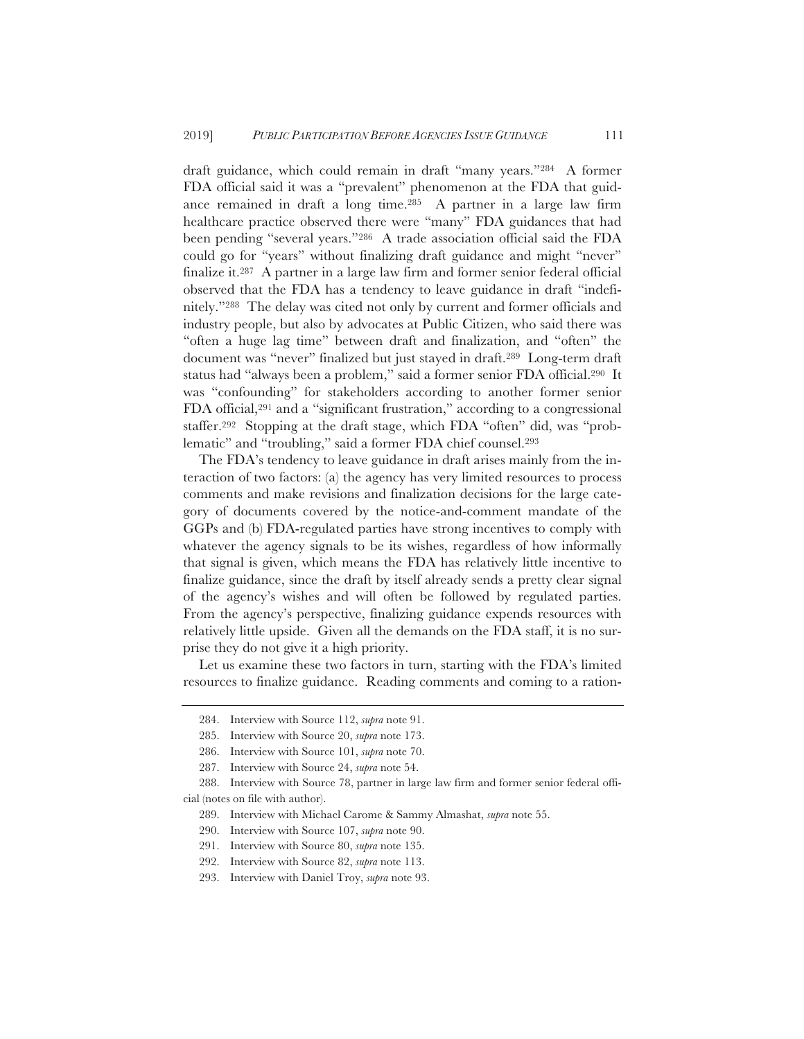draft guidance, which could remain in draft "many years."[284] A former FDA official said it was a "prevalent" phenomenon at the FDA that guidance remained in draft a long time.[285] A partner in a large law firm healthcare practice observed there were "many" FDA guidances that had been pending "several years."[286] A trade association official said the FDA could go for "years" without finalizing draft guidance and might "never" finalize it.[287] A partner in a large law firm and former senior federal official observed that the FDA has a tendency to leave guidance in draft "indefinitely."[288] The delay was cited not only by current and former officials and industry people, but also by advocates at Public Citizen, who said there was "often a huge lag time" between draft and finalization, and "often" the document was "never" finalized but just stayed in draft.[289] Long-term draft status had "always been a problem," said a former senior FDA official.[290] It was "confounding" for stakeholders according to another former senior FDA official,[291] and a "significant frustration," according to a congressional staffer.[292] Stopping at the draft stage, which FDA "often" did, was "problematic" and "troubling," said a former FDA chief counsel.[293]

The FDA's tendency to leave guidance in draft arises mainly from the interaction of two factors: (a) the agency has very limited resources to process comments and make revisions and finalization decisions for the large category of documents covered by the notice-and-comment mandate of the GGPs and (b) FDA-regulated parties have strong incentives to comply with whatever the agency signals to be its wishes, regardless of how informally that signal is given, which means the FDA has relatively little incentive to finalize guidance, since the draft by itself already sends a pretty clear signal of the agency's wishes and will often be followed by regulated parties. From the agency's perspective, finalizing guidance expends resources with relatively little upside. Given all the demands on the FDA staff, it is no surprise they do not give it a high priority.

Let us examine these two factors in turn, starting with the FDA's limited resources to finalize guidance. Reading comments and coming to a ration-

284. Interview with Source 112, *supra* note 91.

285. Interview with Source 20, *supra* note 173.

286. Interview with Source 101, *supra* note 70.

287. Interview with Source 24, *supra* note 54.

288. Interview with Source 78, partner in large law firm and former senior federal official (notes on file with author).

289. Interview with Michael Carome & Sammy Almashat, *supra* note 55.

290. Interview with Source 107, *supra* note 90.

291. Interview with Source 80, *supra* note 135.

292. Interview with Source 82, *supra* note 113.

293. Interview with Daniel Troy, *supra* note 93.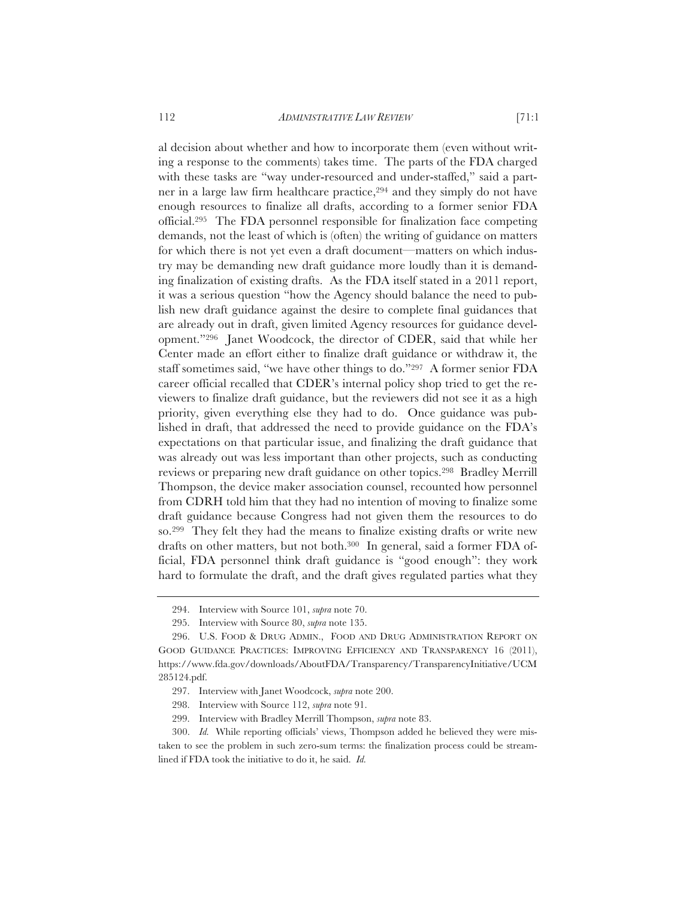al decision about whether and how to incorporate them (even without writing a response to the comments) takes time. The parts of the FDA charged with these tasks are "way under-resourced and under-staffed," said a partner in a large law firm healthcare practice,[294] and they simply do not have enough resources to finalize all drafts, according to a former senior FDA official.[295] The FDA personnel responsible for finalization face competing demands, not the least of which is (often) the writing of guidance on matters for which there is not yet even a draft document—matters on which industry may be demanding new draft guidance more loudly than it is demanding finalization of existing drafts. As the FDA itself stated in a 2011 report, it was a serious question "how the Agency should balance the need to publish new draft guidance against the desire to complete final guidances that are already out in draft, given limited Agency resources for guidance development."[296] Janet Woodcock, the director of CDER, said that while her Center made an effort either to finalize draft guidance or withdraw it, the staff sometimes said, "we have other things to do."[297] A former senior FDA career official recalled that CDER's internal policy shop tried to get the reviewers to finalize draft guidance, but the reviewers did not see it as a high priority, given everything else they had to do. Once guidance was published in draft, that addressed the need to provide guidance on the FDA's expectations on that particular issue, and finalizing the draft guidance that was already out was less important than other projects, such as conducting reviews or preparing new draft guidance on other topics.[298] Bradley Merrill Thompson, the device maker association counsel, recounted how personnel from CDRH told him that they had no intention of moving to finalize some draft guidance because Congress had not given them the resources to do so.[299] They felt they had the means to finalize existing drafts or write new drafts on other matters, but not both.[300] In general, said a former FDA official, FDA personnel think draft guidance is "good enough": they work hard to formulate the draft, and the draft gives regulated parties what they

294. Interview with Source 101, *supra* note 70.

295. Interview with Source 80, *supra* note 135.

296. U.S. FOOD & DRUG ADMIN., FOOD AND DRUG ADMINISTRATION REPORT ON GOOD GUIDANCE PRACTICES: IMPROVING EFFICIENCY AND TRANSPARENCY 16 (2011), https://www.fda.gov/downloads/AboutFDA/Transparency/TransparencyInitiative/UCM285124.pdf.

297. Interview with Janet Woodcock, *supra* note 200.

298. Interview with Source 112, *supra* note 91.

299. Interview with Bradley Merrill Thompson, *supra* note 83.

300. *Id.* While reporting officials' views, Thompson added he believed they were mistaken to see the problem in such zero-sum terms: the finalization process could be streamlined if FDA took the initiative to do it, he said. *Id.*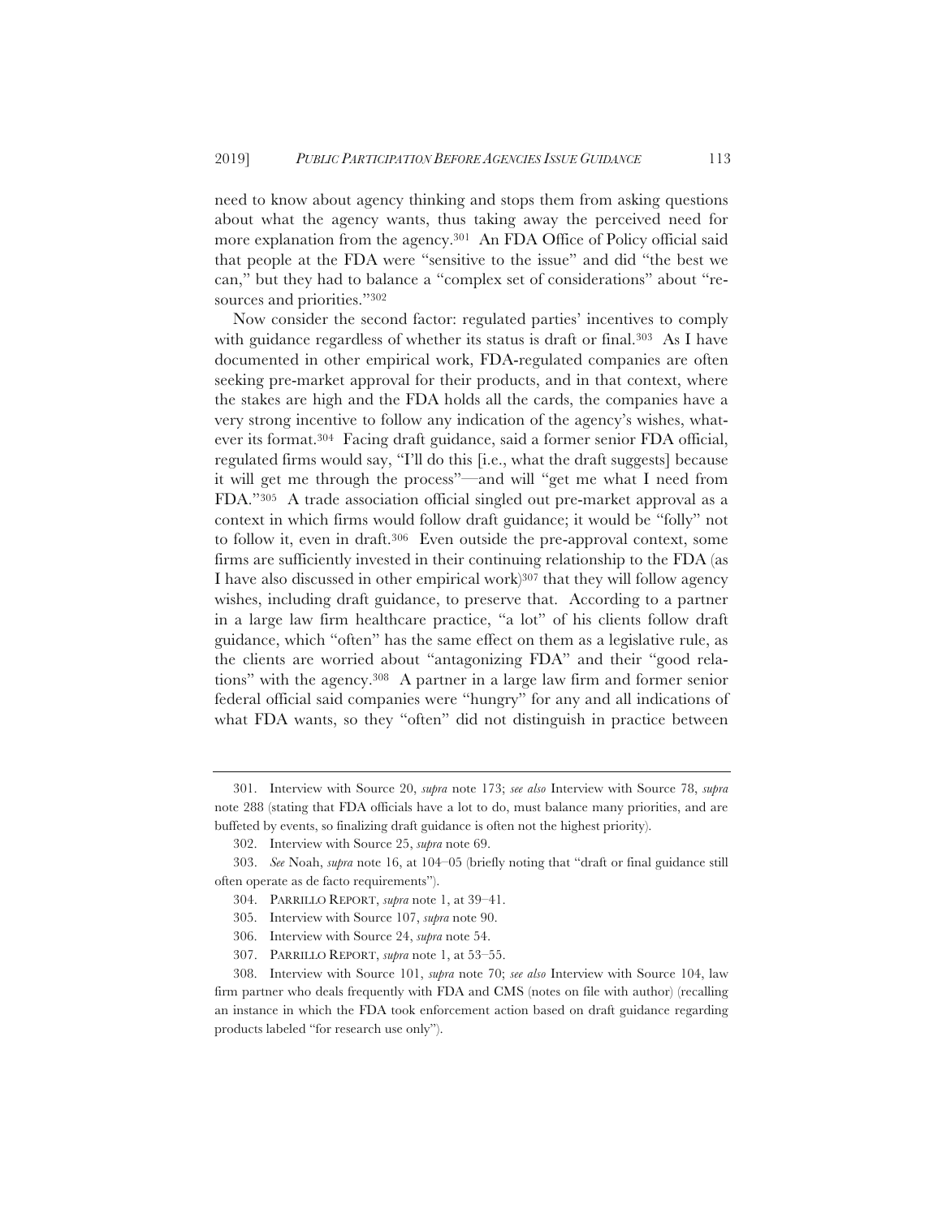need to know about agency thinking and stops them from asking questions about what the agency wants, thus taking away the perceived need for more explanation from the agency.[301] An FDA Office of Policy official said that people at the FDA were "sensitive to the issue" and did "the best we can," but they had to balance a "complex set of considerations" about "resources and priorities."[302]

Now consider the second factor: regulated parties' incentives to comply with guidance regardless of whether its status is draft or final.[303] As I have documented in other empirical work, FDA-regulated companies are often seeking pre-market approval for their products, and in that context, where the stakes are high and the FDA holds all the cards, the companies have a very strong incentive to follow any indication of the agency's wishes, whatever its format.[304] Facing draft guidance, said a former senior FDA official, regulated firms would say, "I'll do this [i.e., what the draft suggests] because it will get me through the process"—and will "get me what I need from FDA."[305] A trade association official singled out pre-market approval as a context in which firms would follow draft guidance; it would be "folly" not to follow it, even in draft.[306] Even outside the pre-approval context, some firms are sufficiently invested in their continuing relationship to the FDA (as I have also discussed in other empirical work)[307] that they will follow agency wishes, including draft guidance, to preserve that. According to a partner in a large law firm healthcare practice, "a lot" of his clients follow draft guidance, which "often" has the same effect on them as a legislative rule, as the clients are worried about "antagonizing FDA" and their "good relations" with the agency.[308] A partner in a large law firm and former senior federal official said companies were "hungry" for any and all indications of what FDA wants, so they "often" did not distinguish in practice between

---

301. Interview with Source 20, *supra* note 173; *see also* Interview with Source 78, *supra* note 288 (stating that FDA officials have a lot to do, must balance many priorities, and are buffeted by events, so finalizing draft guidance is often not the highest priority).

302. Interview with Source 25, *supra* note 69.

303. *See* Noah, *supra* note 16, at 104–05 (briefly noting that "draft or final guidance still often operate as de facto requirements").

304. PARRILLO REPORT, *supra* note 1, at 39–41.

305. Interview with Source 107, *supra* note 90.

306. Interview with Source 24, *supra* note 54.

307. PARRILLO REPORT, *supra* note 1, at 53–55.

308. Interview with Source 101, *supra* note 70; *see also* Interview with Source 104, law firm partner who deals frequently with FDA and CMS (notes on file with author) (recalling an instance in which the FDA took enforcement action based on draft guidance regarding products labeled "for research use only").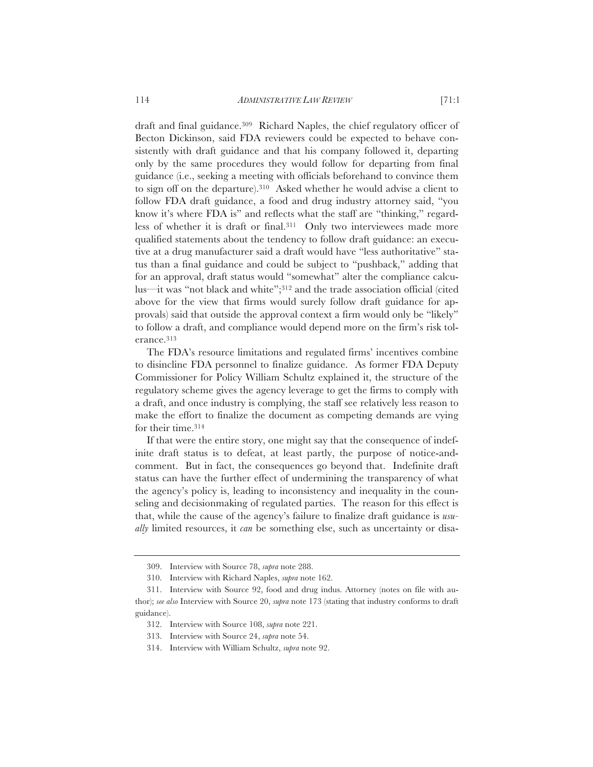draft and final guidance.[309] Richard Naples, the chief regulatory officer of Becton Dickinson, said FDA reviewers could be expected to behave consistently with draft guidance and that his company followed it, departing only by the same procedures they would follow for departing from final guidance (i.e., seeking a meeting with officials beforehand to convince them to sign off on the departure).[310] Asked whether he would advise a client to follow FDA draft guidance, a food and drug industry attorney said, "you know it's where FDA is" and reflects what the staff are "thinking," regardless of whether it is draft or final.[311] Only two interviewees made more qualified statements about the tendency to follow draft guidance: an executive at a drug manufacturer said a draft would have "less authoritative" status than a final guidance and could be subject to "pushback," adding that for an approval, draft status would "somewhat" alter the compliance calculus—it was "not black and white";[312] and the trade association official (cited above for the view that firms would surely follow draft guidance for approvals) said that outside the approval context a firm would only be "likely" to follow a draft, and compliance would depend more on the firm's risk tolerance.[313]

The FDA's resource limitations and regulated firms' incentives combine to disincline FDA personnel to finalize guidance. As former FDA Deputy Commissioner for Policy William Schultz explained it, the structure of the regulatory scheme gives the agency leverage to get the firms to comply with a draft, and once industry is complying, the staff see relatively less reason to make the effort to finalize the document as competing demands are vying for their time.[314]

If that were the entire story, one might say that the consequence of indefinite draft status is to defeat, at least partly, the purpose of notice-and-comment. But in fact, the consequences go beyond that. Indefinite draft status can have the further effect of undermining the transparency of what the agency's policy is, leading to inconsistency and inequality in the counseling and decisionmaking of regulated parties. The reason for this effect is that, while the cause of the agency's failure to finalize draft guidance is *usually* limited resources, it *can* be something else, such as uncertainty or disa-

309. Interview with Source 78, *supra* note 288.

310. Interview with Richard Naples, *supra* note 162.

311. Interview with Source 92, food and drug indus. Attorney (notes on file with author); *see also* Interview with Source 20, *supra* note 173 (stating that industry conforms to draft guidance).

312. Interview with Source 108, *supra* note 221.

313. Interview with Source 24, *supra* note 54.

314. Interview with William Schultz, *supra* note 92.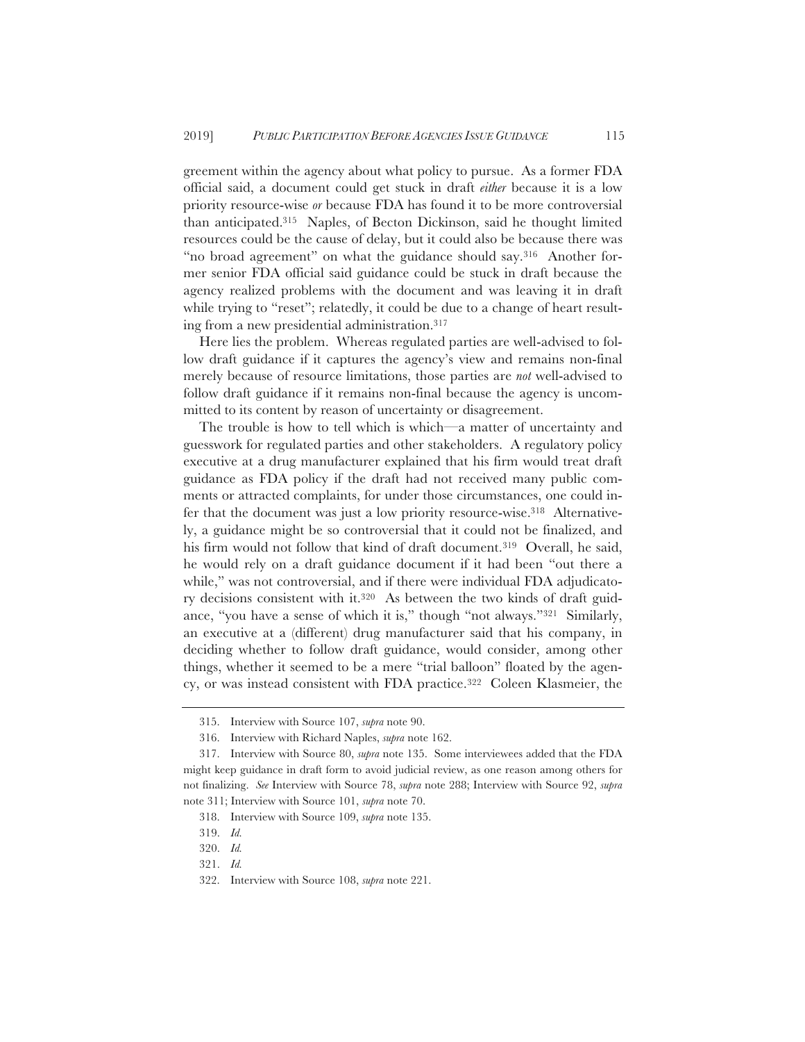greement within the agency about what policy to pursue. As a former FDA official said, a document could get stuck in draft *either* because it is a low priority resource-wise *or* because FDA has found it to be more controversial than anticipated.[315] Naples, of Becton Dickinson, said he thought limited resources could be the cause of delay, but it could also be because there was "no broad agreement" on what the guidance should say.[316] Another former senior FDA official said guidance could be stuck in draft because the agency realized problems with the document and was leaving it in draft while trying to "reset"; relatedly, it could be due to a change of heart resulting from a new presidential administration.[317]

Here lies the problem. Whereas regulated parties are well-advised to follow draft guidance if it captures the agency's view and remains non-final merely because of resource limitations, those parties are *not* well-advised to follow draft guidance if it remains non-final because the agency is uncommitted to its content by reason of uncertainty or disagreement.

The trouble is how to tell which is which—a matter of uncertainty and guesswork for regulated parties and other stakeholders. A regulatory policy executive at a drug manufacturer explained that his firm would treat draft guidance as FDA policy if the draft had not received many public comments or attracted complaints, for under those circumstances, one could infer that the document was just a low priority resource-wise.[318] Alternatively, a guidance might be so controversial that it could not be finalized, and his firm would not follow that kind of draft document.[319] Overall, he said, he would rely on a draft guidance document if it had been "out there a while," was not controversial, and if there were individual FDA adjudicatory decisions consistent with it.[320] As between the two kinds of draft guidance, "you have a sense of which it is," though "not always."[321] Similarly, an executive at a (different) drug manufacturer said that his company, in deciding whether to follow draft guidance, would consider, among other things, whether it seemed to be a mere "trial balloon" floated by the agency, or was instead consistent with FDA practice.[322] Coleen Klasmeier, the

---

315. Interview with Source 107, *supra* note 90.

316. Interview with Richard Naples, *supra* note 162.

317. Interview with Source 80, *supra* note 135. Some interviewees added that the FDA might keep guidance in draft form to avoid judicial review, as one reason among others for not finalizing. *See* Interview with Source 78, *supra* note 288; Interview with Source 92, *supra* note 311; Interview with Source 101, *supra* note 70.

318. Interview with Source 109, *supra* note 135.

319. *Id.*

320. *Id.*

321. *Id.*

322. Interview with Source 108, *supra* note 221.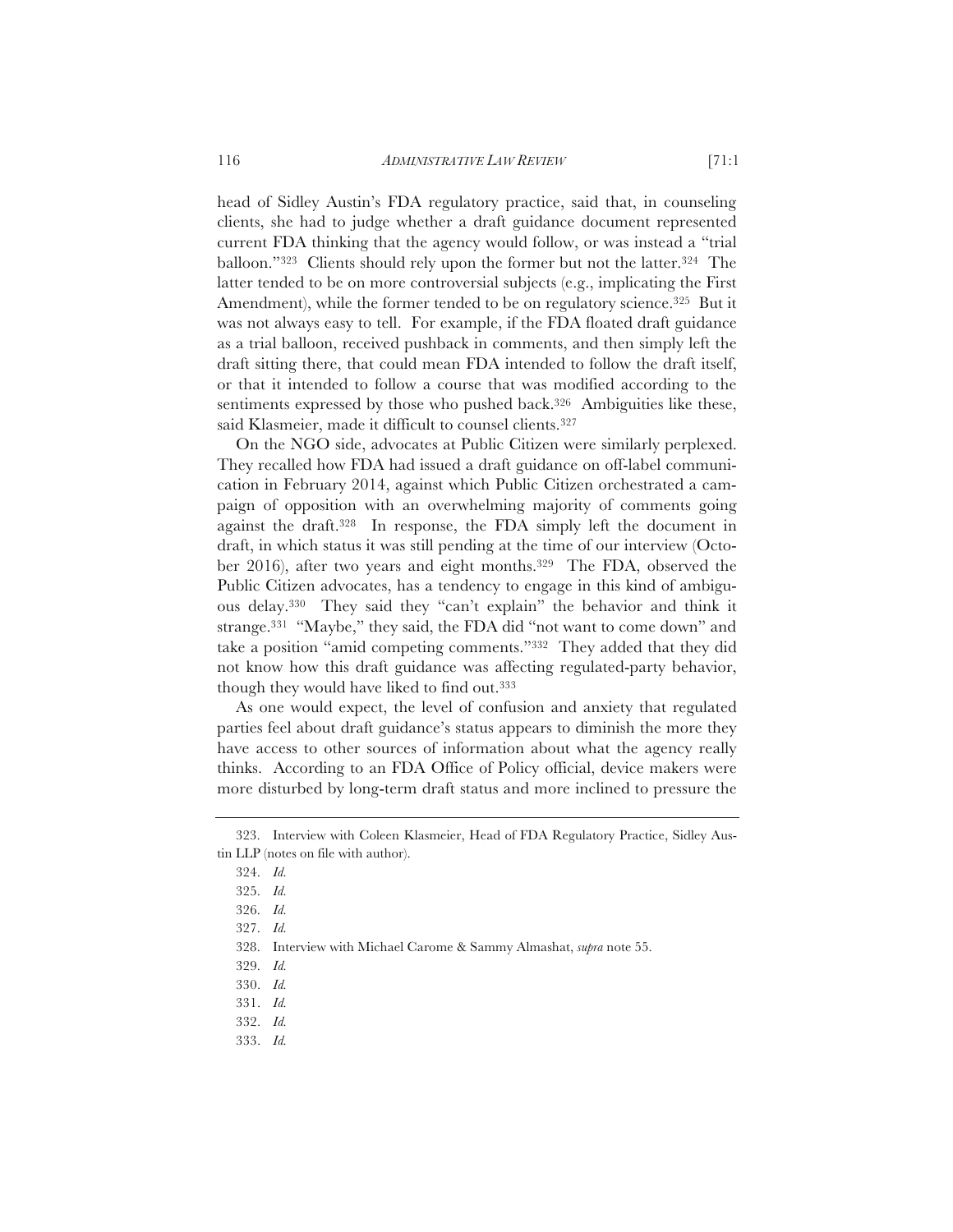head of Sidley Austin's FDA regulatory practice, said that, in counseling clients, she had to judge whether a draft guidance document represented current FDA thinking that the agency would follow, or was instead a "trial balloon."[323] Clients should rely upon the former but not the latter.[324] The latter tended to be on more controversial subjects (e.g., implicating the First Amendment), while the former tended to be on regulatory science.[325] But it was not always easy to tell. For example, if the FDA floated draft guidance as a trial balloon, received pushback in comments, and then simply left the draft sitting there, that could mean FDA intended to follow the draft itself, or that it intended to follow a course that was modified according to the sentiments expressed by those who pushed back.[326] Ambiguities like these, said Klasmeier, made it difficult to counsel clients.[327]

On the NGO side, advocates at Public Citizen were similarly perplexed. They recalled how FDA had issued a draft guidance on off-label communication in February 2014, against which Public Citizen orchestrated a campaign of opposition with an overwhelming majority of comments going against the draft.[328] In response, the FDA simply left the document in draft, in which status it was still pending at the time of our interview (October 2016), after two years and eight months.[329] The FDA, observed the Public Citizen advocates, has a tendency to engage in this kind of ambiguous delay.[330] They said they "can't explain" the behavior and think it strange.[331] "Maybe," they said, the FDA did "not want to come down" and take a position "amid competing comments."[332] They added that they did not know how this draft guidance was affecting regulated-party behavior, though they would have liked to find out.[333]

As one would expect, the level of confusion and anxiety that regulated parties feel about draft guidance's status appears to diminish the more they have access to other sources of information about what the agency really thinks. According to an FDA Office of Policy official, device makers were more disturbed by long-term draft status and more inclined to pressure the

323. Interview with Coleen Klasmeier, Head of FDA Regulatory Practice, Sidley Austin LLP (notes on file with author).

324. *Id.*

325. *Id.*

326. *Id.*

327. *Id.*

328. Interview with Michael Carome & Sammy Almashat, *supra* note 55.

329. *Id.*

330. *Id.*

331. *Id.*

332. *Id.*

333. *Id.*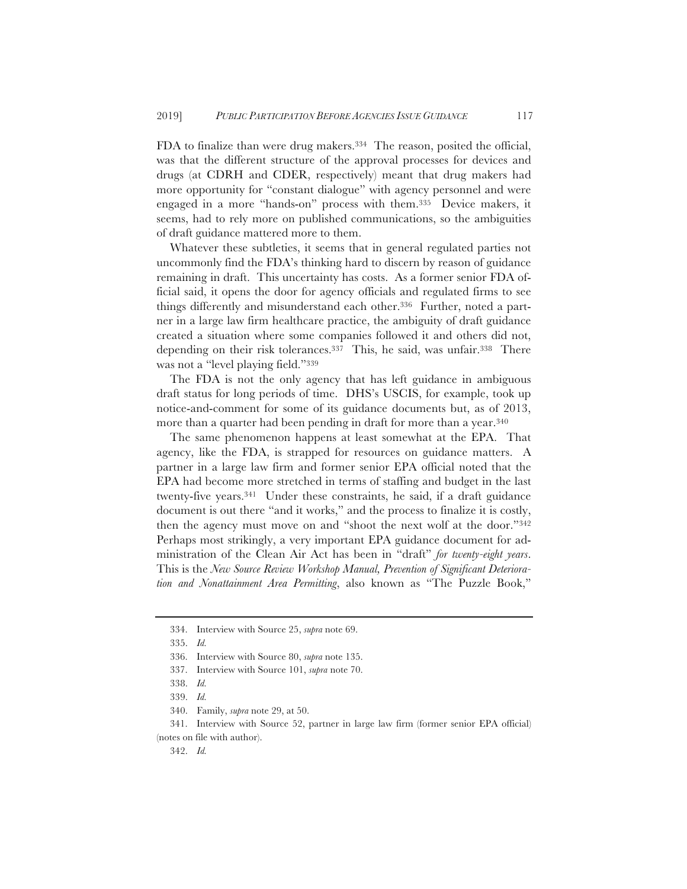FDA to finalize than were drug makers.[334] The reason, posited the official, was that the different structure of the approval processes for devices and drugs (at CDRH and CDER, respectively) meant that drug makers had more opportunity for "constant dialogue" with agency personnel and were engaged in a more "hands-on" process with them.[335] Device makers, it seems, had to rely more on published communications, so the ambiguities of draft guidance mattered more to them.

Whatever these subtleties, it seems that in general regulated parties not uncommonly find the FDA's thinking hard to discern by reason of guidance remaining in draft. This uncertainty has costs. As a former senior FDA official said, it opens the door for agency officials and regulated firms to see things differently and misunderstand each other.[336] Further, noted a partner in a large law firm healthcare practice, the ambiguity of draft guidance created a situation where some companies followed it and others did not, depending on their risk tolerances.[337] This, he said, was unfair.[338] There was not a "level playing field."[339]

The FDA is not the only agency that has left guidance in ambiguous draft status for long periods of time. DHS's USCIS, for example, took up notice-and-comment for some of its guidance documents but, as of 2013, more than a quarter had been pending in draft for more than a year.[340]

The same phenomenon happens at least somewhat at the EPA. That agency, like the FDA, is strapped for resources on guidance matters. A partner in a large law firm and former senior EPA official noted that the EPA had become more stretched in terms of staffing and budget in the last twenty-five years.[341] Under these constraints, he said, if a draft guidance document is out there "and it works," and the process to finalize it is costly, then the agency must move on and "shoot the next wolf at the door."[342] Perhaps most strikingly, a very important EPA guidance document for administration of the Clean Air Act has been in "draft" *for twenty-eight years*. This is the *New Source Review Workshop Manual, Prevention of Significant Deterioration and Nonattainment Area Permitting*, also known as "The Puzzle Book,"

---

334. Interview with Source 25, *supra* note 69.

335. *Id.*

336. Interview with Source 80, *supra* note 135.

337. Interview with Source 101, *supra* note 70.

338. *Id.*

339. *Id.*

340. Family, *supra* note 29, at 50.

341. Interview with Source 52, partner in large law firm (former senior EPA official) (notes on file with author).

342. *Id.*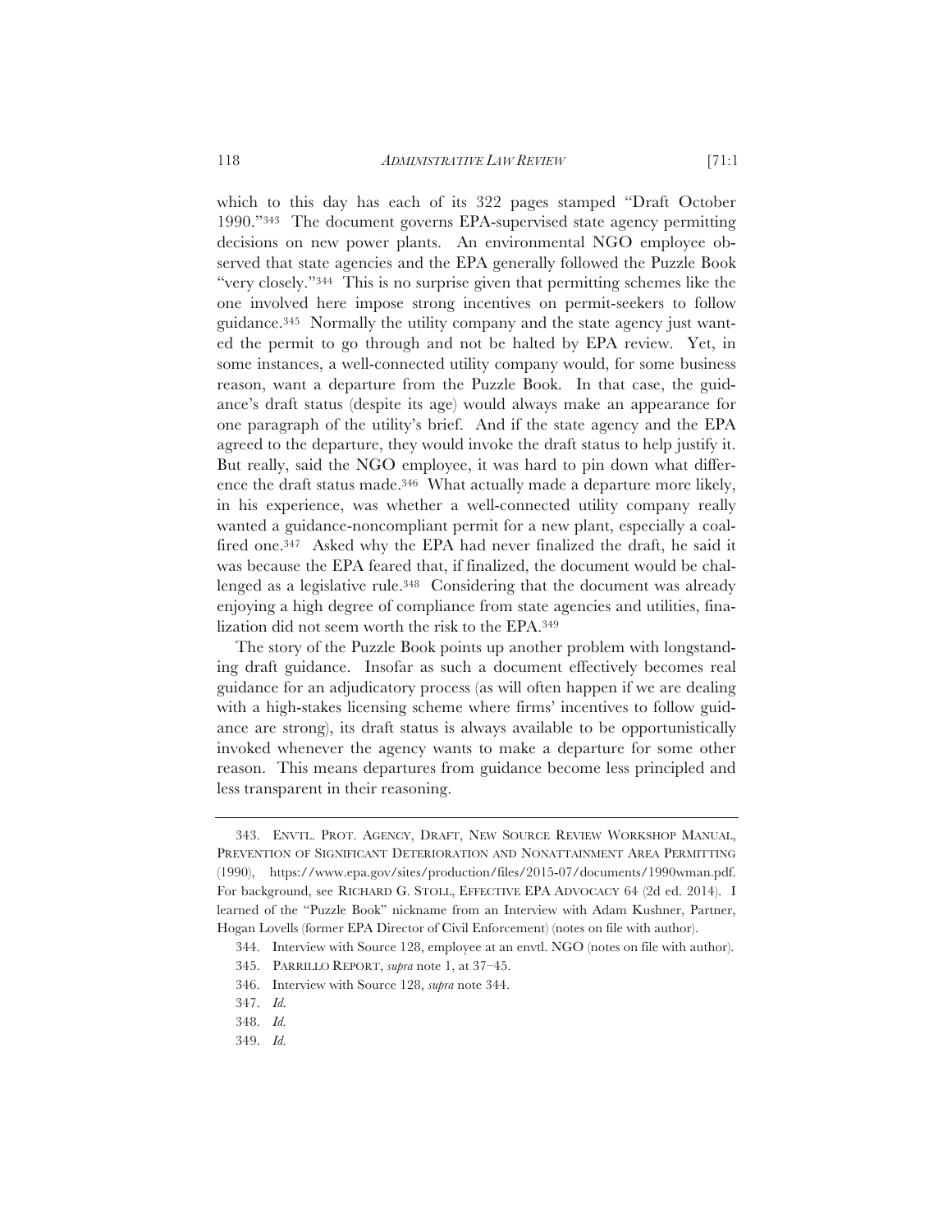which to this day has each of its 322 pages stamped "Draft October 1990."[343] The document governs EPA-supervised state agency permitting decisions on new power plants. An environmental NGO employee observed that state agencies and the EPA generally followed the Puzzle Book "very closely."[344] This is no surprise given that permitting schemes like the one involved here impose strong incentives on permit-seekers to follow guidance.[345] Normally the utility company and the state agency just wanted the permit to go through and not be halted by EPA review. Yet, in some instances, a well-connected utility company would, for some business reason, want a departure from the Puzzle Book. In that case, the guidance's draft status (despite its age) would always make an appearance for one paragraph of the utility's brief. And if the state agency and the EPA agreed to the departure, they would invoke the draft status to help justify it. But really, said the NGO employee, it was hard to pin down what difference the draft status made.[346] What actually made a departure more likely, in his experience, was whether a well-connected utility company really wanted a guidance-noncompliant permit for a new plant, especially a coal-fired one.[347] Asked why the EPA had never finalized the draft, he said it was because the EPA feared that, if finalized, the document would be challenged as a legislative rule.[348] Considering that the document was already enjoying a high degree of compliance from state agencies and utilities, finalization did not seem worth the risk to the EPA.[349]

The story of the Puzzle Book points up another problem with longstanding draft guidance. Insofar as such a document effectively becomes real guidance for an adjudicatory process (as will often happen if we are dealing with a high-stakes licensing scheme where firms' incentives to follow guidance are strong), its draft status is always available to be opportunistically invoked whenever the agency wants to make a departure for some other reason. This means departures from guidance become less principled and less transparent in their reasoning.

---

343. ENVTL. PROT. AGENCY, DRAFT, NEW SOURCE REVIEW WORKSHOP MANUAL, PREVENTION OF SIGNIFICANT DETERIORATION AND NONATTAINMENT AREA PERMITTING (1990), https://www.epa.gov/sites/production/files/2015-07/documents/1990wman.pdf. For background, see RICHARD G. STOLL, EFFECTIVE EPA ADVOCACY 64 (2d ed. 2014). I learned of the "Puzzle Book" nickname from an Interview with Adam Kushner, Partner, Hogan Lovells (former EPA Director of Civil Enforcement) (notes on file with author).

344. Interview with Source 128, employee at an envtl. NGO (notes on file with author).

345. PARRILLO REPORT, *supra* note 1, at 37–45.

346. Interview with Source 128, *supra* note 344.

347. *Id.*

348. *Id.*

349. *Id.*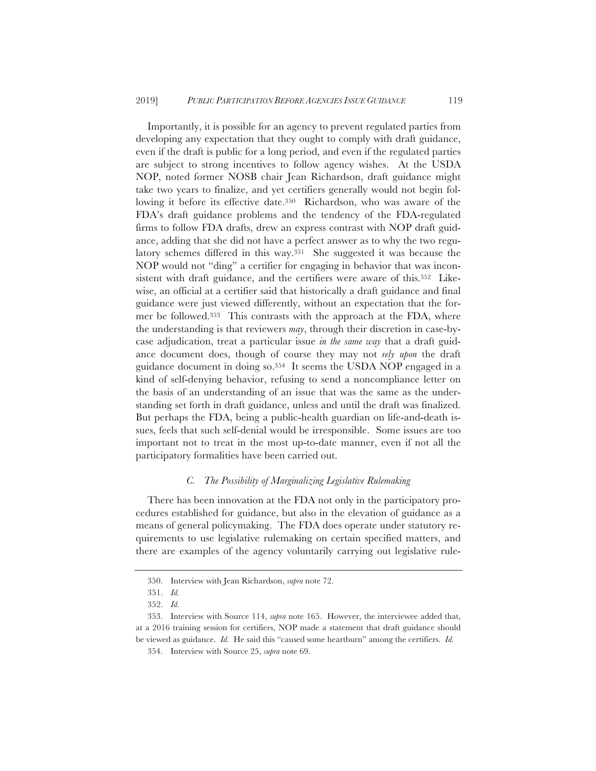Importantly, it is possible for an agency to prevent regulated parties from developing any expectation that they ought to comply with draft guidance, even if the draft is public for a long period, and even if the regulated parties are subject to strong incentives to follow agency wishes. At the USDA NOP, noted former NOSB chair Jean Richardson, draft guidance might take two years to finalize, and yet certifiers generally would not begin following it before its effective date.[350] Richardson, who was aware of the FDA's draft guidance problems and the tendency of the FDA-regulated firms to follow FDA drafts, drew an express contrast with NOP draft guidance, adding that she did not have a perfect answer as to why the two regulatory schemes differed in this way.[351] She suggested it was because the NOP would not "ding" a certifier for engaging in behavior that was inconsistent with draft guidance, and the certifiers were aware of this.[352] Likewise, an official at a certifier said that historically a draft guidance and final guidance were just viewed differently, without an expectation that the former be followed.[353] This contrasts with the approach at the FDA, where the understanding is that reviewers *may*, through their discretion in case-by-case adjudication, treat a particular issue *in the same way* that a draft guidance document does, though of course they may not *rely upon* the draft guidance document in doing so.[354] It seems the USDA NOP engaged in a kind of self-denying behavior, refusing to send a noncompliance letter on the basis of an understanding of an issue that was the same as the understanding set forth in draft guidance, unless and until the draft was finalized. But perhaps the FDA, being a public-health guardian on life-and-death issues, feels that such self-denial would be irresponsible. Some issues are too important not to treat in the most up-to-date manner, even if not all the participatory formalities have been carried out.

### *C. The Possibility of Marginalizing Legislative Rulemaking*

There has been innovation at the FDA not only in the participatory procedures established for guidance, but also in the elevation of guidance as a means of general policymaking. The FDA does operate under statutory requirements to use legislative rulemaking on certain specified matters, and there are examples of the agency voluntarily carrying out legislative rule-

---

350. Interview with Jean Richardson, *supra* note 72.

351. *Id.*

352. *Id.*

353. Interview with Source 114, *supra* note 165. However, the interviewee added that, at a 2016 training session for certifiers, NOP made a statement that draft guidance should be viewed as guidance. *Id.* He said this "caused some heartburn" among the certifiers. *Id.*

354. Interview with Source 25, *supra* note 69.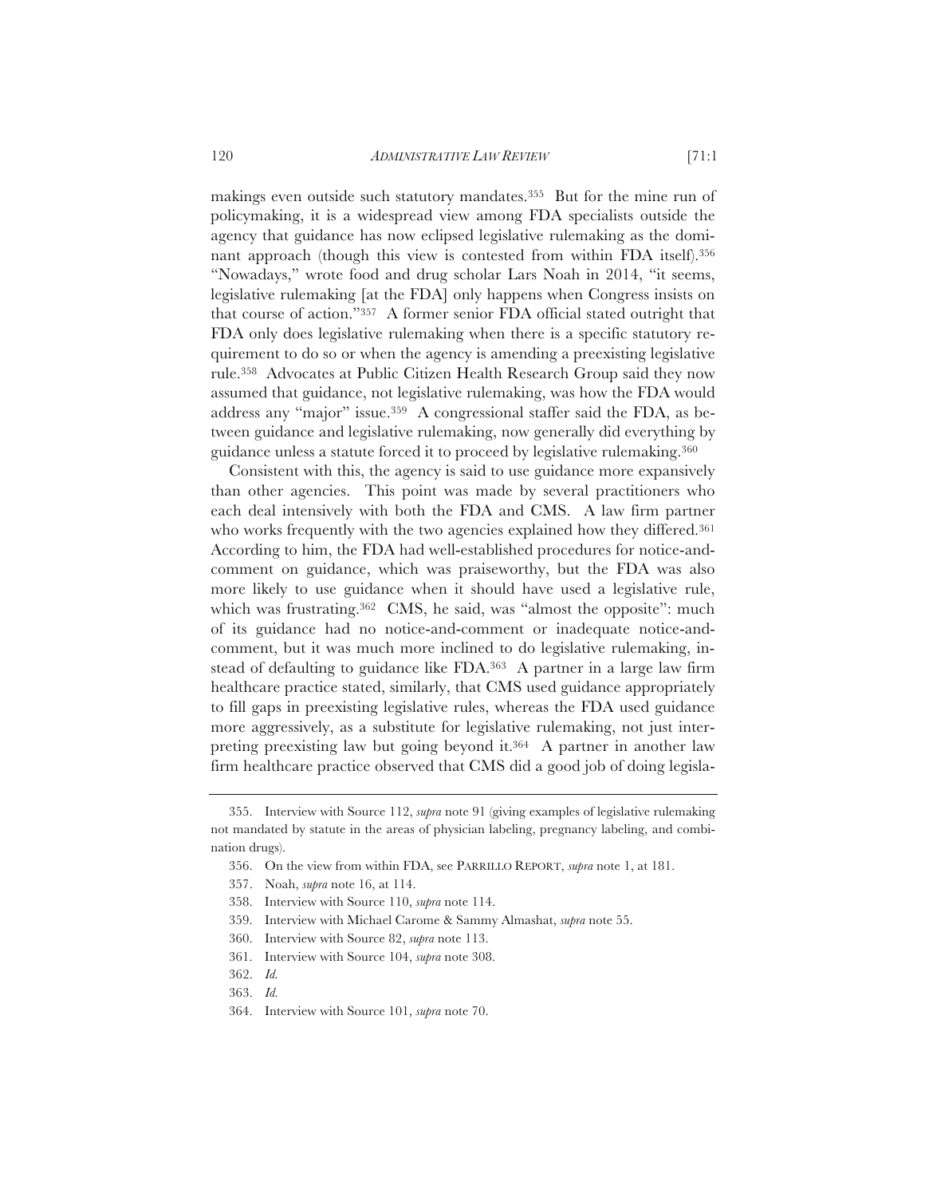makings even outside such statutory mandates.[355] But for the mine run of policymaking, it is a widespread view among FDA specialists outside the agency that guidance has now eclipsed legislative rulemaking as the dominant approach (though this view is contested from within FDA itself).[356] "Nowadays," wrote food and drug scholar Lars Noah in 2014, "it seems, legislative rulemaking [at the FDA] only happens when Congress insists on that course of action."[357] A former senior FDA official stated outright that FDA only does legislative rulemaking when there is a specific statutory requirement to do so or when the agency is amending a preexisting legislative rule.[358] Advocates at Public Citizen Health Research Group said they now assumed that guidance, not legislative rulemaking, was how the FDA would address any "major" issue.[359] A congressional staffer said the FDA, as between guidance and legislative rulemaking, now generally did everything by guidance unless a statute forced it to proceed by legislative rulemaking.[360]

Consistent with this, the agency is said to use guidance more expansively than other agencies. This point was made by several practitioners who each deal intensively with both the FDA and CMS. A law firm partner who works frequently with the two agencies explained how they differed.[361] According to him, the FDA had well-established procedures for notice-and-comment on guidance, which was praiseworthy, but the FDA was also more likely to use guidance when it should have used a legislative rule, which was frustrating.[362] CMS, he said, was "almost the opposite": much of its guidance had no notice-and-comment or inadequate notice-and-comment, but it was much more inclined to do legislative rulemaking, instead of defaulting to guidance like FDA.[363] A partner in a large law firm healthcare practice stated, similarly, that CMS used guidance appropriately to fill gaps in preexisting legislative rules, whereas the FDA used guidance more aggressively, as a substitute for legislative rulemaking, not just interpreting preexisting law but going beyond it.[364] A partner in another law firm healthcare practice observed that CMS did a good job of doing legisla-

---

355. Interview with Source 112, *supra* note 91 (giving examples of legislative rulemaking not mandated by statute in the areas of physician labeling, pregnancy labeling, and combination drugs).

356. On the view from within FDA, see PARRILLO REPORT, *supra* note 1, at 181.

357. Noah, *supra* note 16, at 114.

358. Interview with Source 110, *supra* note 114.

359. Interview with Michael Carome & Sammy Almashat, *supra* note 55.

360. Interview with Source 82, *supra* note 113.

361. Interview with Source 104, *supra* note 308.

362. *Id.*

363. *Id.*

364. Interview with Source 101, *supra* note 70.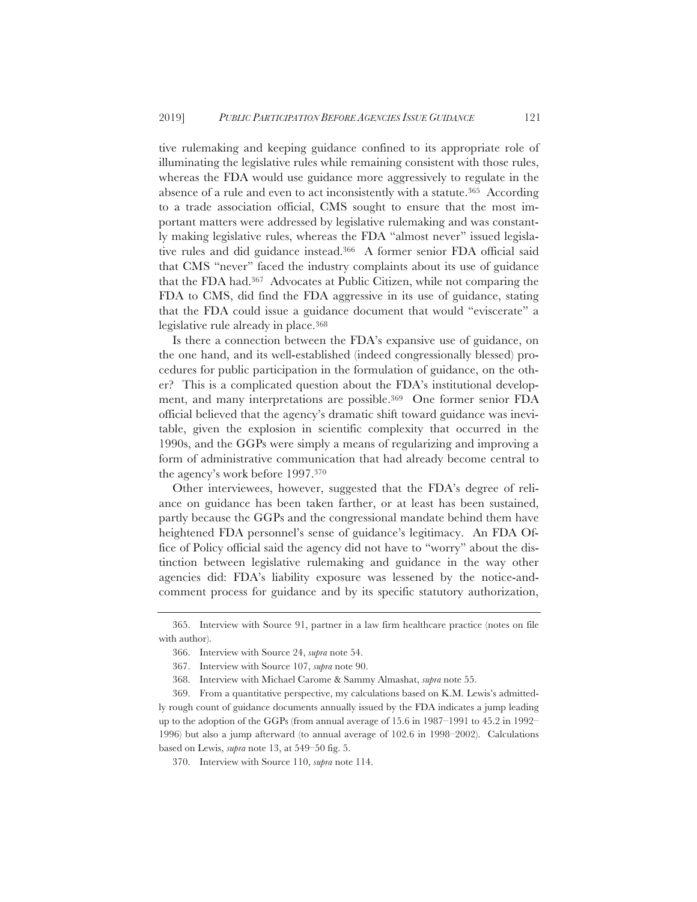tive rulemaking and keeping guidance confined to its appropriate role of illuminating the legislative rules while remaining consistent with those rules, whereas the FDA would use guidance more aggressively to regulate in the absence of a rule and even to act inconsistently with a statute.[365] According to a trade association official, CMS sought to ensure that the most important matters were addressed by legislative rulemaking and was constantly making legislative rules, whereas the FDA "almost never" issued legislative rules and did guidance instead.[366] A former senior FDA official said that CMS "never" faced the industry complaints about its use of guidance that the FDA had.[367] Advocates at Public Citizen, while not comparing the FDA to CMS, did find the FDA aggressive in its use of guidance, stating that the FDA could issue a guidance document that would "eviscerate" a legislative rule already in place.[368]

Is there a connection between the FDA's expansive use of guidance, on the one hand, and its well-established (indeed congressionally blessed) procedures for public participation in the formulation of guidance, on the other? This is a complicated question about the FDA's institutional development, and many interpretations are possible.[369] One former senior FDA official believed that the agency's dramatic shift toward guidance was inevitable, given the explosion in scientific complexity that occurred in the 1990s, and the GGPs were simply a means of regularizing and improving a form of administrative communication that had already become central to the agency's work before 1997.[370]

Other interviewees, however, suggested that the FDA's degree of reliance on guidance has been taken farther, or at least has been sustained, partly because the GGPs and the congressional mandate behind them have heightened FDA personnel's sense of guidance's legitimacy. An FDA Office of Policy official said the agency did not have to "worry" about the distinction between legislative rulemaking and guidance in the way other agencies did: FDA's liability exposure was lessened by the notice-and-comment process for guidance and by its specific statutory authorization,

---

365. Interview with Source 91, partner in a law firm healthcare practice (notes on file with author).

366. Interview with Source 24, *supra* note 54.

367. Interview with Source 107, *supra* note 90.

368. Interview with Michael Carome & Sammy Almashat, *supra* note 55.

369. From a quantitative perspective, my calculations based on K.M. Lewis's admittedly rough count of guidance documents annually issued by the FDA indicates a jump leading up to the adoption of the GGPs (from annual average of 15.6 in 1987–1991 to 45.2 in 1992–1996) but also a jump afterward (to annual average of 102.6 in 1998–2002). Calculations based on Lewis, *supra* note 13, at 549–50 fig. 5.

370. Interview with Source 110, *supra* note 114.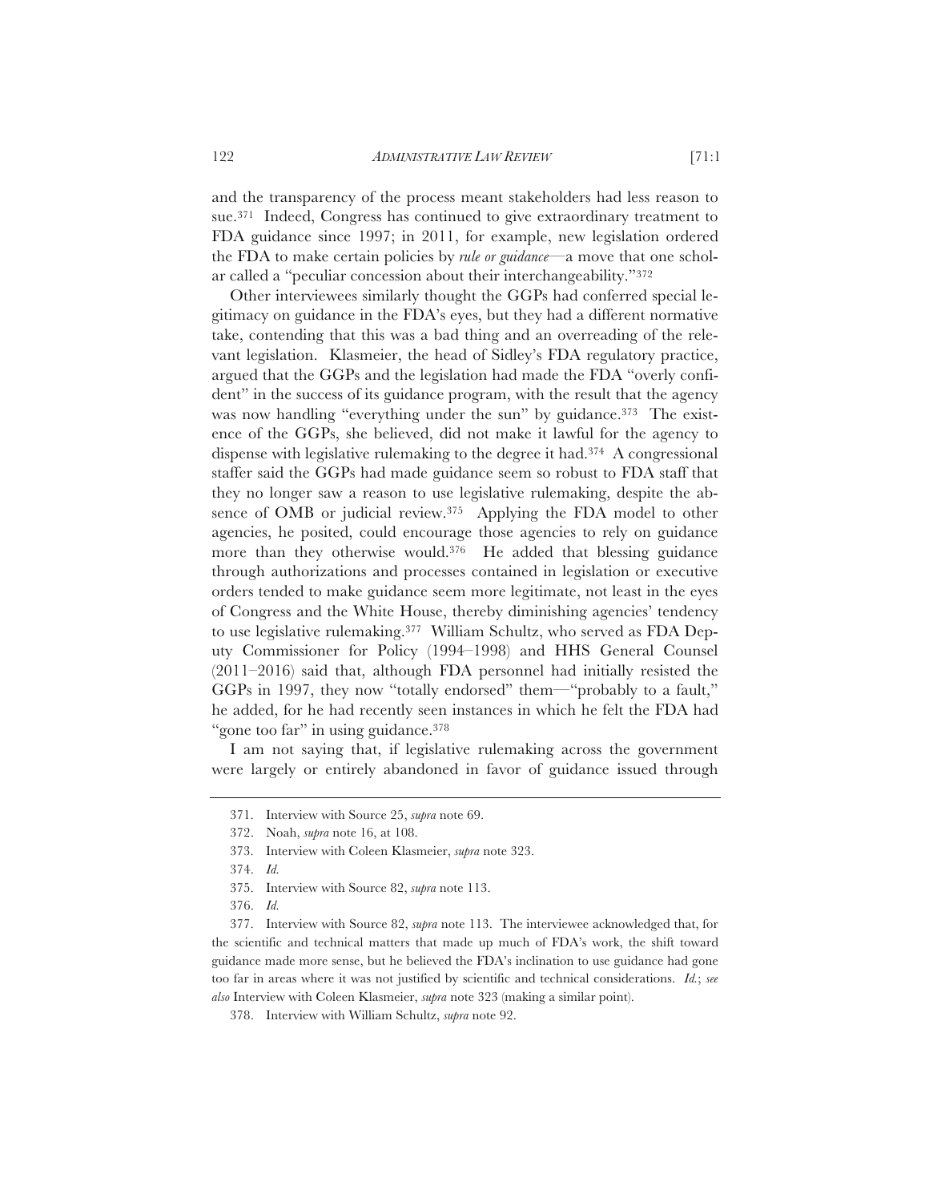and the transparency of the process meant stakeholders had less reason to sue.[371] Indeed, Congress has continued to give extraordinary treatment to FDA guidance since 1997; in 2011, for example, new legislation ordered the FDA to make certain policies by *rule or guidance*—a move that one scholar called a "peculiar concession about their interchangeability."[372]

Other interviewees similarly thought the GGPs had conferred special legitimacy on guidance in the FDA's eyes, but they had a different normative take, contending that this was a bad thing and an overreading of the relevant legislation. Klasmeier, the head of Sidley's FDA regulatory practice, argued that the GGPs and the legislation had made the FDA "overly confident" in the success of its guidance program, with the result that the agency was now handling "everything under the sun" by guidance.[373] The existence of the GGPs, she believed, did not make it lawful for the agency to dispense with legislative rulemaking to the degree it had.[374] A congressional staffer said the GGPs had made guidance seem so robust to FDA staff that they no longer saw a reason to use legislative rulemaking, despite the absence of OMB or judicial review.[375] Applying the FDA model to other agencies, he posited, could encourage those agencies to rely on guidance more than they otherwise would.[376] He added that blessing guidance through authorizations and processes contained in legislation or executive orders tended to make guidance seem more legitimate, not least in the eyes of Congress and the White House, thereby diminishing agencies' tendency to use legislative rulemaking.[377] William Schultz, who served as FDA Deputy Commissioner for Policy (1994–1998) and HHS General Counsel (2011–2016) said that, although FDA personnel had initially resisted the GGPs in 1997, they now "totally endorsed" them—"probably to a fault," he added, for he had recently seen instances in which he felt the FDA had "gone too far" in using guidance.[378]

I am not saying that, if legislative rulemaking across the government were largely or entirely abandoned in favor of guidance issued through

371. Interview with Source 25, *supra* note 69.

372. Noah, *supra* note 16, at 108.

373. Interview with Coleen Klasmeier, *supra* note 323.

374. *Id.*

375. Interview with Source 82, *supra* note 113.

376. *Id.*

377. Interview with Source 82, *supra* note 113. The interviewee acknowledged that, for the scientific and technical matters that made up much of FDA's work, the shift toward guidance made more sense, but he believed the FDA's inclination to use guidance had gone too far in areas where it was not justified by scientific and technical considerations. *Id.*; *see also* Interview with Coleen Klasmeier, *supra* note 323 (making a similar point).

378. Interview with William Schultz, *supra* note 92.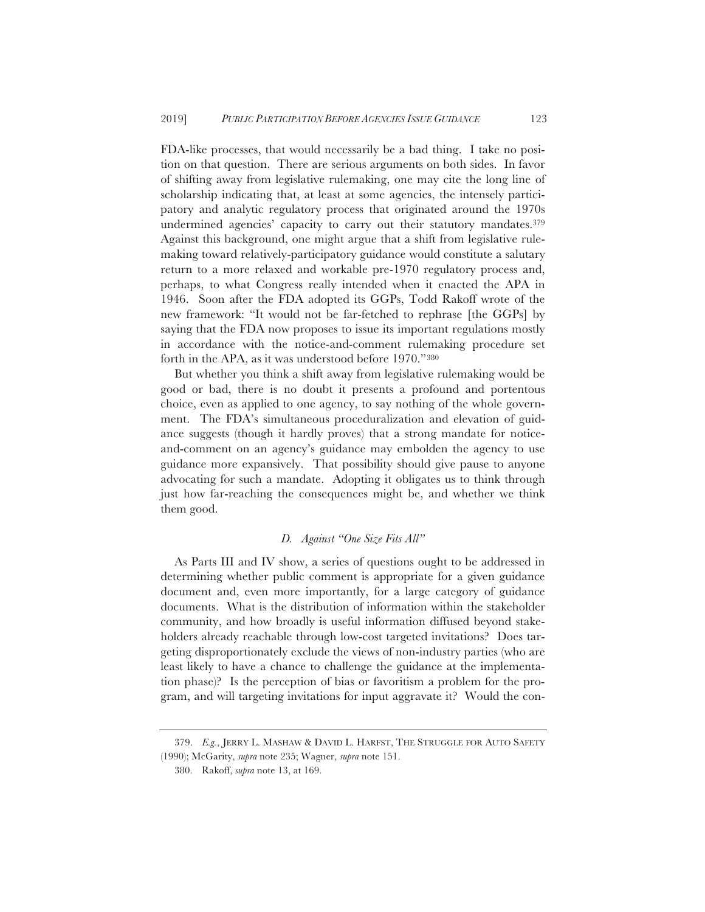FDA-like processes, that would necessarily be a bad thing. I take no position on that question. There are serious arguments on both sides. In favor of shifting away from legislative rulemaking, one may cite the long line of scholarship indicating that, at least at some agencies, the intensely participatory and analytic regulatory process that originated around the 1970s undermined agencies' capacity to carry out their statutory mandates.[379] Against this background, one might argue that a shift from legislative rulemaking toward relatively-participatory guidance would constitute a salutary return to a more relaxed and workable pre-1970 regulatory process and, perhaps, to what Congress really intended when it enacted the APA in 1946. Soon after the FDA adopted its GGPs, Todd Rakoff wrote of the new framework: "It would not be far-fetched to rephrase [the GGPs] by saying that the FDA now proposes to issue its important regulations mostly in accordance with the notice-and-comment rulemaking procedure set forth in the APA, as it was understood before 1970."[380]

But whether you think a shift away from legislative rulemaking would be good or bad, there is no doubt it presents a profound and portentous choice, even as applied to one agency, to say nothing of the whole government. The FDA's simultaneous proceduralization and elevation of guidance suggests (though it hardly proves) that a strong mandate for notice-and-comment on an agency's guidance may embolden the agency to use guidance more expansively. That possibility should give pause to anyone advocating for such a mandate. Adopting it obligates us to think through just how far-reaching the consequences might be, and whether we think them good.

### *D. Against "One Size Fits All"*

As Parts III and IV show, a series of questions ought to be addressed in determining whether public comment is appropriate for a given guidance document and, even more importantly, for a large category of guidance documents. What is the distribution of information within the stakeholder community, and how broadly is useful information diffused beyond stakeholders already reachable through low-cost targeted invitations? Does targeting disproportionately exclude the views of non-industry parties (who are least likely to have a chance to challenge the guidance at the implementation phase)? Is the perception of bias or favoritism a problem for the program, and will targeting invitations for input aggravate it? Would the con-

---

379. *E.g.*, JERRY L. MASHAW & DAVID L. HARFST, THE STRUGGLE FOR AUTO SAFETY (1990); McGarity, *supra* note 235; Wagner, *supra* note 151.

380. Rakoff, *supra* note 13, at 169.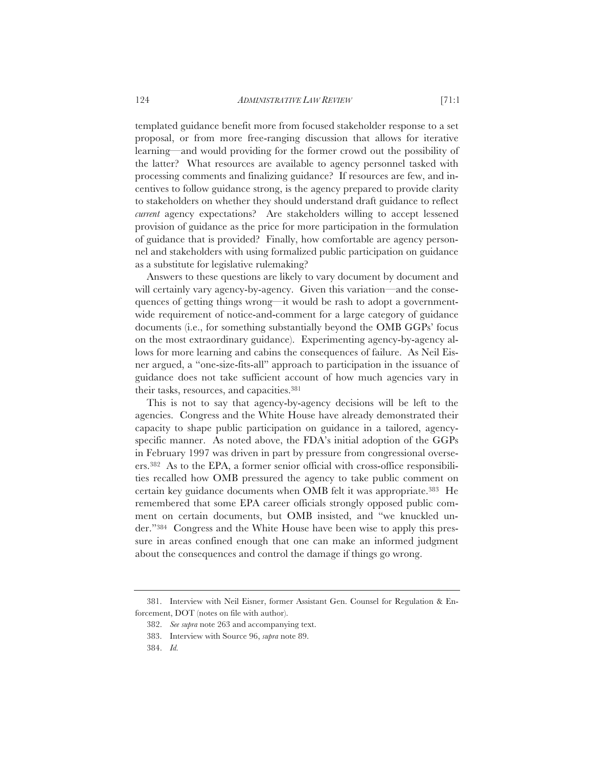templated guidance benefit more from focused stakeholder response to a set proposal, or from more free-ranging discussion that allows for iterative learning—and would providing for the former crowd out the possibility of the latter? What resources are available to agency personnel tasked with processing comments and finalizing guidance? If resources are few, and incentives to follow guidance strong, is the agency prepared to provide clarity to stakeholders on whether they should understand draft guidance to reflect *current* agency expectations? Are stakeholders willing to accept lessened provision of guidance as the price for more participation in the formulation of guidance that is provided? Finally, how comfortable are agency personnel and stakeholders with using formalized public participation on guidance as a substitute for legislative rulemaking?

Answers to these questions are likely to vary document by document and will certainly vary agency-by-agency. Given this variation—and the consequences of getting things wrong—it would be rash to adopt a government-wide requirement of notice-and-comment for a large category of guidance documents (i.e., for something substantially beyond the OMB GGPs' focus on the most extraordinary guidance). Experimenting agency-by-agency allows for more learning and cabins the consequences of failure. As Neil Eisner argued, a "one-size-fits-all" approach to participation in the issuance of guidance does not take sufficient account of how much agencies vary in their tasks, resources, and capacities.[381]

This is not to say that agency-by-agency decisions will be left to the agencies. Congress and the White House have already demonstrated their capacity to shape public participation on guidance in a tailored, agency-specific manner. As noted above, the FDA's initial adoption of the GGPs in February 1997 was driven in part by pressure from congressional overseers.[382] As to the EPA, a former senior official with cross-office responsibilities recalled how OMB pressured the agency to take public comment on certain key guidance documents when OMB felt it was appropriate.[383] He remembered that some EPA career officials strongly opposed public comment on certain documents, but OMB insisted, and "we knuckled under."[384] Congress and the White House have been wise to apply this pressure in areas confined enough that one can make an informed judgment about the consequences and control the damage if things go wrong.

---

381. Interview with Neil Eisner, former Assistant Gen. Counsel for Regulation & Enforcement, DOT (notes on file with author).

382. *See supra* note 263 and accompanying text.

383. Interview with Source 96, *supra* note 89.

384. *Id.*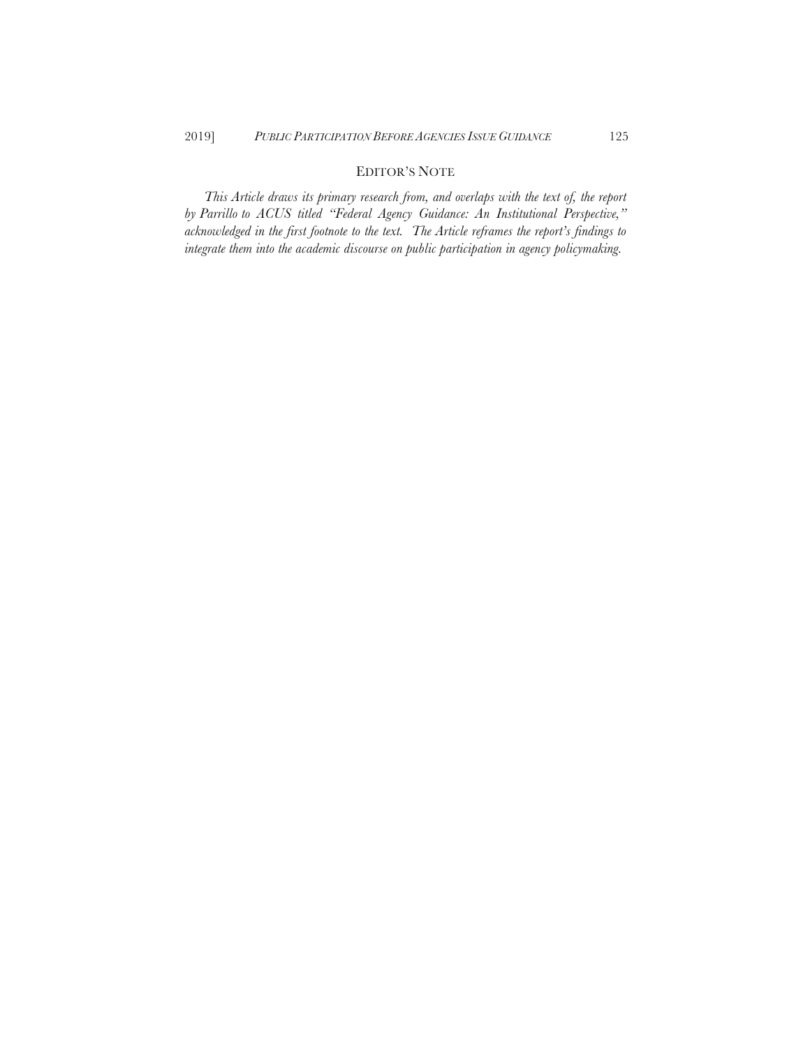## EDITOR'S NOTE

*This Article draws its primary research from, and overlaps with the text of, the report by Parrillo to ACUS titled "Federal Agency Guidance: An Institutional Perspective," acknowledged in the first footnote to the text. The Article reframes the report's findings to integrate them into the academic discourse on public participation in agency policymaking.*